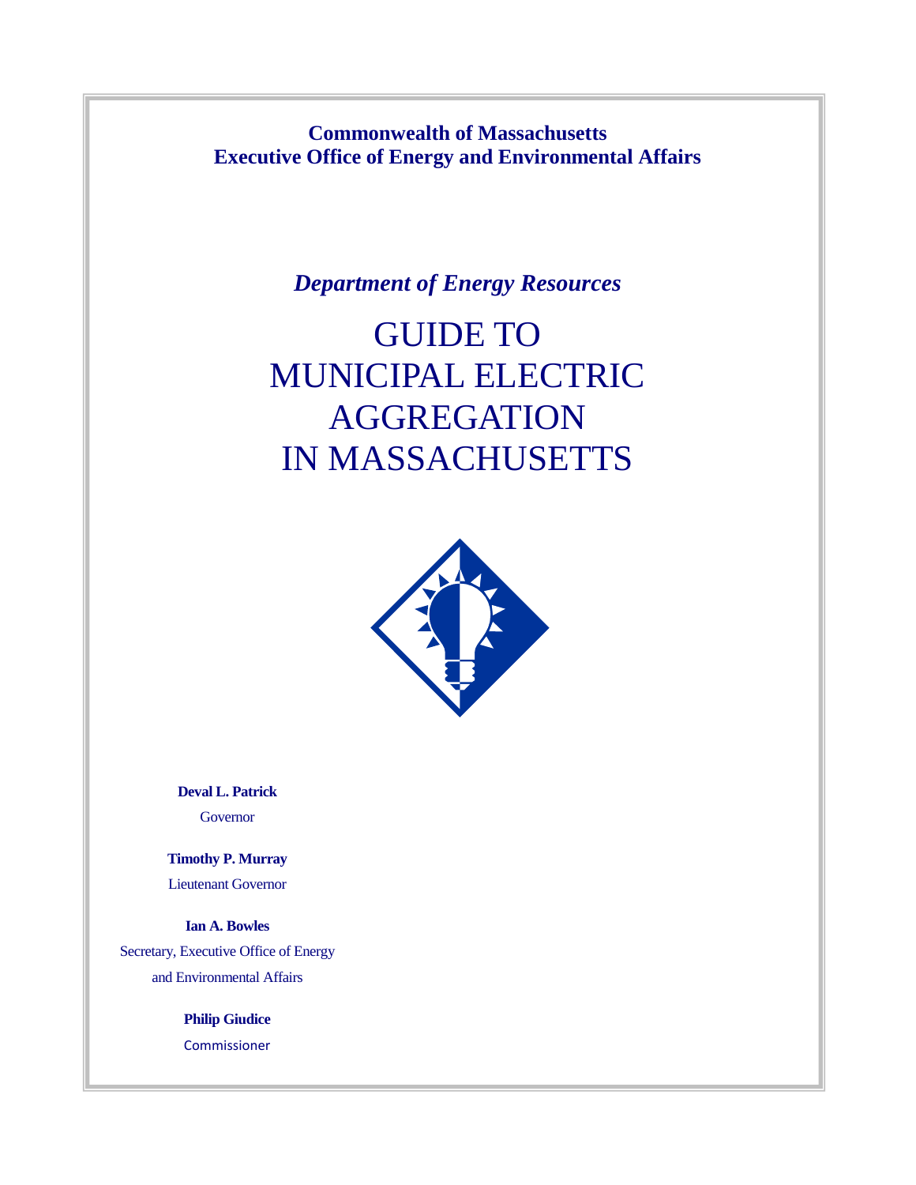**Commonwealth of Massachusetts**
**Executive Office of Energy and Environmental Affairs**

***Department of Energy Resources***

# GUIDE TO MUNICIPAL ELECTRIC AGGREGATION IN MASSACHUSETTS

**Deval L. Patrick**
Governor

**Timothy P. Murray**
Lieutenant Governor

**Ian A. Bowles**
Secretary, Executive Office of Energy and Environmental Affairs

**Philip Giudice**
Commissioner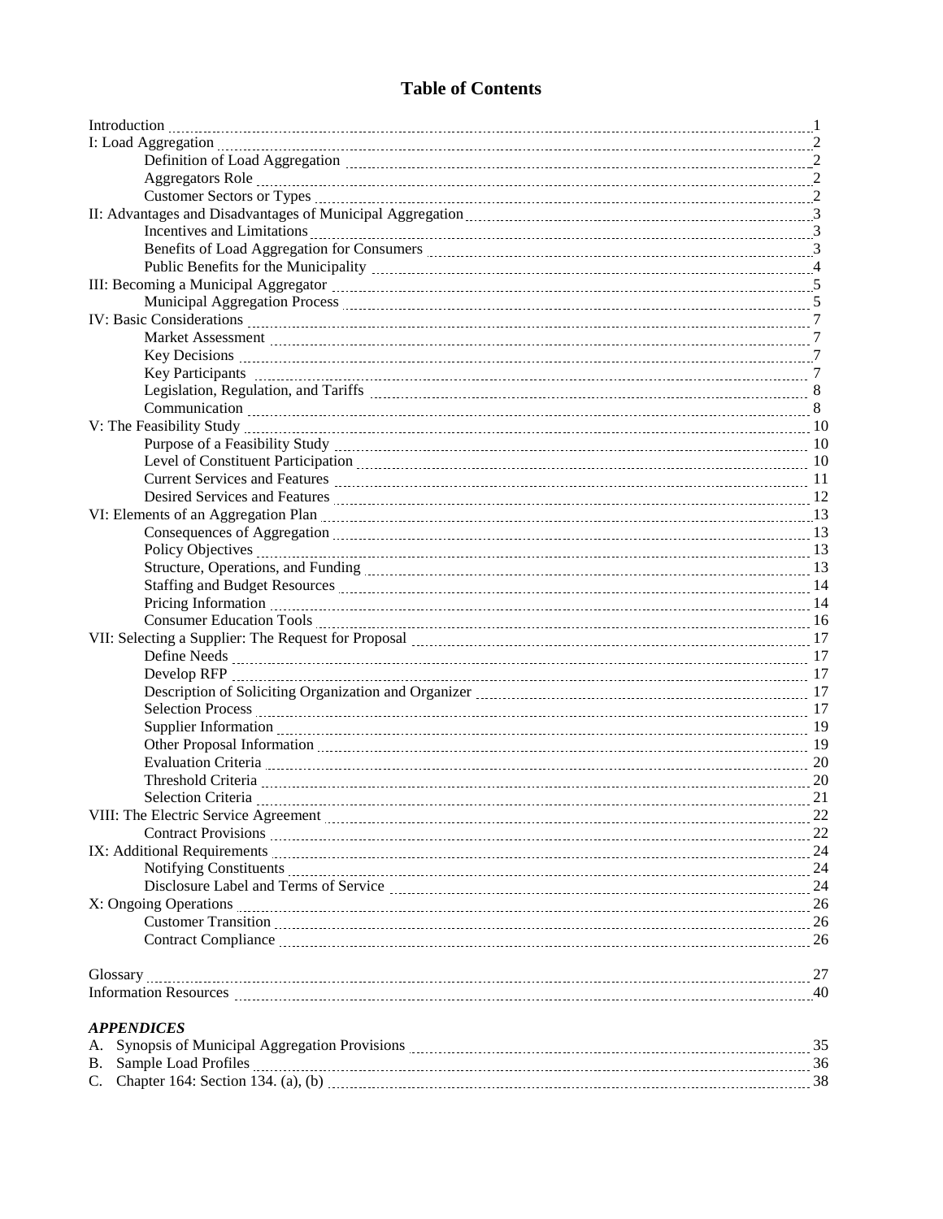# Table of Contents

- Introduction ........ 1
- I: Load Aggregation ........ 2
    - Definition of Load Aggregation ........ 2
    - Aggregators Role ........ 2
    - Customer Sectors or Types ........ 2
- II: Advantages and Disadvantages of Municipal Aggregation ........ 3
    - Incentives and Limitations ........ 3
    - Benefits of Load Aggregation for Consumers ........ 3
    - Public Benefits for the Municipality ........ 4
- III: Becoming a Municipal Aggregator ........ 5
    - Municipal Aggregation Process ........ 5
- IV: Basic Considerations ........ 7
    - Market Assessment ........ 7
    - Key Decisions ........ 7
    - Key Participants ........ 7
    - Legislation, Regulation, and Tariffs ........ 8
    - Communication ........ 8
- V: The Feasibility Study ........ 10
    - Purpose of a Feasibility Study ........ 10
    - Level of Constituent Participation ........ 10
    - Current Services and Features ........ 11
    - Desired Services and Features ........ 12
- VI: Elements of an Aggregation Plan ........ 13
    - Consequences of Aggregation ........ 13
    - Policy Objectives ........ 13
    - Structure, Operations, and Funding ........ 13
    - Staffing and Budget Resources ........ 14
    - Pricing Information ........ 14
    - Consumer Education Tools ........ 16
- VII: Selecting a Supplier: The Request for Proposal ........ 17
    - Define Needs ........ 17
    - Develop RFP ........ 17
    - Description of Soliciting Organization and Organizer ........ 17
    - Selection Process ........ 17
    - Supplier Information ........ 19
    - Other Proposal Information ........ 19
    - Evaluation Criteria ........ 20
    - Threshold Criteria ........ 20
    - Selection Criteria ........ 21
- VIII: The Electric Service Agreement ........ 22
    - Contract Provisions ........ 22
- IX: Additional Requirements ........ 24
    - Notifying Constituents ........ 24
    - Disclosure Label and Terms of Service ........ 24
- X: Ongoing Operations ........ 26
    - Customer Transition ........ 26
    - Contract Compliance ........ 26

- Glossary ........ 27
- Information Resources ........ 40

***APPENDICES***

- A. Synopsis of Municipal Aggregation Provisions ........ 35
- B. Sample Load Profiles ........ 36
- C. Chapter 164: Section 134. (a), (b) ........ 38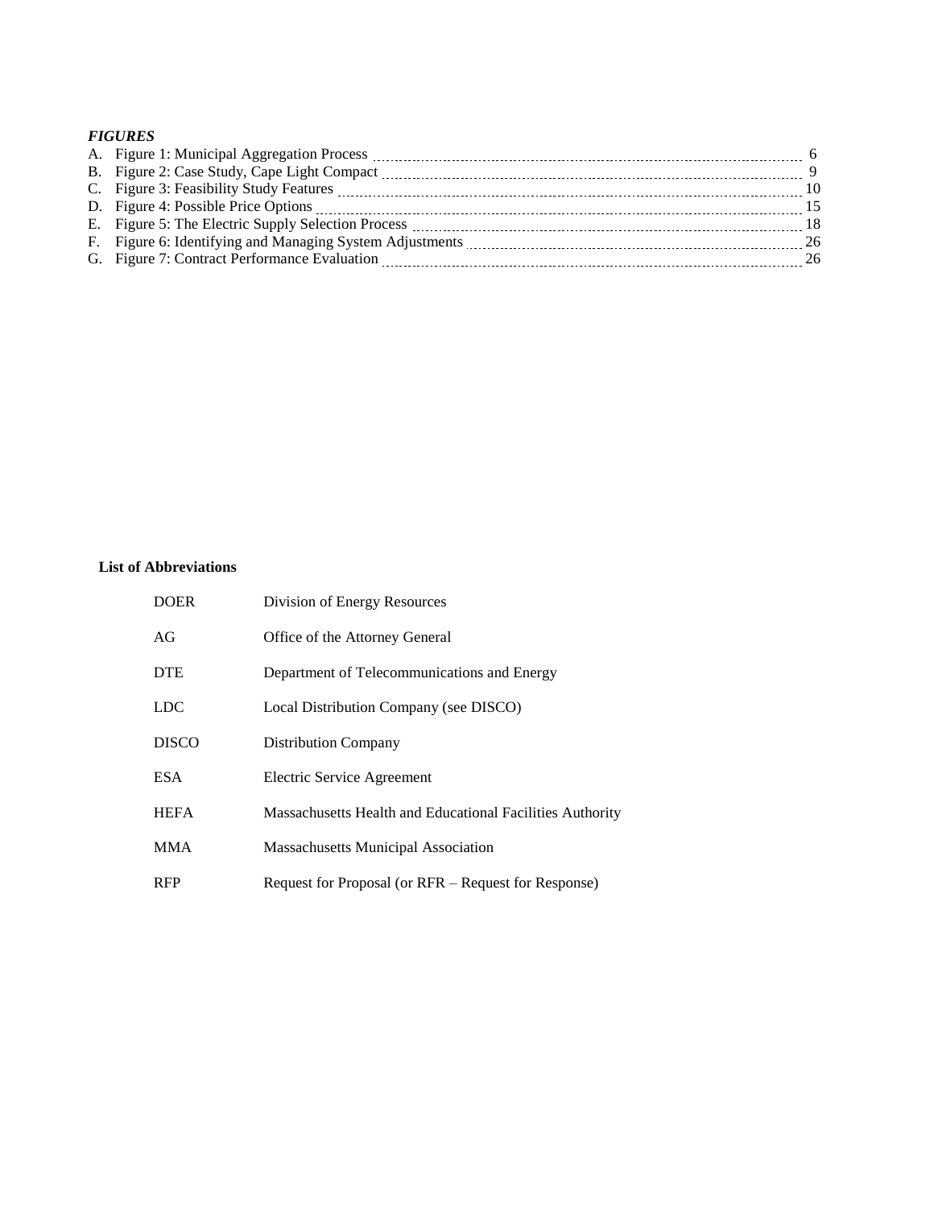***FIGURES***

A. Figure 1: Municipal Aggregation Process ..... 6
B. Figure 2: Case Study, Cape Light Compact ..... 9
C. Figure 3: Feasibility Study Features ..... 10
D. Figure 4: Possible Price Options ..... 15
E. Figure 5: The Electric Supply Selection Process ..... 18
F. Figure 6: Identifying and Managing System Adjustments ..... 26
G. Figure 7: Contract Performance Evaluation ..... 26

**List of Abbreviations**

| | |
|---|---|
| DOER | Division of Energy Resources |
| AG | Office of the Attorney General |
| DTE | Department of Telecommunications and Energy |
| LDC | Local Distribution Company (see DISCO) |
| DISCO | Distribution Company |
| ESA | Electric Service Agreement |
| HEFA | Massachusetts Health and Educational Facilities Authority |
| MMA | Massachusetts Municipal Association |
| RFP | Request for Proposal (or RFR – Request for Response) |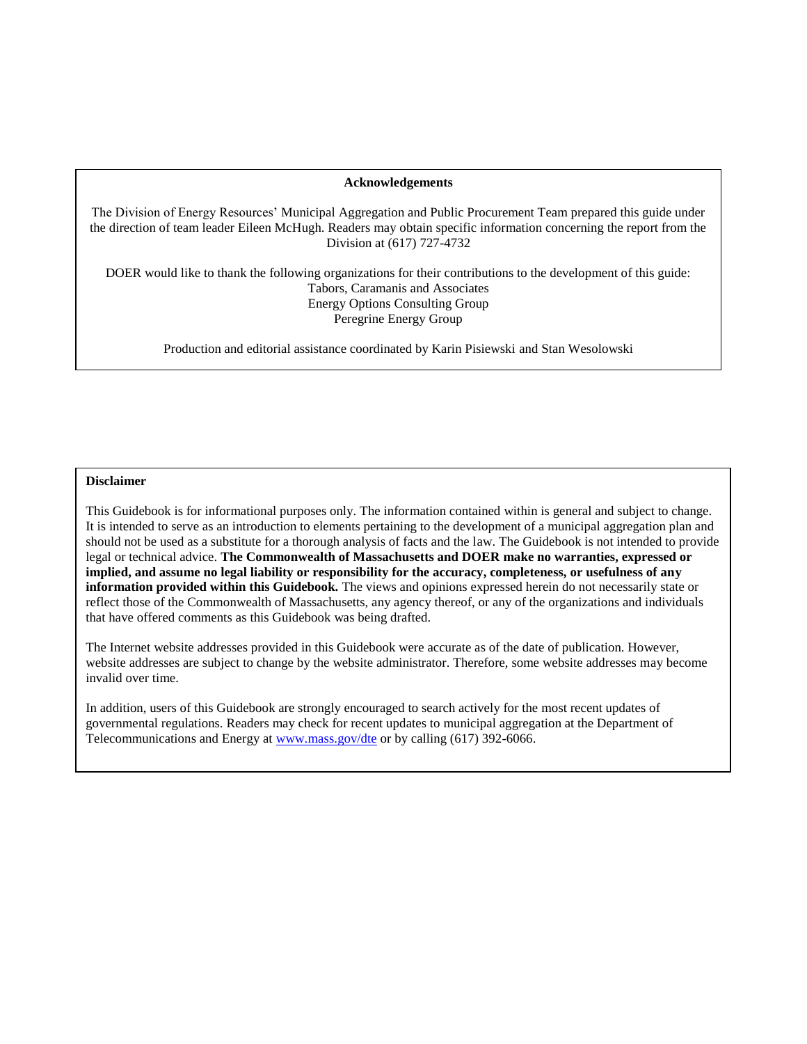**Acknowledgements**

The Division of Energy Resources' Municipal Aggregation and Public Procurement Team prepared this guide under the direction of team leader Eileen McHugh. Readers may obtain specific information concerning the report from the Division at (617) 727-4732

DOER would like to thank the following organizations for their contributions to the development of this guide:
Tabors, Caramanis and Associates
Energy Options Consulting Group
Peregrine Energy Group

Production and editorial assistance coordinated by Karin Pisiewski and Stan Wesolowski

**Disclaimer**

This Guidebook is for informational purposes only. The information contained within is general and subject to change. It is intended to serve as an introduction to elements pertaining to the development of a municipal aggregation plan and should not be used as a substitute for a thorough analysis of facts and the law. The Guidebook is not intended to provide legal or technical advice. **The Commonwealth of Massachusetts and DOER make no warranties, expressed or implied, and assume no legal liability or responsibility for the accuracy, completeness, or usefulness of any information provided within this Guidebook.** The views and opinions expressed herein do not necessarily state or reflect those of the Commonwealth of Massachusetts, any agency thereof, or any of the organizations and individuals that have offered comments as this Guidebook was being drafted.

The Internet website addresses provided in this Guidebook were accurate as of the date of publication. However, website addresses are subject to change by the website administrator. Therefore, some website addresses may become invalid over time.

In addition, users of this Guidebook are strongly encouraged to search actively for the most recent updates of governmental regulations. Readers may check for recent updates to municipal aggregation at the Department of Telecommunications and Energy at www.mass.gov/dte or by calling (617) 392-6066.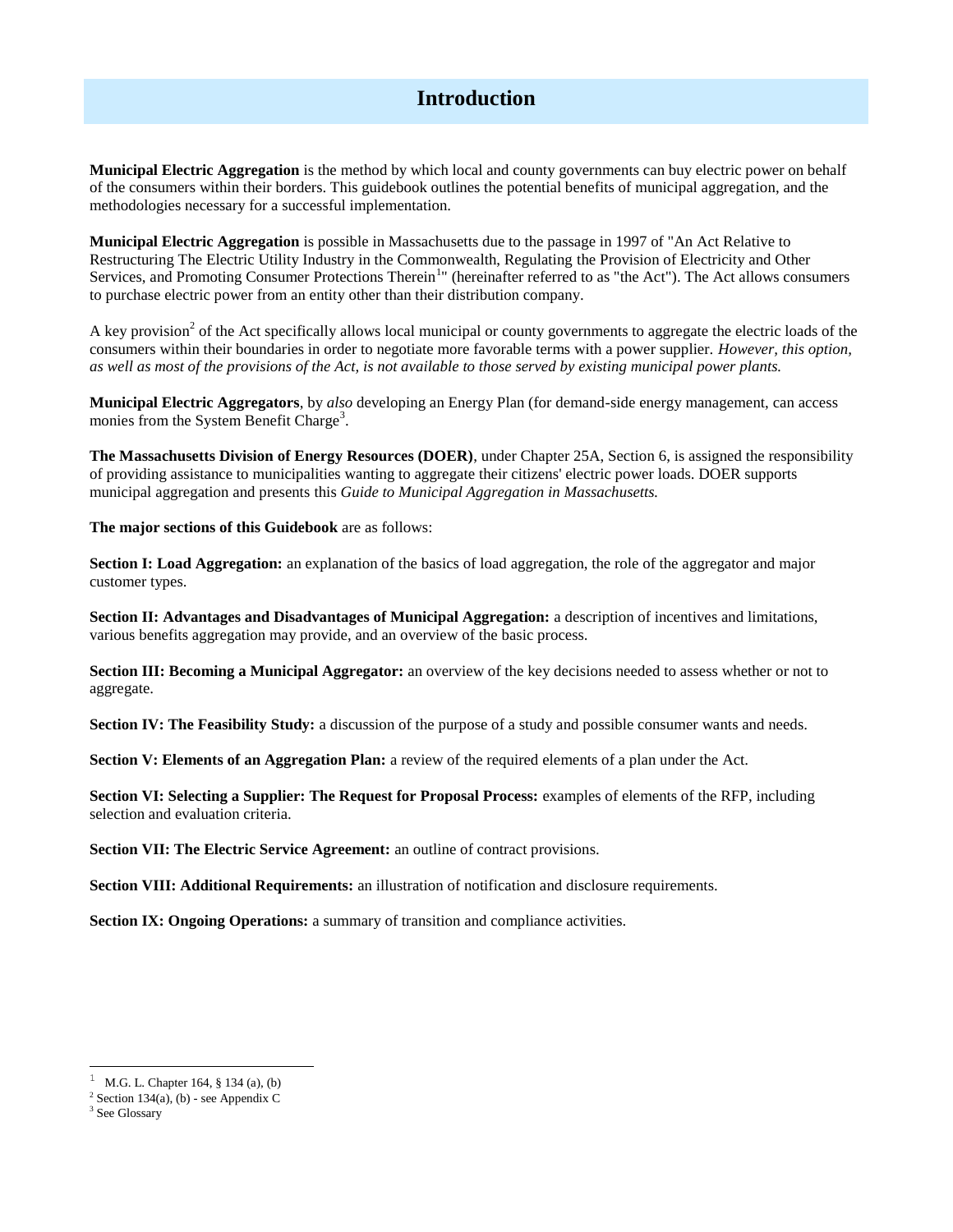# Introduction

**Municipal Electric Aggregation** is the method by which local and county governments can buy electric power on behalf of the consumers within their borders. This guidebook outlines the potential benefits of municipal aggregation, and the methodologies necessary for a successful implementation.

**Municipal Electric Aggregation** is possible in Massachusetts due to the passage in 1997 of "An Act Relative to Restructuring The Electric Utility Industry in the Commonwealth, Regulating the Provision of Electricity and Other Services, and Promoting Consumer Protections Therein[1]" (hereinafter referred to as "the Act"). The Act allows consumers to purchase electric power from an entity other than their distribution company.

A key provision[2] of the Act specifically allows local municipal or county governments to aggregate the electric loads of the consumers within their boundaries in order to negotiate more favorable terms with a power supplier. *However, this option, as well as most of the provisions of the Act, is not available to those served by existing municipal power plants.*

**Municipal Electric Aggregators**, by *also* developing an Energy Plan (for demand-side energy management, can access monies from the System Benefit Charge[3].

**The Massachusetts Division of Energy Resources (DOER)**, under Chapter 25A, Section 6, is assigned the responsibility of providing assistance to municipalities wanting to aggregate their citizens' electric power loads. DOER supports municipal aggregation and presents this *Guide to Municipal Aggregation in Massachusetts.*

**The major sections of this Guidebook** are as follows:

**Section I: Load Aggregation:** an explanation of the basics of load aggregation, the role of the aggregator and major customer types.

**Section II: Advantages and Disadvantages of Municipal Aggregation:** a description of incentives and limitations, various benefits aggregation may provide, and an overview of the basic process.

**Section III: Becoming a Municipal Aggregator:** an overview of the key decisions needed to assess whether or not to aggregate.

**Section IV: The Feasibility Study:** a discussion of the purpose of a study and possible consumer wants and needs.

**Section V: Elements of an Aggregation Plan:** a review of the required elements of a plan under the Act.

**Section VI: Selecting a Supplier: The Request for Proposal Process:** examples of elements of the RFP, including selection and evaluation criteria.

**Section VII: The Electric Service Agreement:** an outline of contract provisions.

**Section VIII: Additional Requirements:** an illustration of notification and disclosure requirements.

**Section IX: Ongoing Operations:** a summary of transition and compliance activities.

---

[1] M.G. L. Chapter 164, § 134 (a), (b)

[2] Section 134(a), (b) - see Appendix C

[3] See Glossary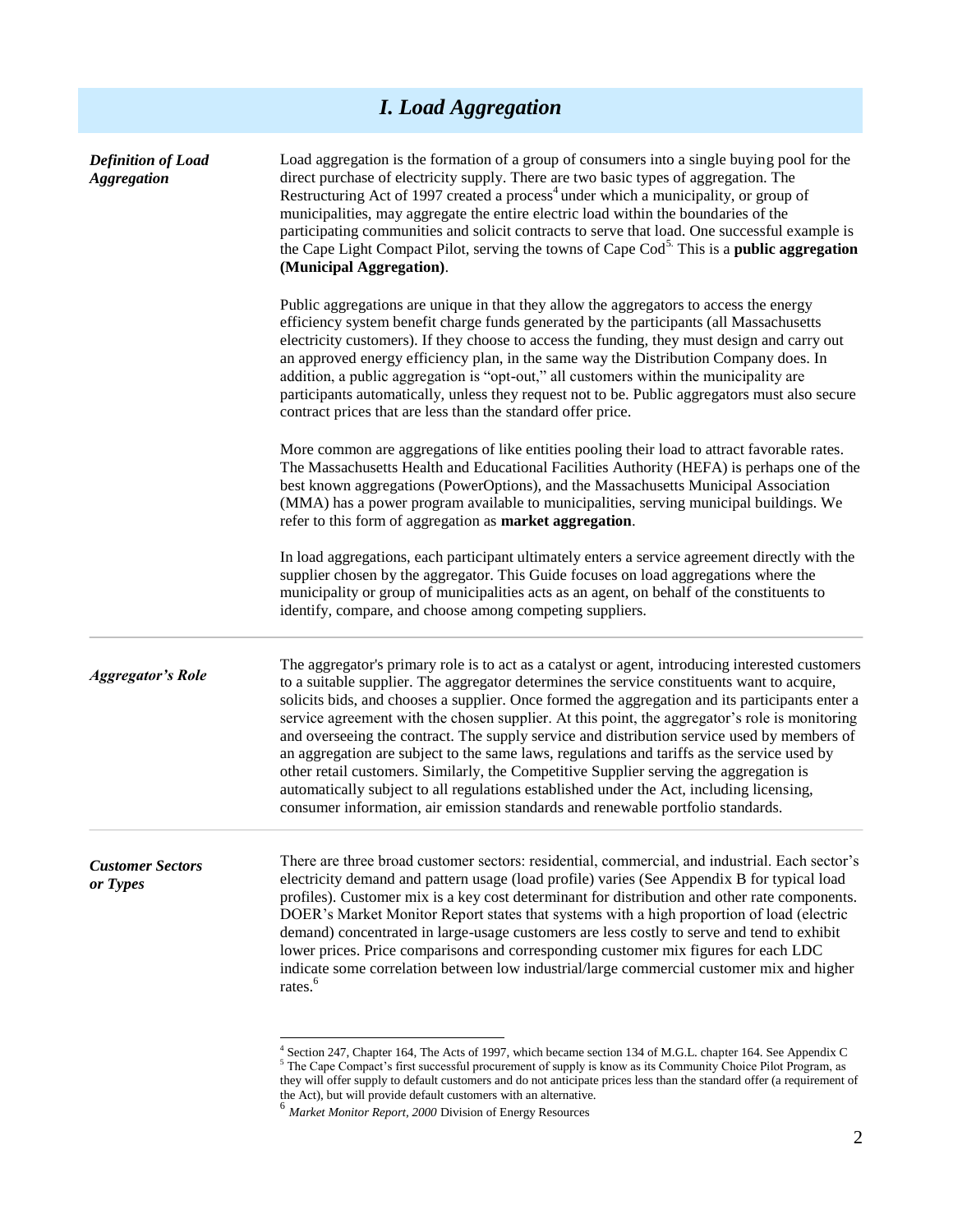# *I. Load Aggregation*

***Definition of Load Aggregation***

Load aggregation is the formation of a group of consumers into a single buying pool for the direct purchase of electricity supply. There are two basic types of aggregation. The Restructuring Act of 1997 created a process[4] under which a municipality, or group of municipalities, may aggregate the entire electric load within the boundaries of the participating communities and solicit contracts to serve that load. One successful example is the Cape Light Compact Pilot, serving the towns of Cape Cod[5]. This is a **public aggregation (Municipal Aggregation)**.

Public aggregations are unique in that they allow the aggregators to access the energy efficiency system benefit charge funds generated by the participants (all Massachusetts electricity customers). If they choose to access the funding, they must design and carry out an approved energy efficiency plan, in the same way the Distribution Company does. In addition, a public aggregation is "opt-out," all customers within the municipality are participants automatically, unless they request not to be. Public aggregators must also secure contract prices that are less than the standard offer price.

More common are aggregations of like entities pooling their load to attract favorable rates. The Massachusetts Health and Educational Facilities Authority (HEFA) is perhaps one of the best known aggregations (PowerOptions), and the Massachusetts Municipal Association (MMA) has a power program available to municipalities, serving municipal buildings. We refer to this form of aggregation as **market aggregation**.

In load aggregations, each participant ultimately enters a service agreement directly with the supplier chosen by the aggregator. This Guide focuses on load aggregations where the municipality or group of municipalities acts as an agent, on behalf of the constituents to identify, compare, and choose among competing suppliers.

---

***Aggregator's Role***

The aggregator's primary role is to act as a catalyst or agent, introducing interested customers to a suitable supplier. The aggregator determines the service constituents want to acquire, solicits bids, and chooses a supplier. Once formed the aggregation and its participants enter a service agreement with the chosen supplier. At this point, the aggregator's role is monitoring and overseeing the contract. The supply service and distribution service used by members of an aggregation are subject to the same laws, regulations and tariffs as the service used by other retail customers. Similarly, the Competitive Supplier serving the aggregation is automatically subject to all regulations established under the Act, including licensing, consumer information, air emission standards and renewable portfolio standards.

---

***Customer Sectors or Types***

There are three broad customer sectors: residential, commercial, and industrial. Each sector's electricity demand and pattern usage (load profile) varies (See Appendix B for typical load profiles). Customer mix is a key cost determinant for distribution and other rate components. DOER's Market Monitor Report states that systems with a high proportion of load (electric demand) concentrated in large-usage customers are less costly to serve and tend to exhibit lower prices. Price comparisons and corresponding customer mix figures for each LDC indicate some correlation between low industrial/large commercial customer mix and higher rates.[6]

---

[4] Section 247, Chapter 164, The Acts of 1997, which became section 134 of M.G.L. chapter 164. See Appendix C

[5] The Cape Compact's first successful procurement of supply is know as its Community Choice Pilot Program, as they will offer supply to default customers and do not anticipate prices less than the standard offer (a requirement of the Act), but will provide default customers with an alternative.

[6] *Market Monitor Report, 2000* Division of Energy Resources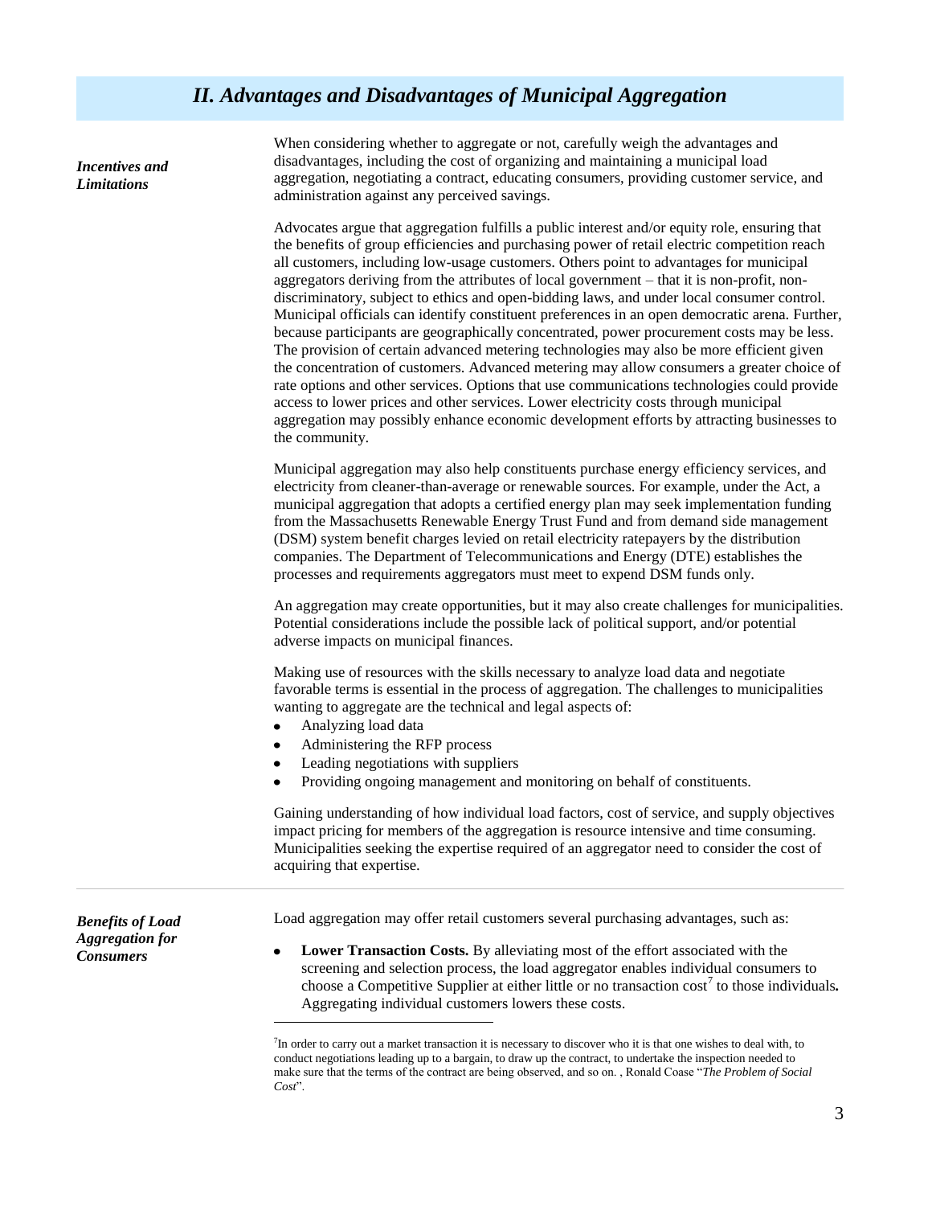## II. Advantages and Disadvantages of Municipal Aggregation

***Incentives and Limitations***

When considering whether to aggregate or not, carefully weigh the advantages and disadvantages, including the cost of organizing and maintaining a municipal load aggregation, negotiating a contract, educating consumers, providing customer service, and administration against any perceived savings.

Advocates argue that aggregation fulfills a public interest and/or equity role, ensuring that the benefits of group efficiencies and purchasing power of retail electric competition reach all customers, including low-usage customers. Others point to advantages for municipal aggregators deriving from the attributes of local government – that it is non-profit, non-discriminatory, subject to ethics and open-bidding laws, and under local consumer control. Municipal officials can identify constituent preferences in an open democratic arena. Further, because participants are geographically concentrated, power procurement costs may be less. The provision of certain advanced metering technologies may also be more efficient given the concentration of customers. Advanced metering may allow consumers a greater choice of rate options and other services. Options that use communications technologies could provide access to lower prices and other services. Lower electricity costs through municipal aggregation may possibly enhance economic development efforts by attracting businesses to the community.

Municipal aggregation may also help constituents purchase energy efficiency services, and electricity from cleaner-than-average or renewable sources. For example, under the Act, a municipal aggregation that adopts a certified energy plan may seek implementation funding from the Massachusetts Renewable Energy Trust Fund and from demand side management (DSM) system benefit charges levied on retail electricity ratepayers by the distribution companies. The Department of Telecommunications and Energy (DTE) establishes the processes and requirements aggregators must meet to expend DSM funds only.

An aggregation may create opportunities, but it may also create challenges for municipalities. Potential considerations include the possible lack of political support, and/or potential adverse impacts on municipal finances.

Making use of resources with the skills necessary to analyze load data and negotiate favorable terms is essential in the process of aggregation. The challenges to municipalities wanting to aggregate are the technical and legal aspects of:

- Analyzing load data
- Administering the RFP process
- Leading negotiations with suppliers
- Providing ongoing management and monitoring on behalf of constituents.

Gaining understanding of how individual load factors, cost of service, and supply objectives impact pricing for members of the aggregation is resource intensive and time consuming. Municipalities seeking the expertise required of an aggregator need to consider the cost of acquiring that expertise.

***Benefits of Load Aggregation for Consumers***

Load aggregation may offer retail customers several purchasing advantages, such as:

- **Lower Transaction Costs.** By alleviating most of the effort associated with the screening and selection process, the load aggregator enables individual consumers to choose a Competitive Supplier at either little or no transaction cost[7] to those individuals**.** Aggregating individual customers lowers these costs.

---

[7]In order to carry out a market transaction it is necessary to discover who it is that one wishes to deal with, to conduct negotiations leading up to a bargain, to draw up the contract, to undertake the inspection needed to make sure that the terms of the contract are being observed, and so on. , Ronald Coase "*The Problem of Social Cost*".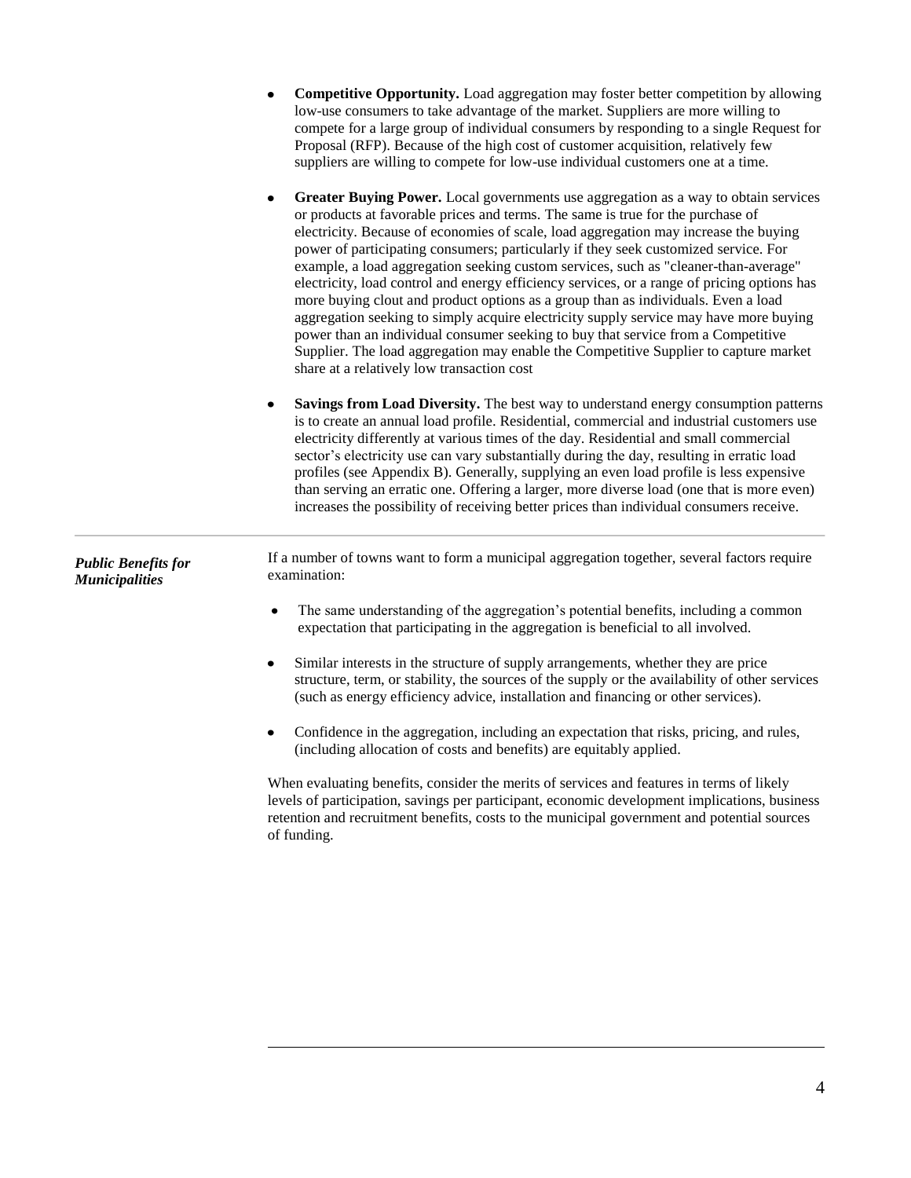- **Competitive Opportunity.** Load aggregation may foster better competition by allowing low-use consumers to take advantage of the market. Suppliers are more willing to compete for a large group of individual consumers by responding to a single Request for Proposal (RFP). Because of the high cost of customer acquisition, relatively few suppliers are willing to compete for low-use individual customers one at a time.

- **Greater Buying Power.** Local governments use aggregation as a way to obtain services or products at favorable prices and terms. The same is true for the purchase of electricity. Because of economies of scale, load aggregation may increase the buying power of participating consumers; particularly if they seek customized service. For example, a load aggregation seeking custom services, such as "cleaner-than-average" electricity, load control and energy efficiency services, or a range of pricing options has more buying clout and product options as a group than as individuals. Even a load aggregation seeking to simply acquire electricity supply service may have more buying power than an individual consumer seeking to buy that service from a Competitive Supplier. The load aggregation may enable the Competitive Supplier to capture market share at a relatively low transaction cost

- **Savings from Load Diversity.** The best way to understand energy consumption patterns is to create an annual load profile. Residential, commercial and industrial customers use electricity differently at various times of the day. Residential and small commercial sector's electricity use can vary substantially during the day, resulting in erratic load profiles (see Appendix B). Generally, supplying an even load profile is less expensive than serving an erratic one. Offering a larger, more diverse load (one that is more even) increases the possibility of receiving better prices than individual consumers receive.

***Public Benefits for Municipalities***

If a number of towns want to form a municipal aggregation together, several factors require examination:

- The same understanding of the aggregation's potential benefits, including a common expectation that participating in the aggregation is beneficial to all involved.

- Similar interests in the structure of supply arrangements, whether they are price structure, term, or stability, the sources of the supply or the availability of other services (such as energy efficiency advice, installation and financing or other services).

- Confidence in the aggregation, including an expectation that risks, pricing, and rules, (including allocation of costs and benefits) are equitably applied.

When evaluating benefits, consider the merits of services and features in terms of likely levels of participation, savings per participant, economic development implications, business retention and recruitment benefits, costs to the municipal government and potential sources of funding.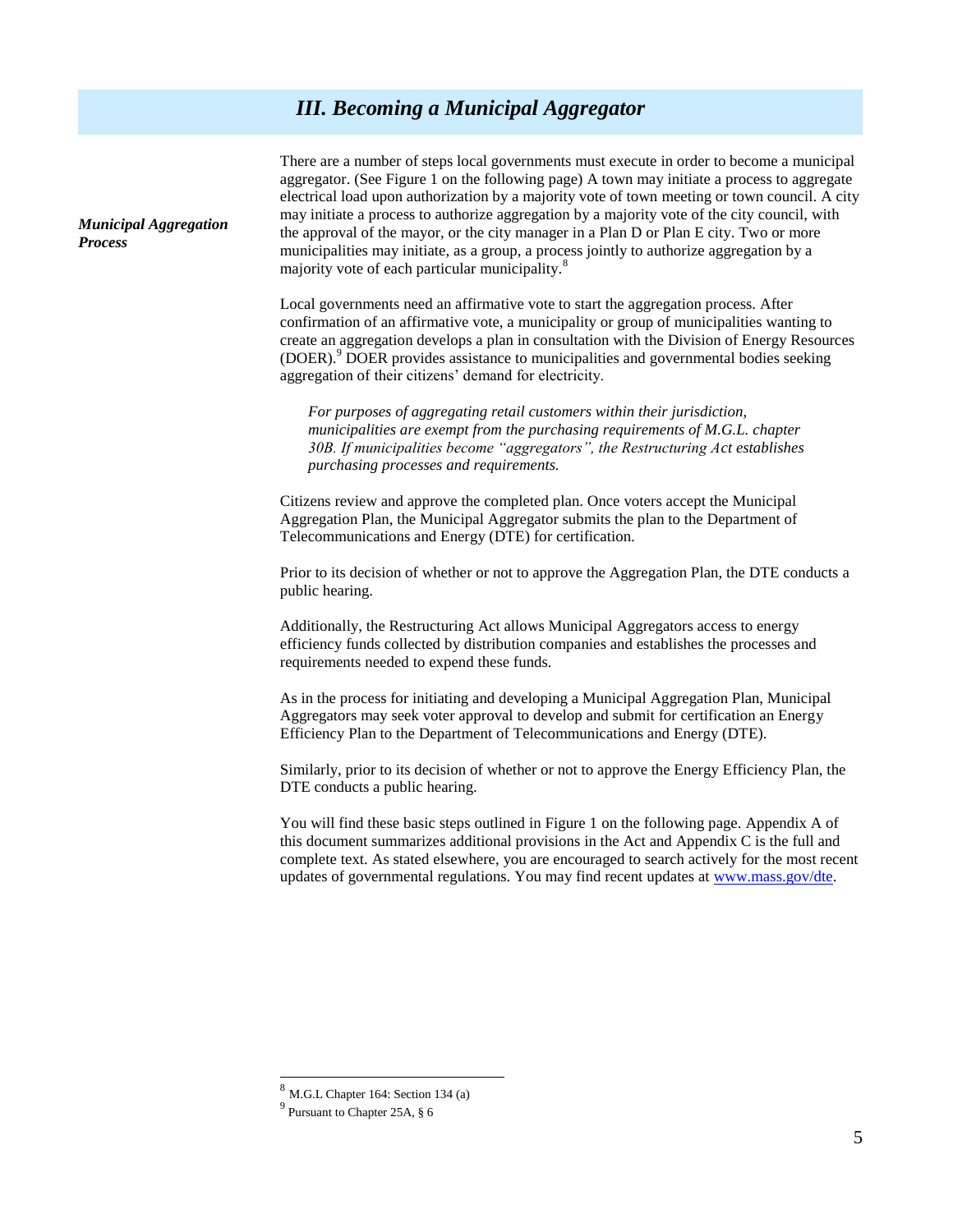## *III. Becoming a Municipal Aggregator*

***Municipal Aggregation Process***

There are a number of steps local governments must execute in order to become a municipal aggregator. (See Figure 1 on the following page) A town may initiate a process to aggregate electrical load upon authorization by a majority vote of town meeting or town council. A city may initiate a process to authorize aggregation by a majority vote of the city council, with the approval of the mayor, or the city manager in a Plan D or Plan E city. Two or more municipalities may initiate, as a group, a process jointly to authorize aggregation by a majority vote of each particular municipality.[8]

Local governments need an affirmative vote to start the aggregation process. After confirmation of an affirmative vote, a municipality or group of municipalities wanting to create an aggregation develops a plan in consultation with the Division of Energy Resources (DOER).[9] DOER provides assistance to municipalities and governmental bodies seeking aggregation of their citizens' demand for electricity.

> *For purposes of aggregating retail customers within their jurisdiction, municipalities are exempt from the purchasing requirements of M.G.L. chapter 30B. If municipalities become "aggregators", the Restructuring Act establishes purchasing processes and requirements.*

Citizens review and approve the completed plan. Once voters accept the Municipal Aggregation Plan, the Municipal Aggregator submits the plan to the Department of Telecommunications and Energy (DTE) for certification.

Prior to its decision of whether or not to approve the Aggregation Plan, the DTE conducts a public hearing.

Additionally, the Restructuring Act allows Municipal Aggregators access to energy efficiency funds collected by distribution companies and establishes the processes and requirements needed to expend these funds.

As in the process for initiating and developing a Municipal Aggregation Plan, Municipal Aggregators may seek voter approval to develop and submit for certification an Energy Efficiency Plan to the Department of Telecommunications and Energy (DTE).

Similarly, prior to its decision of whether or not to approve the Energy Efficiency Plan, the DTE conducts a public hearing.

You will find these basic steps outlined in Figure 1 on the following page. Appendix A of this document summarizes additional provisions in the Act and Appendix C is the full and complete text. As stated elsewhere, you are encouraged to search actively for the most recent updates of governmental regulations. You may find recent updates at www.mass.gov/dte.

---

[8] M.G.L Chapter 164: Section 134 (a)

[9] Pursuant to Chapter 25A, § 6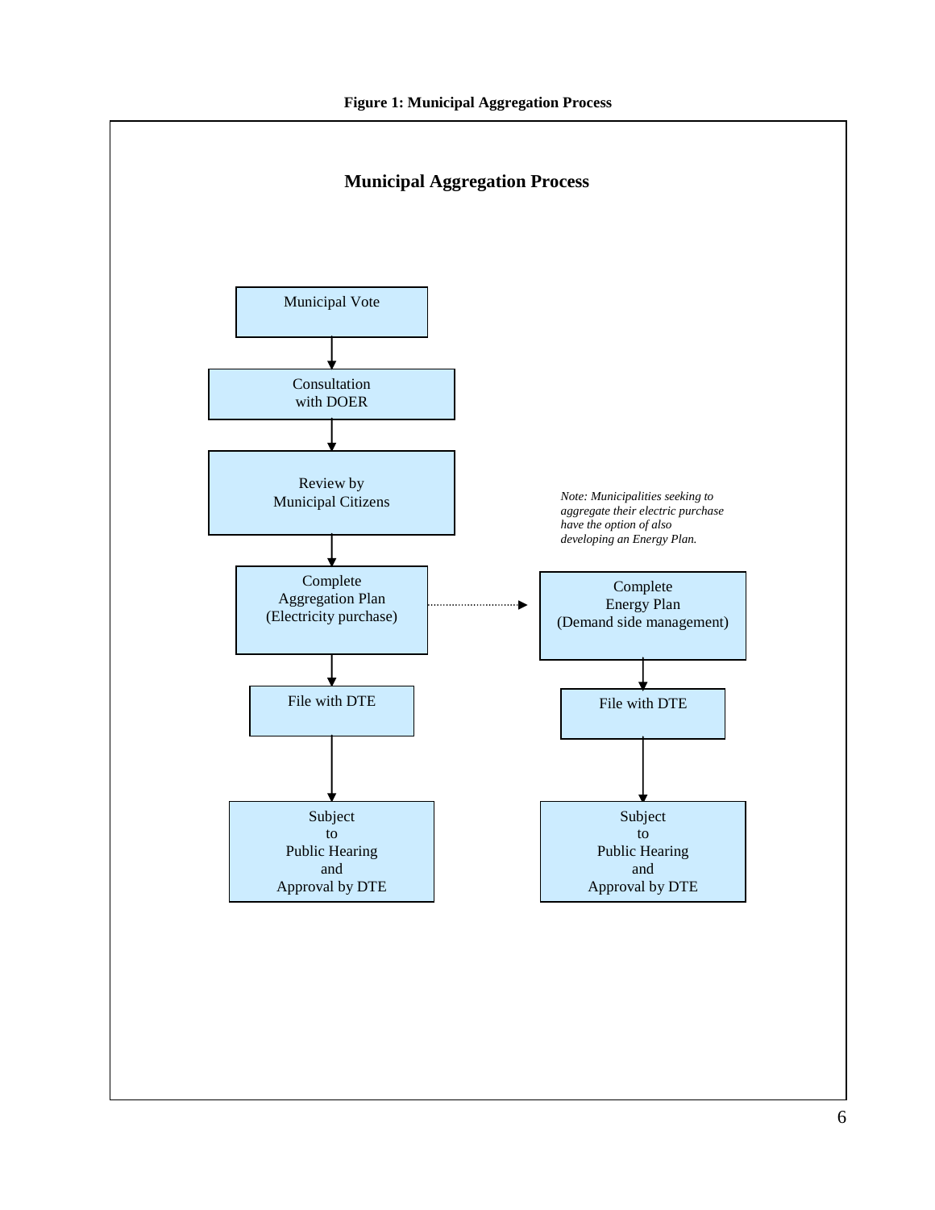**Figure 1: Municipal Aggregation Process**

**Municipal Aggregation Process**

Municipal Vote

↓

Consultation with DOER

↓

Review by Municipal Citizens

↓

Complete Aggregation Plan (Electricity purchase) ⇢ Complete Energy Plan (Demand side management)

↓

File with DTE | File with DTE

↓

Subject to Public Hearing and Approval by DTE | Subject to Public Hearing and Approval by DTE

*Note: Municipalities seeking to aggregate their electric purchase have the option of also developing an Energy Plan.*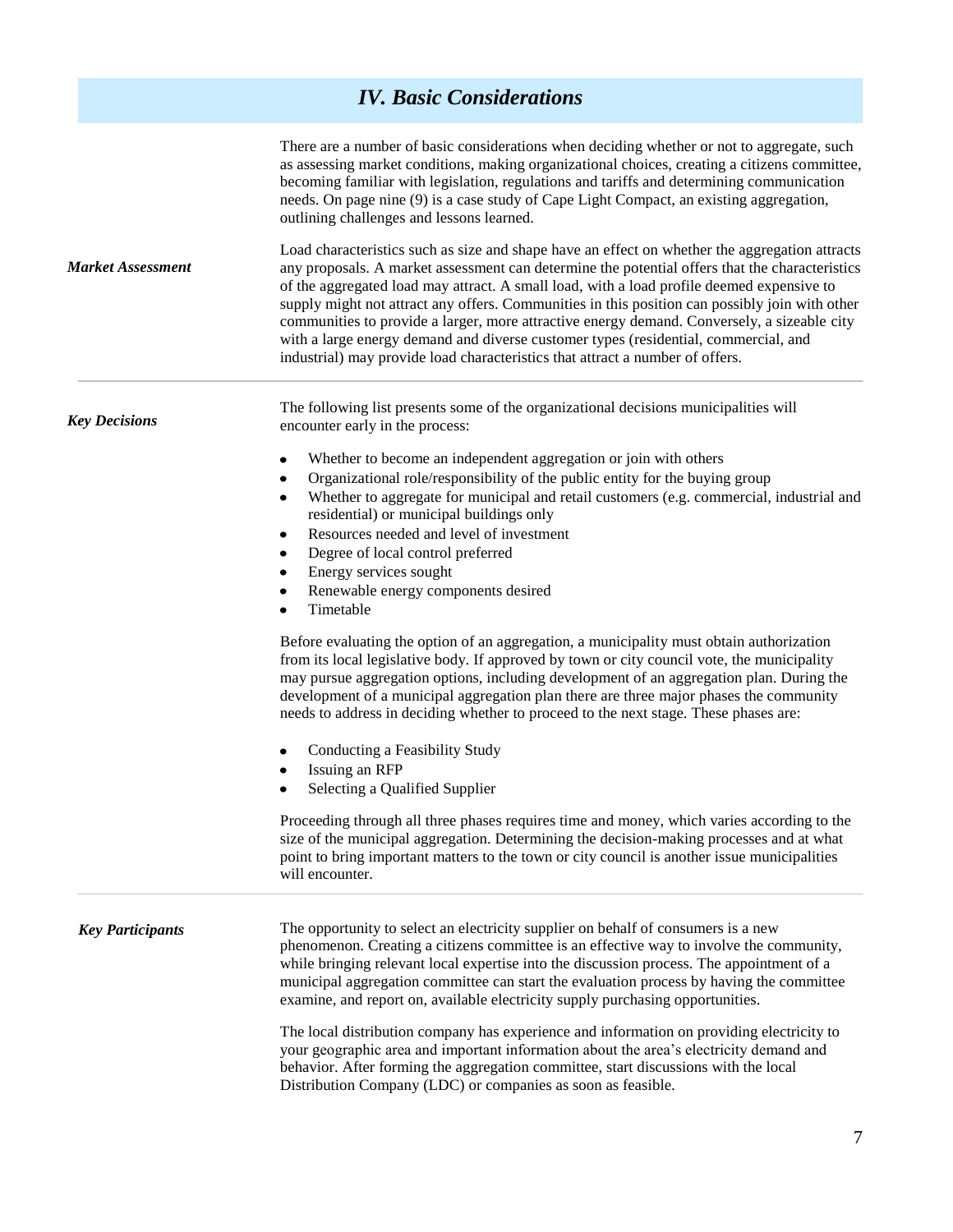# *IV. Basic Considerations*

There are a number of basic considerations when deciding whether or not to aggregate, such as assessing market conditions, making organizational choices, creating a citizens committee, becoming familiar with legislation, regulations and tariffs and determining communication needs. On page nine (9) is a case study of Cape Light Compact, an existing aggregation, outlining challenges and lessons learned.

### *Market Assessment*

Load characteristics such as size and shape have an effect on whether the aggregation attracts any proposals. A market assessment can determine the potential offers that the characteristics of the aggregated load may attract. A small load, with a load profile deemed expensive to supply might not attract any offers. Communities in this position can possibly join with other communities to provide a larger, more attractive energy demand. Conversely, a sizeable city with a large energy demand and diverse customer types (residential, commercial, and industrial) may provide load characteristics that attract a number of offers.

### *Key Decisions*

The following list presents some of the organizational decisions municipalities will encounter early in the process:

- Whether to become an independent aggregation or join with others
- Organizational role/responsibility of the public entity for the buying group
- Whether to aggregate for municipal and retail customers (e.g. commercial, industrial and residential) or municipal buildings only
- Resources needed and level of investment
- Degree of local control preferred
- Energy services sought
- Renewable energy components desired
- Timetable

Before evaluating the option of an aggregation, a municipality must obtain authorization from its local legislative body. If approved by town or city council vote, the municipality may pursue aggregation options, including development of an aggregation plan. During the development of a municipal aggregation plan there are three major phases the community needs to address in deciding whether to proceed to the next stage. These phases are:

- Conducting a Feasibility Study
- Issuing an RFP
- Selecting a Qualified Supplier

Proceeding through all three phases requires time and money, which varies according to the size of the municipal aggregation. Determining the decision-making processes and at what point to bring important matters to the town or city council is another issue municipalities will encounter.

### *Key Participants*

The opportunity to select an electricity supplier on behalf of consumers is a new phenomenon. Creating a citizens committee is an effective way to involve the community, while bringing relevant local expertise into the discussion process. The appointment of a municipal aggregation committee can start the evaluation process by having the committee examine, and report on, available electricity supply purchasing opportunities.

The local distribution company has experience and information on providing electricity to your geographic area and important information about the area's electricity demand and behavior. After forming the aggregation committee, start discussions with the local Distribution Company (LDC) or companies as soon as feasible.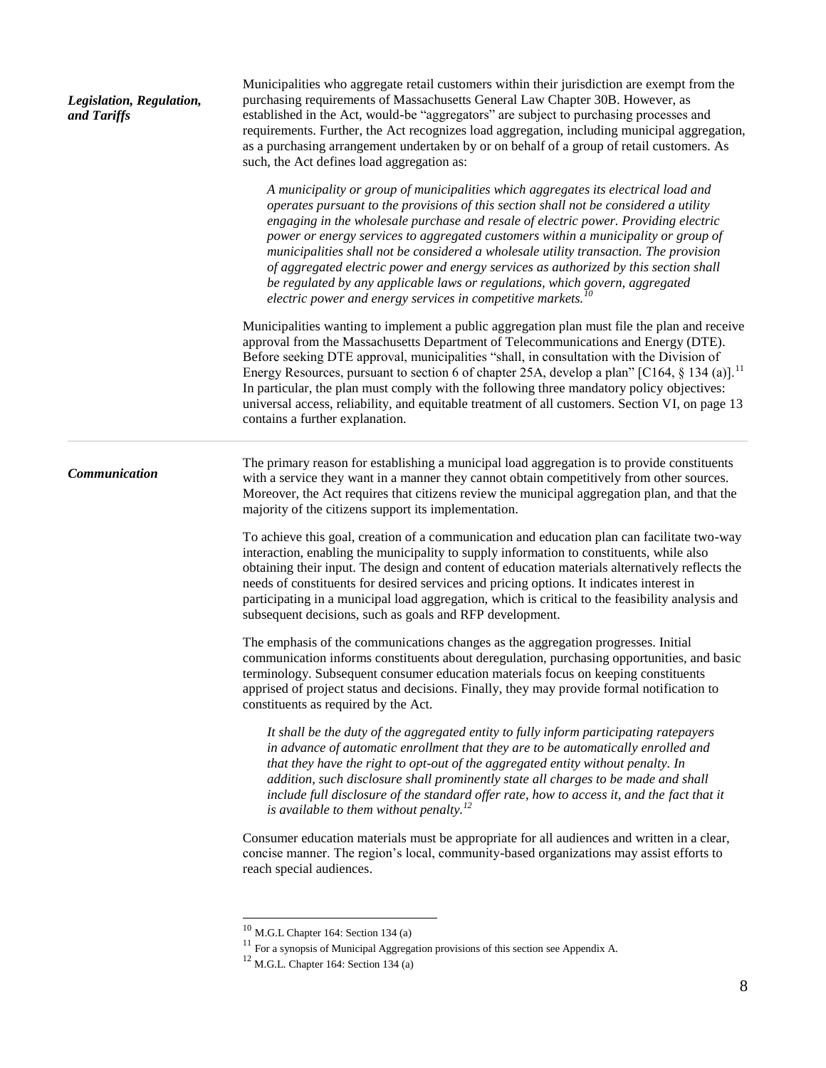### *Legislation, Regulation, and Tariffs*

Municipalities who aggregate retail customers within their jurisdiction are exempt from the purchasing requirements of Massachusetts General Law Chapter 30B. However, as established in the Act, would-be "aggregators" are subject to purchasing processes and requirements. Further, the Act recognizes load aggregation, including municipal aggregation, as a purchasing arrangement undertaken by or on behalf of a group of retail customers. As such, the Act defines load aggregation as:

> *A municipality or group of municipalities which aggregates its electrical load and operates pursuant to the provisions of this section shall not be considered a utility engaging in the wholesale purchase and resale of electric power. Providing electric power or energy services to aggregated customers within a municipality or group of municipalities shall not be considered a wholesale utility transaction. The provision of aggregated electric power and energy services as authorized by this section shall be regulated by any applicable laws or regulations, which govern, aggregated electric power and energy services in competitive markets.*[10]

Municipalities wanting to implement a public aggregation plan must file the plan and receive approval from the Massachusetts Department of Telecommunications and Energy (DTE). Before seeking DTE approval, municipalities "shall, in consultation with the Division of Energy Resources, pursuant to section 6 of chapter 25A, develop a plan" [C164, § 134 (a)].[11] In particular, the plan must comply with the following three mandatory policy objectives: universal access, reliability, and equitable treatment of all customers. Section VI, on page 13 contains a further explanation.

---

### *Communication*

The primary reason for establishing a municipal load aggregation is to provide constituents with a service they want in a manner they cannot obtain competitively from other sources. Moreover, the Act requires that citizens review the municipal aggregation plan, and that the majority of the citizens support its implementation.

To achieve this goal, creation of a communication and education plan can facilitate two-way interaction, enabling the municipality to supply information to constituents, while also obtaining their input. The design and content of education materials alternatively reflects the needs of constituents for desired services and pricing options. It indicates interest in participating in a municipal load aggregation, which is critical to the feasibility analysis and subsequent decisions, such as goals and RFP development.

The emphasis of the communications changes as the aggregation progresses. Initial communication informs constituents about deregulation, purchasing opportunities, and basic terminology. Subsequent consumer education materials focus on keeping constituents apprised of project status and decisions. Finally, they may provide formal notification to constituents as required by the Act.

> *It shall be the duty of the aggregated entity to fully inform participating ratepayers in advance of automatic enrollment that they are to be automatically enrolled and that they have the right to opt-out of the aggregated entity without penalty. In addition, such disclosure shall prominently state all charges to be made and shall include full disclosure of the standard offer rate, how to access it, and the fact that it is available to them without penalty.*[12]

Consumer education materials must be appropriate for all audiences and written in a clear, concise manner. The region's local, community-based organizations may assist efforts to reach special audiences.

---

[10] M.G.L Chapter 164: Section 134 (a)

[11] For a synopsis of Municipal Aggregation provisions of this section see Appendix A.

[12] M.G.L. Chapter 164: Section 134 (a)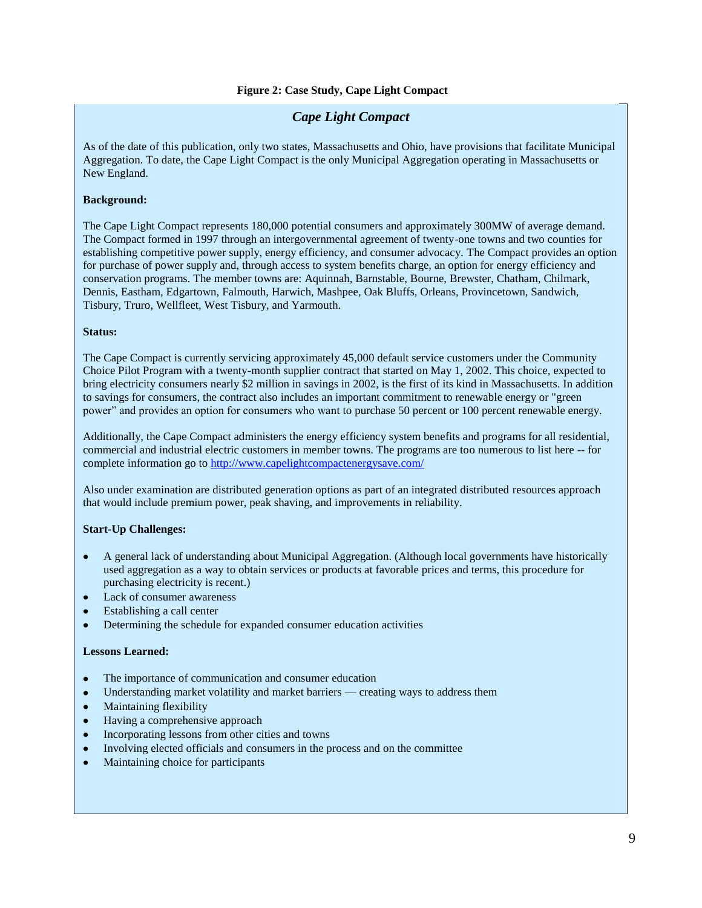**Figure 2: Case Study, Cape Light Compact**

## *Cape Light Compact*

As of the date of this publication, only two states, Massachusetts and Ohio, have provisions that facilitate Municipal Aggregation. To date, the Cape Light Compact is the only Municipal Aggregation operating in Massachusetts or New England.

**Background:**

The Cape Light Compact represents 180,000 potential consumers and approximately 300MW of average demand. The Compact formed in 1997 through an intergovernmental agreement of twenty-one towns and two counties for establishing competitive power supply, energy efficiency, and consumer advocacy. The Compact provides an option for purchase of power supply and, through access to system benefits charge, an option for energy efficiency and conservation programs. The member towns are: Aquinnah, Barnstable, Bourne, Brewster, Chatham, Chilmark, Dennis, Eastham, Edgartown, Falmouth, Harwich, Mashpee, Oak Bluffs, Orleans, Provincetown, Sandwich, Tisbury, Truro, Wellfleet, West Tisbury, and Yarmouth.

**Status:**

The Cape Compact is currently servicing approximately 45,000 default service customers under the Community Choice Pilot Program with a twenty-month supplier contract that started on May 1, 2002. This choice, expected to bring electricity consumers nearly $2 million in savings in 2002, is the first of its kind in Massachusetts. In addition to savings for consumers, the contract also includes an important commitment to renewable energy or "green power" and provides an option for consumers who want to purchase 50 percent or 100 percent renewable energy.

Additionally, the Cape Compact administers the energy efficiency system benefits and programs for all residential, commercial and industrial electric customers in member towns. The programs are too numerous to list here -- for complete information go to http://www.capelightcompactenergysave.com/

Also under examination are distributed generation options as part of an integrated distributed resources approach that would include premium power, peak shaving, and improvements in reliability.

**Start-Up Challenges:**

- A general lack of understanding about Municipal Aggregation. (Although local governments have historically used aggregation as a way to obtain services or products at favorable prices and terms, this procedure for purchasing electricity is recent.)
- Lack of consumer awareness
- Establishing a call center
- Determining the schedule for expanded consumer education activities

**Lessons Learned:**

- The importance of communication and consumer education
- Understanding market volatility and market barriers — creating ways to address them
- Maintaining flexibility
- Having a comprehensive approach
- Incorporating lessons from other cities and towns
- Involving elected officials and consumers in the process and on the committee
- Maintaining choice for participants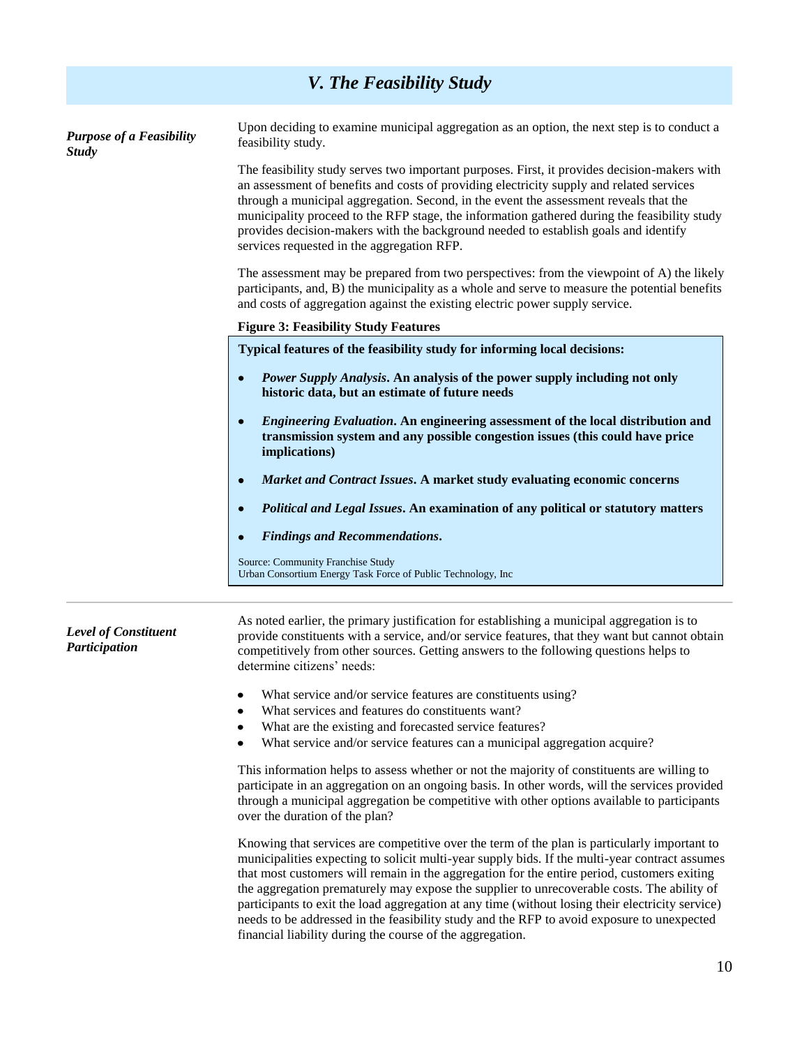## *V. The Feasibility Study*

***Purpose of a Feasibility Study***

Upon deciding to examine municipal aggregation as an option, the next step is to conduct a feasibility study.

The feasibility study serves two important purposes. First, it provides decision-makers with an assessment of benefits and costs of providing electricity supply and related services through a municipal aggregation. Second, in the event the assessment reveals that the municipality proceed to the RFP stage, the information gathered during the feasibility study provides decision-makers with the background needed to establish goals and identify services requested in the aggregation RFP.

The assessment may be prepared from two perspectives: from the viewpoint of A) the likely participants, and, B) the municipality as a whole and serve to measure the potential benefits and costs of aggregation against the existing electric power supply service.

**Figure 3: Feasibility Study Features**

**Typical features of the feasibility study for informing local decisions:**

- ***Power Supply Analysis*. An analysis of the power supply including not only historic data, but an estimate of future needs**
- ***Engineering Evaluation*. An engineering assessment of the local distribution and transmission system and any possible congestion issues (this could have price implications)**
- ***Market and Contract Issues*. A market study evaluating economic concerns**
- ***Political and Legal Issues*. An examination of any political or statutory matters**
- ***Findings and Recommendations*.**

Source: Community Franchise Study
Urban Consortium Energy Task Force of Public Technology, Inc

***Level of Constituent Participation***

As noted earlier, the primary justification for establishing a municipal aggregation is to provide constituents with a service, and/or service features, that they want but cannot obtain competitively from other sources. Getting answers to the following questions helps to determine citizens' needs:

- What service and/or service features are constituents using?
- What services and features do constituents want?
- What are the existing and forecasted service features?
- What service and/or service features can a municipal aggregation acquire?

This information helps to assess whether or not the majority of constituents are willing to participate in an aggregation on an ongoing basis. In other words, will the services provided through a municipal aggregation be competitive with other options available to participants over the duration of the plan?

Knowing that services are competitive over the term of the plan is particularly important to municipalities expecting to solicit multi-year supply bids. If the multi-year contract assumes that most customers will remain in the aggregation for the entire period, customers exiting the aggregation prematurely may expose the supplier to unrecoverable costs. The ability of participants to exit the load aggregation at any time (without losing their electricity service) needs to be addressed in the feasibility study and the RFP to avoid exposure to unexpected financial liability during the course of the aggregation.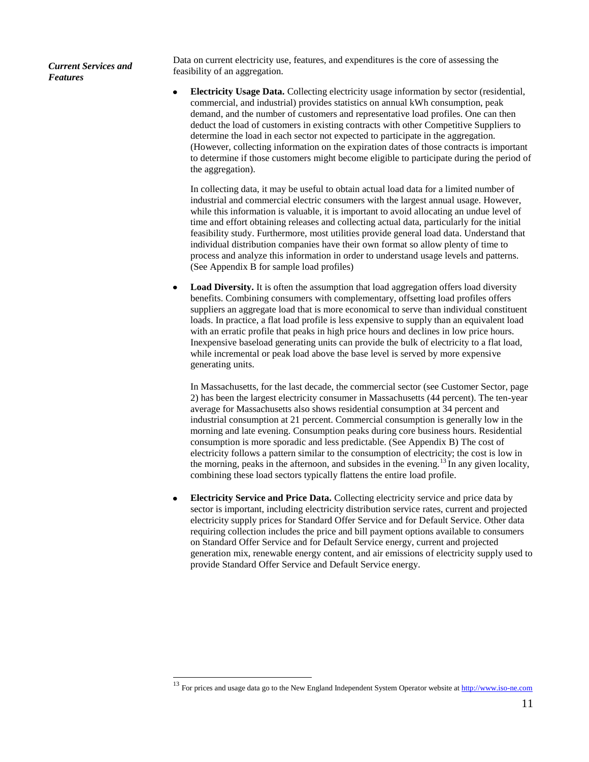***Current Services and Features***

Data on current electricity use, features, and expenditures is the core of assessing the feasibility of an aggregation.

- **Electricity Usage Data.** Collecting electricity usage information by sector (residential, commercial, and industrial) provides statistics on annual kWh consumption, peak demand, and the number of customers and representative load profiles. One can then deduct the load of customers in existing contracts with other Competitive Suppliers to determine the load in each sector not expected to participate in the aggregation. (However, collecting information on the expiration dates of those contracts is important to determine if those customers might become eligible to participate during the period of the aggregation).

  In collecting data, it may be useful to obtain actual load data for a limited number of industrial and commercial electric consumers with the largest annual usage. However, while this information is valuable, it is important to avoid allocating an undue level of time and effort obtaining releases and collecting actual data, particularly for the initial feasibility study. Furthermore, most utilities provide general load data. Understand that individual distribution companies have their own format so allow plenty of time to process and analyze this information in order to understand usage levels and patterns. (See Appendix B for sample load profiles)

- **Load Diversity.** It is often the assumption that load aggregation offers load diversity benefits. Combining consumers with complementary, offsetting load profiles offers suppliers an aggregate load that is more economical to serve than individual constituent loads. In practice, a flat load profile is less expensive to supply than an equivalent load with an erratic profile that peaks in high price hours and declines in low price hours. Inexpensive baseload generating units can provide the bulk of electricity to a flat load, while incremental or peak load above the base level is served by more expensive generating units.

  In Massachusetts, for the last decade, the commercial sector (see Customer Sector, page 2) has been the largest electricity consumer in Massachusetts (44 percent). The ten-year average for Massachusetts also shows residential consumption at 34 percent and industrial consumption at 21 percent. Commercial consumption is generally low in the morning and late evening. Consumption peaks during core business hours. Residential consumption is more sporadic and less predictable. (See Appendix B) The cost of electricity follows a pattern similar to the consumption of electricity; the cost is low in the morning, peaks in the afternoon, and subsides in the evening.[13] In any given locality, combining these load sectors typically flattens the entire load profile.

- **Electricity Service and Price Data.** Collecting electricity service and price data by sector is important, including electricity distribution service rates, current and projected electricity supply prices for Standard Offer Service and for Default Service. Other data requiring collection includes the price and bill payment options available to consumers on Standard Offer Service and for Default Service energy, current and projected generation mix, renewable energy content, and air emissions of electricity supply used to provide Standard Offer Service and Default Service energy.

---

[13] For prices and usage data go to the New England Independent System Operator website at http://www.iso-ne.com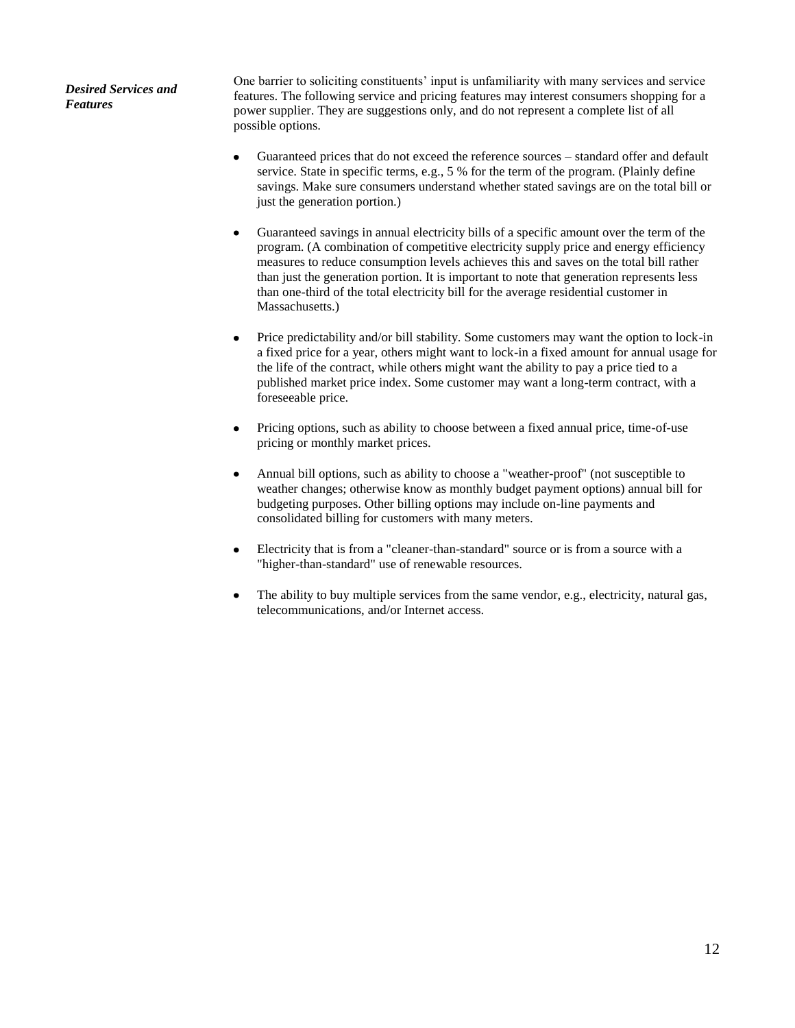***Desired Services and Features***

One barrier to soliciting constituents' input is unfamiliarity with many services and service features. The following service and pricing features may interest consumers shopping for a power supplier. They are suggestions only, and do not represent a complete list of all possible options.

- Guaranteed prices that do not exceed the reference sources – standard offer and default service. State in specific terms, e.g., 5 % for the term of the program. (Plainly define savings. Make sure consumers understand whether stated savings are on the total bill or just the generation portion.)

- Guaranteed savings in annual electricity bills of a specific amount over the term of the program. (A combination of competitive electricity supply price and energy efficiency measures to reduce consumption levels achieves this and saves on the total bill rather than just the generation portion. It is important to note that generation represents less than one-third of the total electricity bill for the average residential customer in Massachusetts.)

- Price predictability and/or bill stability. Some customers may want the option to lock-in a fixed price for a year, others might want to lock-in a fixed amount for annual usage for the life of the contract, while others might want the ability to pay a price tied to a published market price index. Some customer may want a long-term contract, with a foreseeable price.

- Pricing options, such as ability to choose between a fixed annual price, time-of-use pricing or monthly market prices.

- Annual bill options, such as ability to choose a "weather-proof" (not susceptible to weather changes; otherwise know as monthly budget payment options) annual bill for budgeting purposes. Other billing options may include on-line payments and consolidated billing for customers with many meters.

- Electricity that is from a "cleaner-than-standard" source or is from a source with a "higher-than-standard" use of renewable resources.

- The ability to buy multiple services from the same vendor, e.g., electricity, natural gas, telecommunications, and/or Internet access.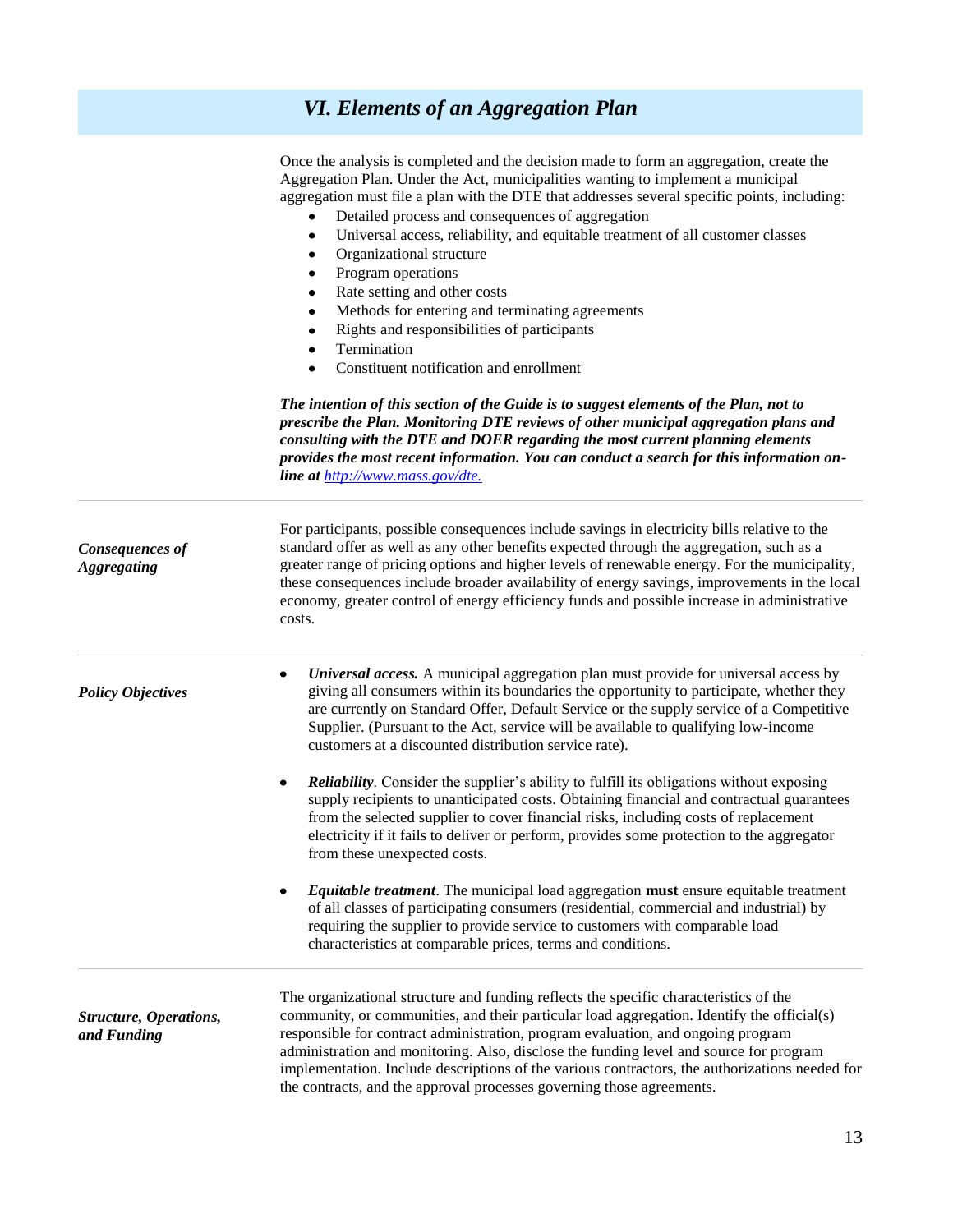# VI. Elements of an Aggregation Plan

Once the analysis is completed and the decision made to form an aggregation, create the Aggregation Plan. Under the Act, municipalities wanting to implement a municipal aggregation must file a plan with the DTE that addresses several specific points, including:

- Detailed process and consequences of aggregation
- Universal access, reliability, and equitable treatment of all customer classes
- Organizational structure
- Program operations
- Rate setting and other costs
- Methods for entering and terminating agreements
- Rights and responsibilities of participants
- Termination
- Constituent notification and enrollment

***The intention of this section of the Guide is to suggest elements of the Plan, not to prescribe the Plan. Monitoring DTE reviews of other municipal aggregation plans and consulting with the DTE and DOER regarding the most current planning elements provides the most recent information. You can conduct a search for this information on-line at [http://www.mass.gov/dte.](http://www.mass.gov/dte)***

***Consequences of Aggregating***

For participants, possible consequences include savings in electricity bills relative to the standard offer as well as any other benefits expected through the aggregation, such as a greater range of pricing options and higher levels of renewable energy. For the municipality, these consequences include broader availability of energy savings, improvements in the local economy, greater control of energy efficiency funds and possible increase in administrative costs.

***Policy Objectives***

- ***Universal access.*** A municipal aggregation plan must provide for universal access by giving all consumers within its boundaries the opportunity to participate, whether they are currently on Standard Offer, Default Service or the supply service of a Competitive Supplier. (Pursuant to the Act, service will be available to qualifying low-income customers at a discounted distribution service rate).

- ***Reliability***. Consider the supplier's ability to fulfill its obligations without exposing supply recipients to unanticipated costs. Obtaining financial and contractual guarantees from the selected supplier to cover financial risks, including costs of replacement electricity if it fails to deliver or perform, provides some protection to the aggregator from these unexpected costs.

- ***Equitable treatment***. The municipal load aggregation **must** ensure equitable treatment of all classes of participating consumers (residential, commercial and industrial) by requiring the supplier to provide service to customers with comparable load characteristics at comparable prices, terms and conditions.

***Structure, Operations, and Funding***

The organizational structure and funding reflects the specific characteristics of the community, or communities, and their particular load aggregation. Identify the official(s) responsible for contract administration, program evaluation, and ongoing program administration and monitoring. Also, disclose the funding level and source for program implementation. Include descriptions of the various contractors, the authorizations needed for the contracts, and the approval processes governing those agreements.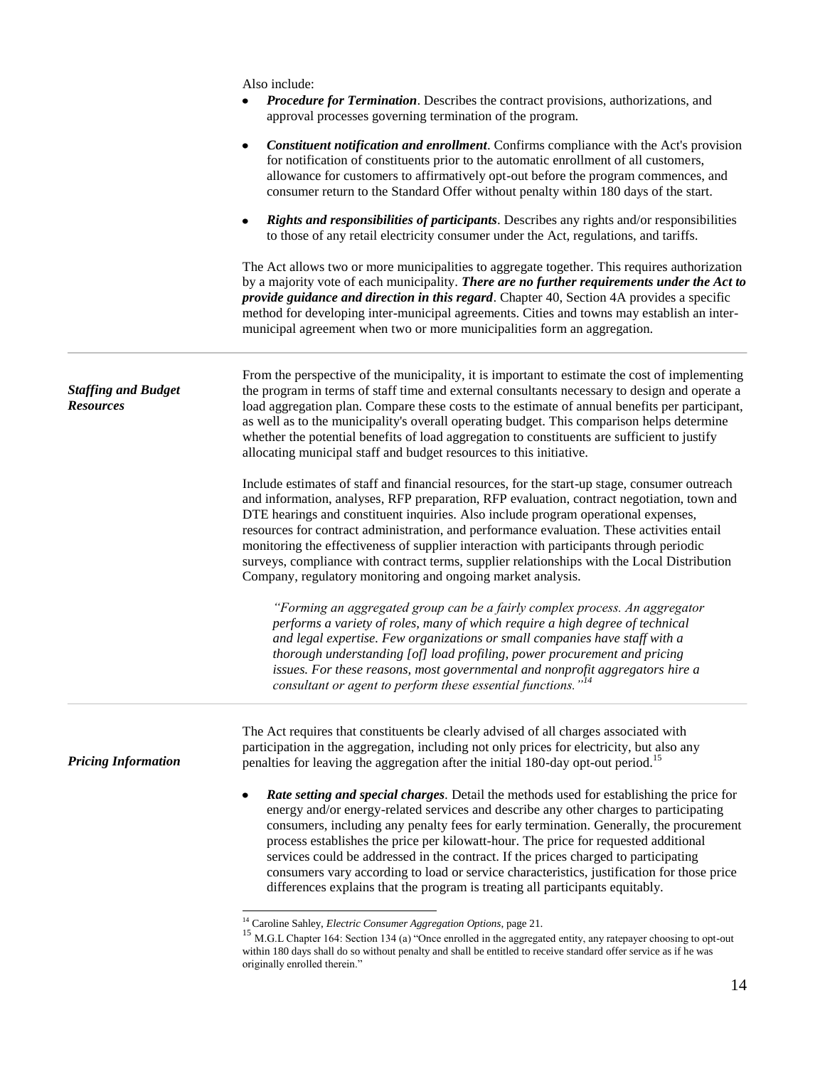Also include:

- ***Procedure for Termination***. Describes the contract provisions, authorizations, and approval processes governing termination of the program.
- ***Constituent notification and enrollment***. Confirms compliance with the Act's provision for notification of constituents prior to the automatic enrollment of all customers, allowance for customers to affirmatively opt-out before the program commences, and consumer return to the Standard Offer without penalty within 180 days of the start.
- ***Rights and responsibilities of participants***. Describes any rights and/or responsibilities to those of any retail electricity consumer under the Act, regulations, and tariffs.

The Act allows two or more municipalities to aggregate together. This requires authorization by a majority vote of each municipality. ***There are no further requirements under the Act to provide guidance and direction in this regard***. Chapter 40, Section 4A provides a specific method for developing inter-municipal agreements. Cities and towns may establish an inter-municipal agreement when two or more municipalities form an aggregation.

---

***Staffing and Budget Resources***

From the perspective of the municipality, it is important to estimate the cost of implementing the program in terms of staff time and external consultants necessary to design and operate a load aggregation plan. Compare these costs to the estimate of annual benefits per participant, as well as to the municipality's overall operating budget. This comparison helps determine whether the potential benefits of load aggregation to constituents are sufficient to justify allocating municipal staff and budget resources to this initiative.

Include estimates of staff and financial resources, for the start-up stage, consumer outreach and information, analyses, RFP preparation, RFP evaluation, contract negotiation, town and DTE hearings and constituent inquiries. Also include program operational expenses, resources for contract administration, and performance evaluation. These activities entail monitoring the effectiveness of supplier interaction with participants through periodic surveys, compliance with contract terms, supplier relationships with the Local Distribution Company, regulatory monitoring and ongoing market analysis.

> *"Forming an aggregated group can be a fairly complex process. An aggregator performs a variety of roles, many of which require a high degree of technical and legal expertise. Few organizations or small companies have staff with a thorough understanding [of] load profiling, power procurement and pricing issues. For these reasons, most governmental and nonprofit aggregators hire a consultant or agent to perform these essential functions."*[14]

---

***Pricing Information***

The Act requires that constituents be clearly advised of all charges associated with participation in the aggregation, including not only prices for electricity, but also any penalties for leaving the aggregation after the initial 180-day opt-out period.[15]

- ***Rate setting and special charges***. Detail the methods used for establishing the price for energy and/or energy-related services and describe any other charges to participating consumers, including any penalty fees for early termination. Generally, the procurement process establishes the price per kilowatt-hour. The price for requested additional services could be addressed in the contract. If the prices charged to participating consumers vary according to load or service characteristics, justification for those price differences explains that the program is treating all participants equitably.

---

[14] Caroline Sahley, *Electric Consumer Aggregation Options*, page 21.

[15] M.G.L Chapter 164: Section 134 (a) "Once enrolled in the aggregated entity, any ratepayer choosing to opt-out within 180 days shall do so without penalty and shall be entitled to receive standard offer service as if he was originally enrolled therein."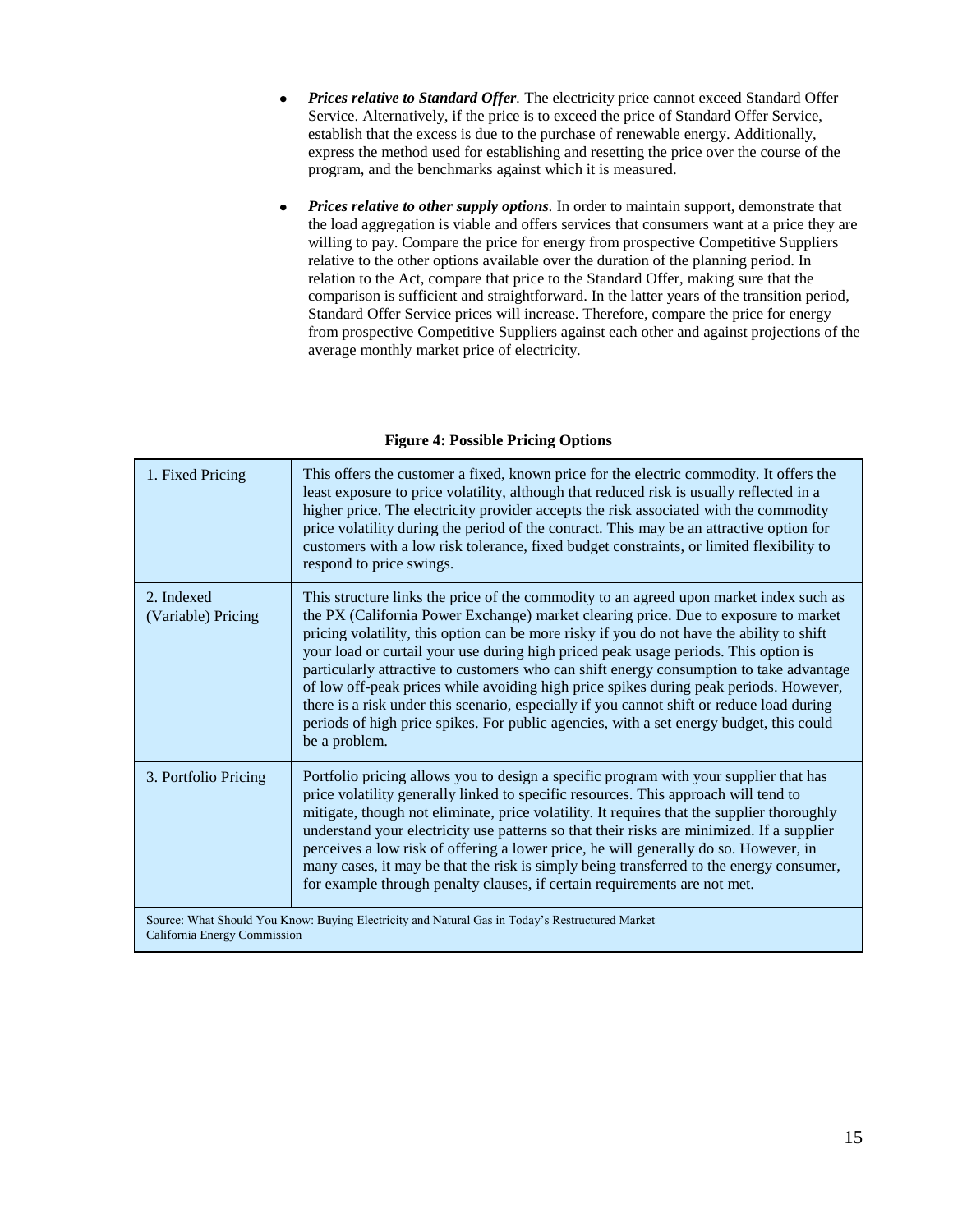- ***Prices relative to Standard Offer**.* The electricity price cannot exceed Standard Offer Service. Alternatively, if the price is to exceed the price of Standard Offer Service, establish that the excess is due to the purchase of renewable energy. Additionally, express the method used for establishing and resetting the price over the course of the program, and the benchmarks against which it is measured.

- ***Prices relative to other supply options**.* In order to maintain support, demonstrate that the load aggregation is viable and offers services that consumers want at a price they are willing to pay. Compare the price for energy from prospective Competitive Suppliers relative to the other options available over the duration of the planning period. In relation to the Act, compare that price to the Standard Offer, making sure that the comparison is sufficient and straightforward. In the latter years of the transition period, Standard Offer Service prices will increase. Therefore, compare the price for energy from prospective Competitive Suppliers against each other and against projections of the average monthly market price of electricity.

**Figure 4: Possible Pricing Options**

| | |
|---|---|
| 1. Fixed Pricing | This offers the customer a fixed, known price for the electric commodity. It offers the least exposure to price volatility, although that reduced risk is usually reflected in a higher price. The electricity provider accepts the risk associated with the commodity price volatility during the period of the contract. This may be an attractive option for customers with a low risk tolerance, fixed budget constraints, or limited flexibility to respond to price swings. |
| 2. Indexed (Variable) Pricing | This structure links the price of the commodity to an agreed upon market index such as the PX (California Power Exchange) market clearing price. Due to exposure to market pricing volatility, this option can be more risky if you do not have the ability to shift your load or curtail your use during high priced peak usage periods. This option is particularly attractive to customers who can shift energy consumption to take advantage of low off-peak prices while avoiding high price spikes during peak periods. However, there is a risk under this scenario, especially if you cannot shift or reduce load during periods of high price spikes. For public agencies, with a set energy budget, this could be a problem. |
| 3. Portfolio Pricing | Portfolio pricing allows you to design a specific program with your supplier that has price volatility generally linked to specific resources. This approach will tend to mitigate, though not eliminate, price volatility. It requires that the supplier thoroughly understand your electricity use patterns so that their risks are minimized. If a supplier perceives a low risk of offering a lower price, he will generally do so. However, in many cases, it may be that the risk is simply being transferred to the energy consumer, for example through penalty clauses, if certain requirements are not met. |
| Source: What Should You Know: Buying Electricity and Natural Gas in Today's Restructured Market California Energy Commission | |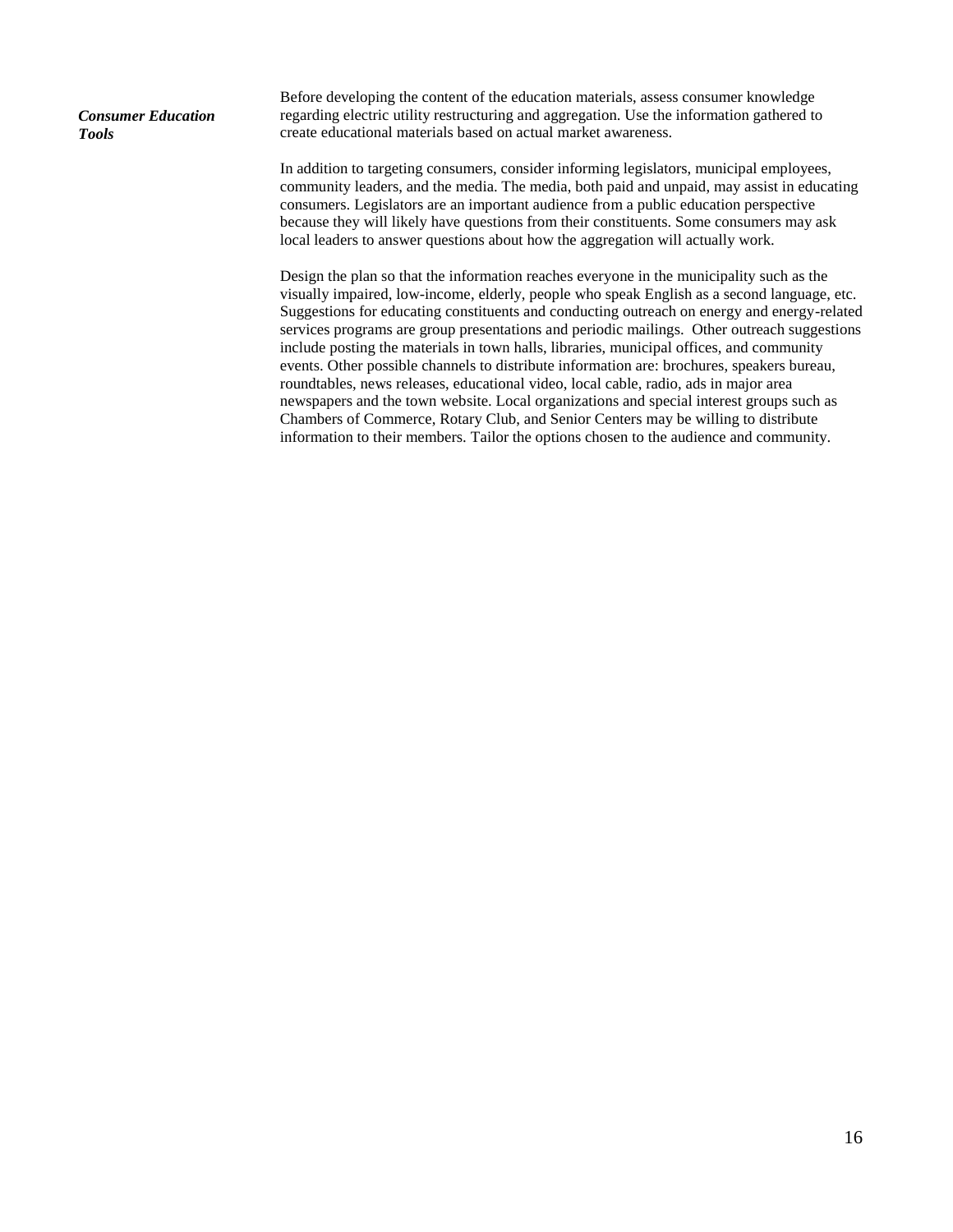### *Consumer Education Tools*

Before developing the content of the education materials, assess consumer knowledge regarding electric utility restructuring and aggregation. Use the information gathered to create educational materials based on actual market awareness.

In addition to targeting consumers, consider informing legislators, municipal employees, community leaders, and the media. The media, both paid and unpaid, may assist in educating consumers. Legislators are an important audience from a public education perspective because they will likely have questions from their constituents. Some consumers may ask local leaders to answer questions about how the aggregation will actually work.

Design the plan so that the information reaches everyone in the municipality such as the visually impaired, low-income, elderly, people who speak English as a second language, etc. Suggestions for educating constituents and conducting outreach on energy and energy-related services programs are group presentations and periodic mailings. Other outreach suggestions include posting the materials in town halls, libraries, municipal offices, and community events. Other possible channels to distribute information are: brochures, speakers bureau, roundtables, news releases, educational video, local cable, radio, ads in major area newspapers and the town website. Local organizations and special interest groups such as Chambers of Commerce, Rotary Club, and Senior Centers may be willing to distribute information to their members. Tailor the options chosen to the audience and community.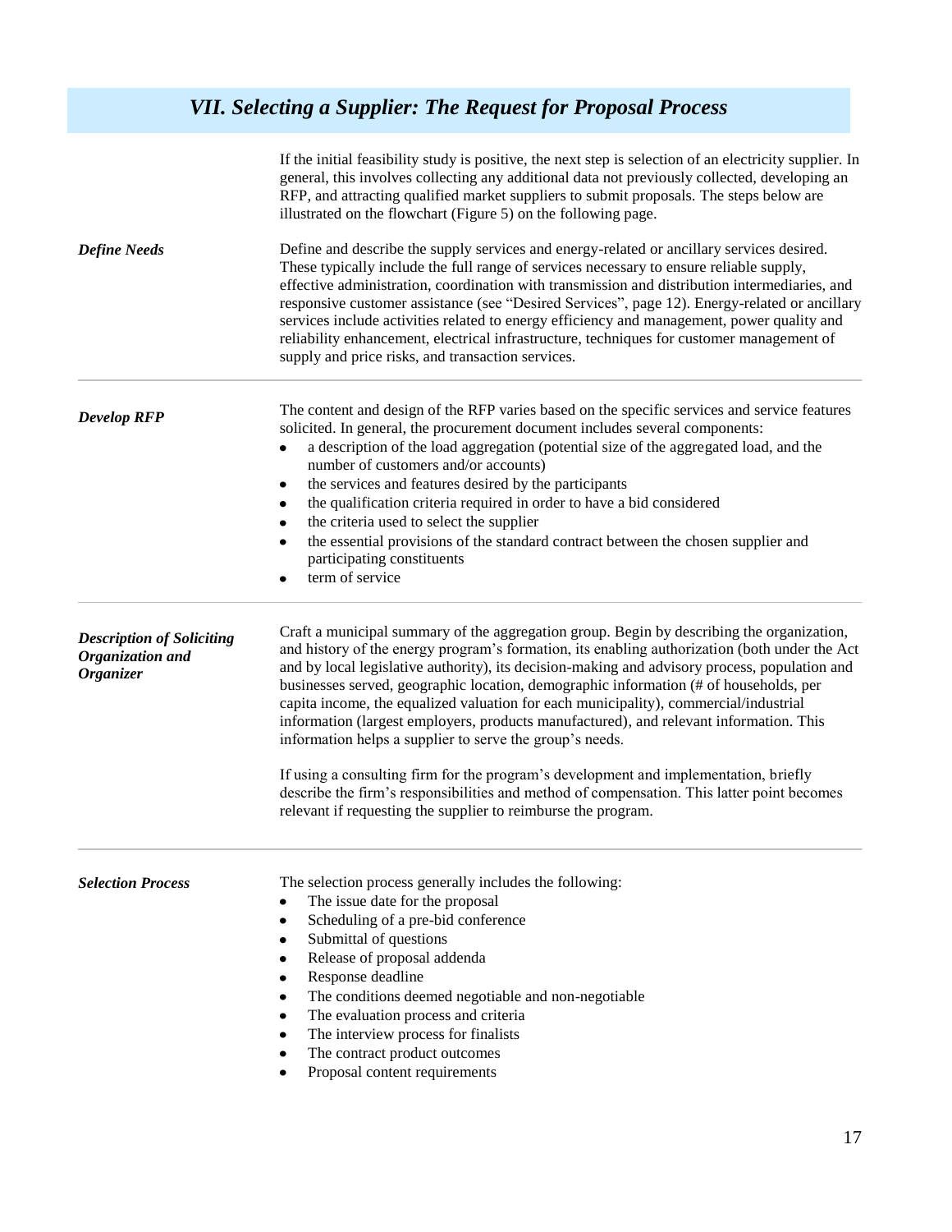## *VII. Selecting a Supplier: The Request for Proposal Process*

If the initial feasibility study is positive, the next step is selection of an electricity supplier. In general, this involves collecting any additional data not previously collected, developing an RFP, and attracting qualified market suppliers to submit proposals. The steps below are illustrated on the flowchart (Figure 5) on the following page.

***Define Needs***

Define and describe the supply services and energy-related or ancillary services desired. These typically include the full range of services necessary to ensure reliable supply, effective administration, coordination with transmission and distribution intermediaries, and responsive customer assistance (see "Desired Services", page 12). Energy-related or ancillary services include activities related to energy efficiency and management, power quality and reliability enhancement, electrical infrastructure, techniques for customer management of supply and price risks, and transaction services.

***Develop RFP***

The content and design of the RFP varies based on the specific services and service features solicited. In general, the procurement document includes several components:

- a description of the load aggregation (potential size of the aggregated load, and the number of customers and/or accounts)
- the services and features desired by the participants
- the qualification criteria required in order to have a bid considered
- the criteria used to select the supplier
- the essential provisions of the standard contract between the chosen supplier and participating constituents
- term of service

***Description of Soliciting Organization and Organizer***

Craft a municipal summary of the aggregation group. Begin by describing the organization, and history of the energy program's formation, its enabling authorization (both under the Act and by local legislative authority), its decision-making and advisory process, population and businesses served, geographic location, demographic information (# of households, per capita income, the equalized valuation for each municipality), commercial/industrial information (largest employers, products manufactured), and relevant information. This information helps a supplier to serve the group's needs.

If using a consulting firm for the program's development and implementation, briefly describe the firm's responsibilities and method of compensation. This latter point becomes relevant if requesting the supplier to reimburse the program.

***Selection Process***

The selection process generally includes the following:

- The issue date for the proposal
- Scheduling of a pre-bid conference
- Submittal of questions
- Release of proposal addenda
- Response deadline
- The conditions deemed negotiable and non-negotiable
- The evaluation process and criteria
- The interview process for finalists
- The contract product outcomes
- Proposal content requirements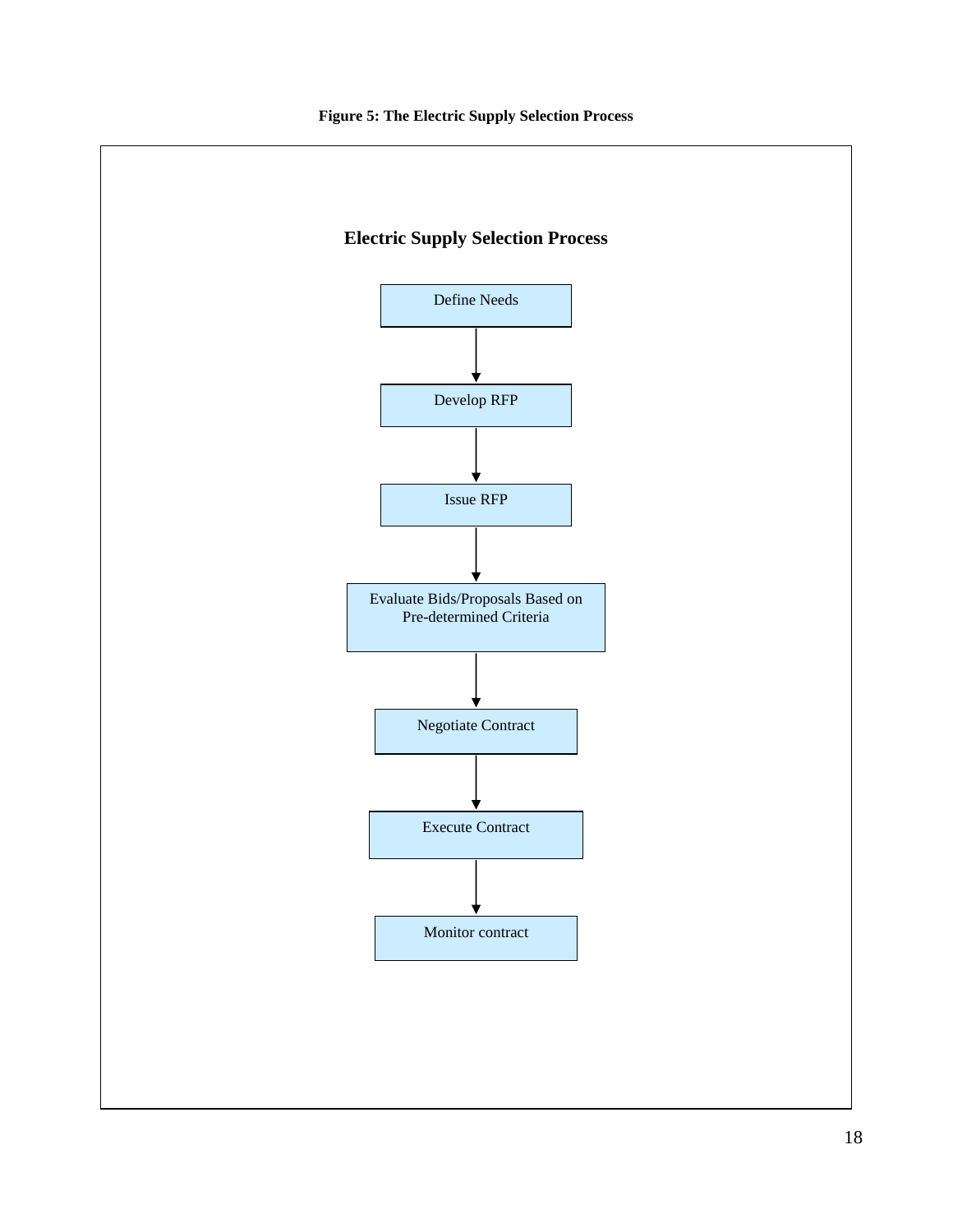**Figure 5: The Electric Supply Selection Process**

**Electric Supply Selection Process**

Define Needs

↓

Develop RFP

↓

Issue RFP

↓

Evaluate Bids/Proposals Based on Pre-determined Criteria

↓

Negotiate Contract

↓

Execute Contract

↓

Monitor contract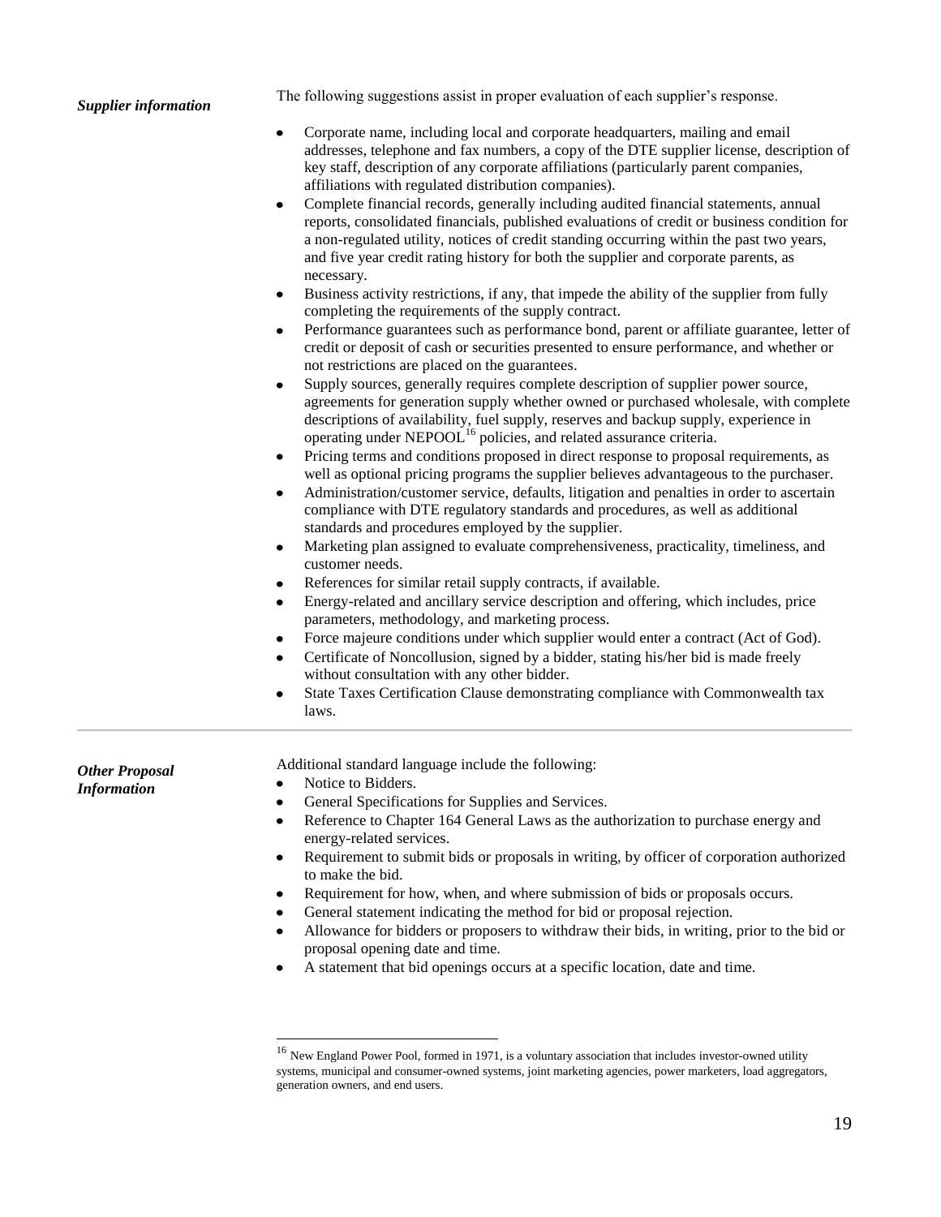***Supplier information***

The following suggestions assist in proper evaluation of each supplier's response.

- Corporate name, including local and corporate headquarters, mailing and email addresses, telephone and fax numbers, a copy of the DTE supplier license, description of key staff, description of any corporate affiliations (particularly parent companies, affiliations with regulated distribution companies).
- Complete financial records, generally including audited financial statements, annual reports, consolidated financials, published evaluations of credit or business condition for a non-regulated utility, notices of credit standing occurring within the past two years, and five year credit rating history for both the supplier and corporate parents, as necessary.
- Business activity restrictions, if any, that impede the ability of the supplier from fully completing the requirements of the supply contract.
- Performance guarantees such as performance bond, parent or affiliate guarantee, letter of credit or deposit of cash or securities presented to ensure performance, and whether or not restrictions are placed on the guarantees.
- Supply sources, generally requires complete description of supplier power source, agreements for generation supply whether owned or purchased wholesale, with complete descriptions of availability, fuel supply, reserves and backup supply, experience in operating under NEPOOL[16] policies, and related assurance criteria.
- Pricing terms and conditions proposed in direct response to proposal requirements, as well as optional pricing programs the supplier believes advantageous to the purchaser.
- Administration/customer service, defaults, litigation and penalties in order to ascertain compliance with DTE regulatory standards and procedures, as well as additional standards and procedures employed by the supplier.
- Marketing plan assigned to evaluate comprehensiveness, practicality, timeliness, and customer needs.
- References for similar retail supply contracts, if available.
- Energy-related and ancillary service description and offering, which includes, price parameters, methodology, and marketing process.
- Force majeure conditions under which supplier would enter a contract (Act of God).
- Certificate of Noncollusion, signed by a bidder, stating his/her bid is made freely without consultation with any other bidder.
- State Taxes Certification Clause demonstrating compliance with Commonwealth tax laws.

***Other Proposal Information***

Additional standard language include the following:

- Notice to Bidders.
- General Specifications for Supplies and Services.
- Reference to Chapter 164 General Laws as the authorization to purchase energy and energy-related services.
- Requirement to submit bids or proposals in writing, by officer of corporation authorized to make the bid.
- Requirement for how, when, and where submission of bids or proposals occurs.
- General statement indicating the method for bid or proposal rejection.
- Allowance for bidders or proposers to withdraw their bids, in writing, prior to the bid or proposal opening date and time.
- A statement that bid openings occurs at a specific location, date and time.

[16] New England Power Pool, formed in 1971, is a voluntary association that includes investor-owned utility systems, municipal and consumer-owned systems, joint marketing agencies, power marketers, load aggregators, generation owners, and end users.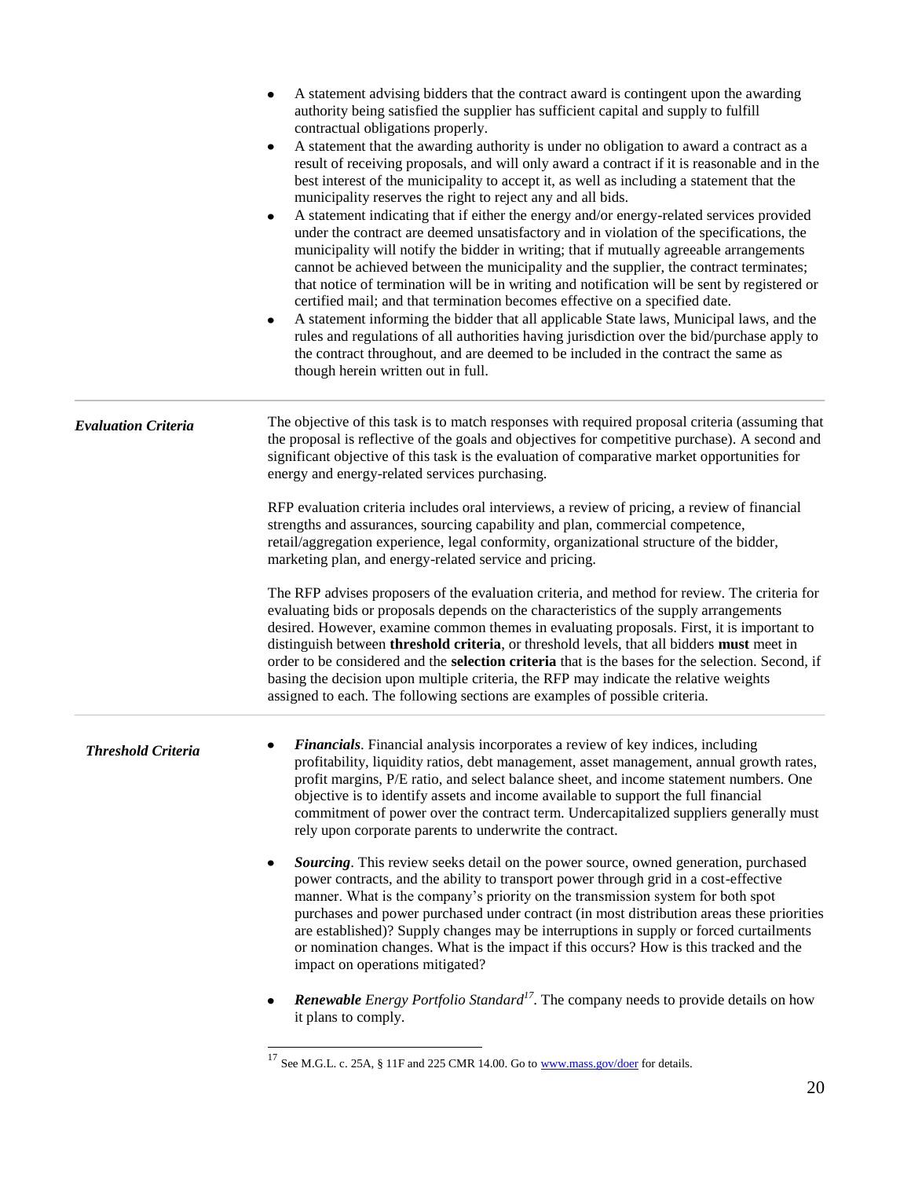- A statement advising bidders that the contract award is contingent upon the awarding authority being satisfied the supplier has sufficient capital and supply to fulfill contractual obligations properly.
- A statement that the awarding authority is under no obligation to award a contract as a result of receiving proposals, and will only award a contract if it is reasonable and in the best interest of the municipality to accept it, as well as including a statement that the municipality reserves the right to reject any and all bids.
- A statement indicating that if either the energy and/or energy-related services provided under the contract are deemed unsatisfactory and in violation of the specifications, the municipality will notify the bidder in writing; that if mutually agreeable arrangements cannot be achieved between the municipality and the supplier, the contract terminates; that notice of termination will be in writing and notification will be sent by registered or certified mail; and that termination becomes effective on a specified date.
- A statement informing the bidder that all applicable State laws, Municipal laws, and the rules and regulations of all authorities having jurisdiction over the bid/purchase apply to the contract throughout, and are deemed to be included in the contract the same as though herein written out in full.

***Evaluation Criteria***

The objective of this task is to match responses with required proposal criteria (assuming that the proposal is reflective of the goals and objectives for competitive purchase). A second and significant objective of this task is the evaluation of comparative market opportunities for energy and energy-related services purchasing.

RFP evaluation criteria includes oral interviews, a review of pricing, a review of financial strengths and assurances, sourcing capability and plan, commercial competence, retail/aggregation experience, legal conformity, organizational structure of the bidder, marketing plan, and energy-related service and pricing.

The RFP advises proposers of the evaluation criteria, and method for review. The criteria for evaluating bids or proposals depends on the characteristics of the supply arrangements desired. However, examine common themes in evaluating proposals. First, it is important to distinguish between **threshold criteria**, or threshold levels, that all bidders **must** meet in order to be considered and the **selection criteria** that is the bases for the selection. Second, if basing the decision upon multiple criteria, the RFP may indicate the relative weights assigned to each. The following sections are examples of possible criteria.

***Threshold Criteria***

- ***Financials***. Financial analysis incorporates a review of key indices, including profitability, liquidity ratios, debt management, asset management, annual growth rates, profit margins, P/E ratio, and select balance sheet, and income statement numbers. One objective is to identify assets and income available to support the full financial commitment of power over the contract term. Undercapitalized suppliers generally must rely upon corporate parents to underwrite the contract.

- ***Sourcing***. This review seeks detail on the power source, owned generation, purchased power contracts, and the ability to transport power through grid in a cost-effective manner. What is the company's priority on the transmission system for both spot purchases and power purchased under contract (in most distribution areas these priorities are established)? Supply changes may be interruptions in supply or forced curtailments or nomination changes. What is the impact if this occurs? How is this tracked and the impact on operations mitigated?

- ***Renewable** Energy Portfolio Standard*[17]. The company needs to provide details on how it plans to comply.

[17] See M.G.L. c. 25A, § 11F and 225 CMR 14.00. Go to www.mass.gov/doer for details.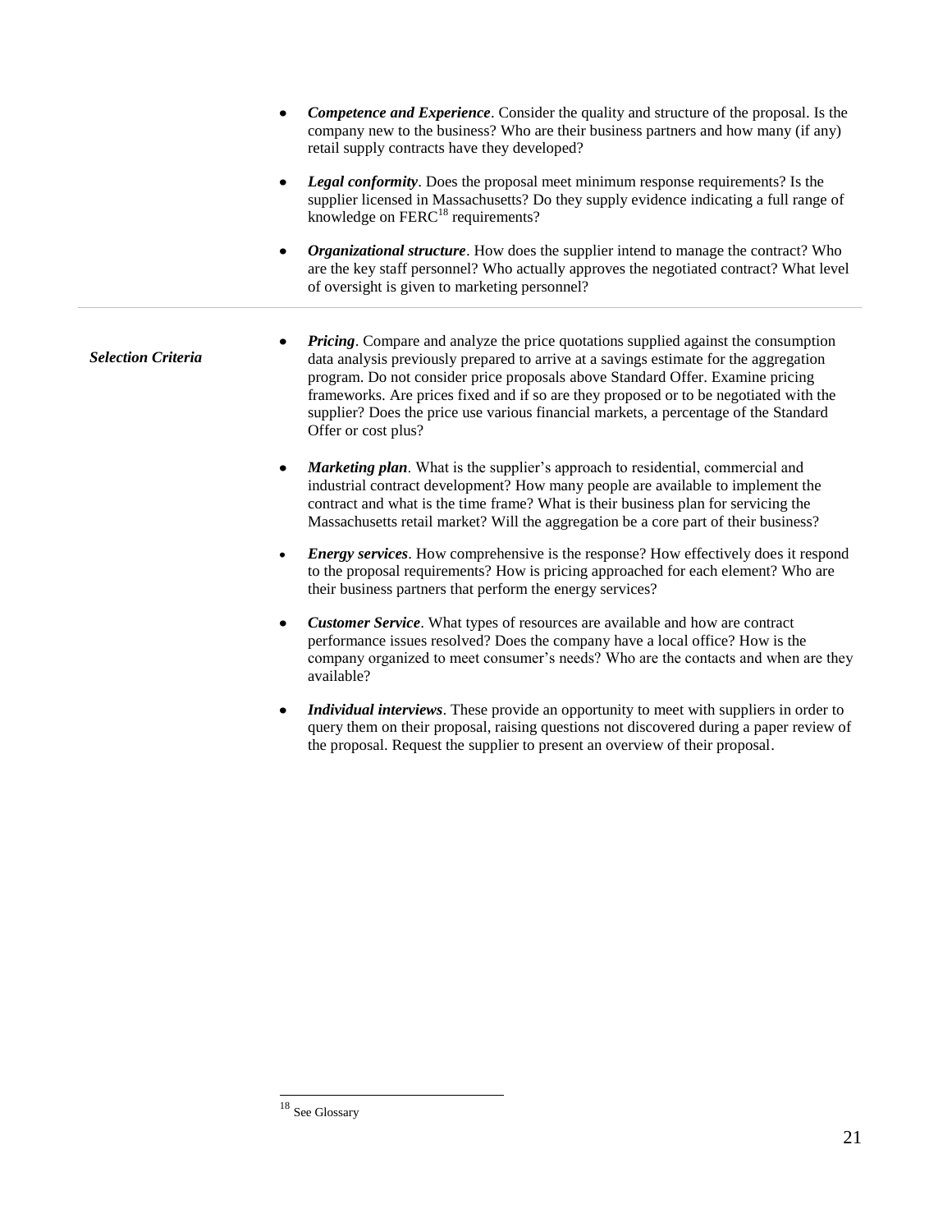- ***Competence and Experience***. Consider the quality and structure of the proposal. Is the company new to the business? Who are their business partners and how many (if any) retail supply contracts have they developed?

- ***Legal conformity***. Does the proposal meet minimum response requirements? Is the supplier licensed in Massachusetts? Do they supply evidence indicating a full range of knowledge on FERC[18] requirements?

- ***Organizational structure***. How does the supplier intend to manage the contract? Who are the key staff personnel? Who actually approves the negotiated contract? What level of oversight is given to marketing personnel?

---

***Selection Criteria***

- ***Pricing***. Compare and analyze the price quotations supplied against the consumption data analysis previously prepared to arrive at a savings estimate for the aggregation program. Do not consider price proposals above Standard Offer. Examine pricing frameworks. Are prices fixed and if so are they proposed or to be negotiated with the supplier? Does the price use various financial markets, a percentage of the Standard Offer or cost plus?

- ***Marketing plan***. What is the supplier's approach to residential, commercial and industrial contract development? How many people are available to implement the contract and what is the time frame? What is their business plan for servicing the Massachusetts retail market? Will the aggregation be a core part of their business?

- ***Energy services***. How comprehensive is the response? How effectively does it respond to the proposal requirements? How is pricing approached for each element? Who are their business partners that perform the energy services?

- ***Customer Service***. What types of resources are available and how are contract performance issues resolved? Does the company have a local office? How is the company organized to meet consumer's needs? Who are the contacts and when are they available?

- ***Individual interviews***. These provide an opportunity to meet with suppliers in order to query them on their proposal, raising questions not discovered during a paper review of the proposal. Request the supplier to present an overview of their proposal.

---

[18] See Glossary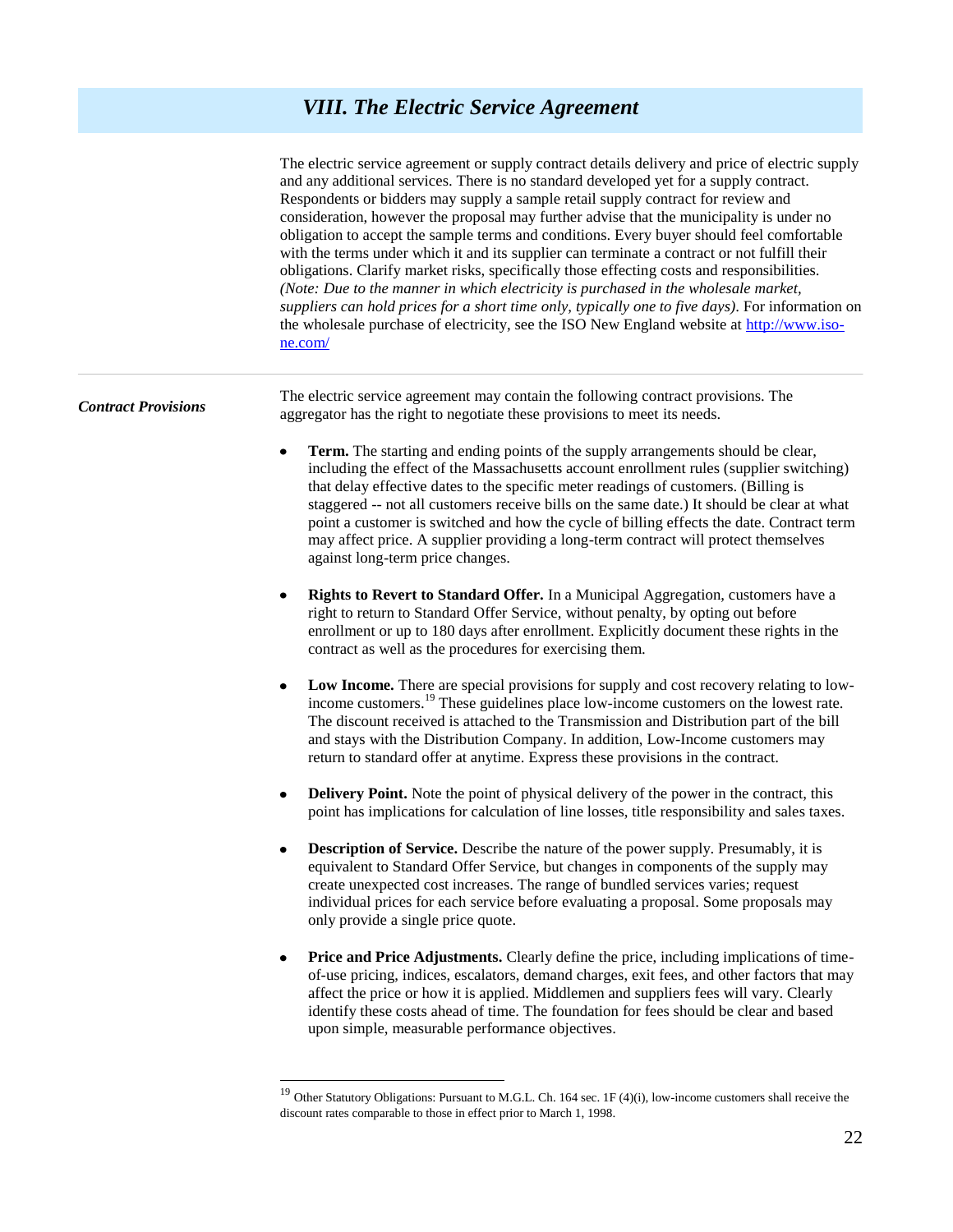## *VIII. The Electric Service Agreement*

The electric service agreement or supply contract details delivery and price of electric supply and any additional services. There is no standard developed yet for a supply contract. Respondents or bidders may supply a sample retail supply contract for review and consideration, however the proposal may further advise that the municipality is under no obligation to accept the sample terms and conditions. Every buyer should feel comfortable with the terms under which it and its supplier can terminate a contract or not fulfill their obligations. Clarify market risks, specifically those effecting costs and responsibilities. *(Note: Due to the manner in which electricity is purchased in the wholesale market, suppliers can hold prices for a short time only, typically one to five days)*. For information on the wholesale purchase of electricity, see the ISO New England website at [http://www.iso-ne.com/](http://www.iso-ne.com/)

***Contract Provisions***

The electric service agreement may contain the following contract provisions. The aggregator has the right to negotiate these provisions to meet its needs.

- **Term.** The starting and ending points of the supply arrangements should be clear, including the effect of the Massachusetts account enrollment rules (supplier switching) that delay effective dates to the specific meter readings of customers. (Billing is staggered -- not all customers receive bills on the same date.) It should be clear at what point a customer is switched and how the cycle of billing effects the date. Contract term may affect price. A supplier providing a long-term contract will protect themselves against long-term price changes.

- **Rights to Revert to Standard Offer.** In a Municipal Aggregation, customers have a right to return to Standard Offer Service, without penalty, by opting out before enrollment or up to 180 days after enrollment. Explicitly document these rights in the contract as well as the procedures for exercising them.

- **Low Income.** There are special provisions for supply and cost recovery relating to low-income customers.[19] These guidelines place low-income customers on the lowest rate. The discount received is attached to the Transmission and Distribution part of the bill and stays with the Distribution Company. In addition, Low-Income customers may return to standard offer at anytime. Express these provisions in the contract.

- **Delivery Point.** Note the point of physical delivery of the power in the contract, this point has implications for calculation of line losses, title responsibility and sales taxes.

- **Description of Service.** Describe the nature of the power supply. Presumably, it is equivalent to Standard Offer Service, but changes in components of the supply may create unexpected cost increases. The range of bundled services varies; request individual prices for each service before evaluating a proposal. Some proposals may only provide a single price quote.

- **Price and Price Adjustments.** Clearly define the price, including implications of time-of-use pricing, indices, escalators, demand charges, exit fees, and other factors that may affect the price or how it is applied. Middlemen and suppliers fees will vary. Clearly identify these costs ahead of time. The foundation for fees should be clear and based upon simple, measurable performance objectives.

---

[19] Other Statutory Obligations: Pursuant to M.G.L. Ch. 164 sec. 1F (4)(i), low-income customers shall receive the discount rates comparable to those in effect prior to March 1, 1998.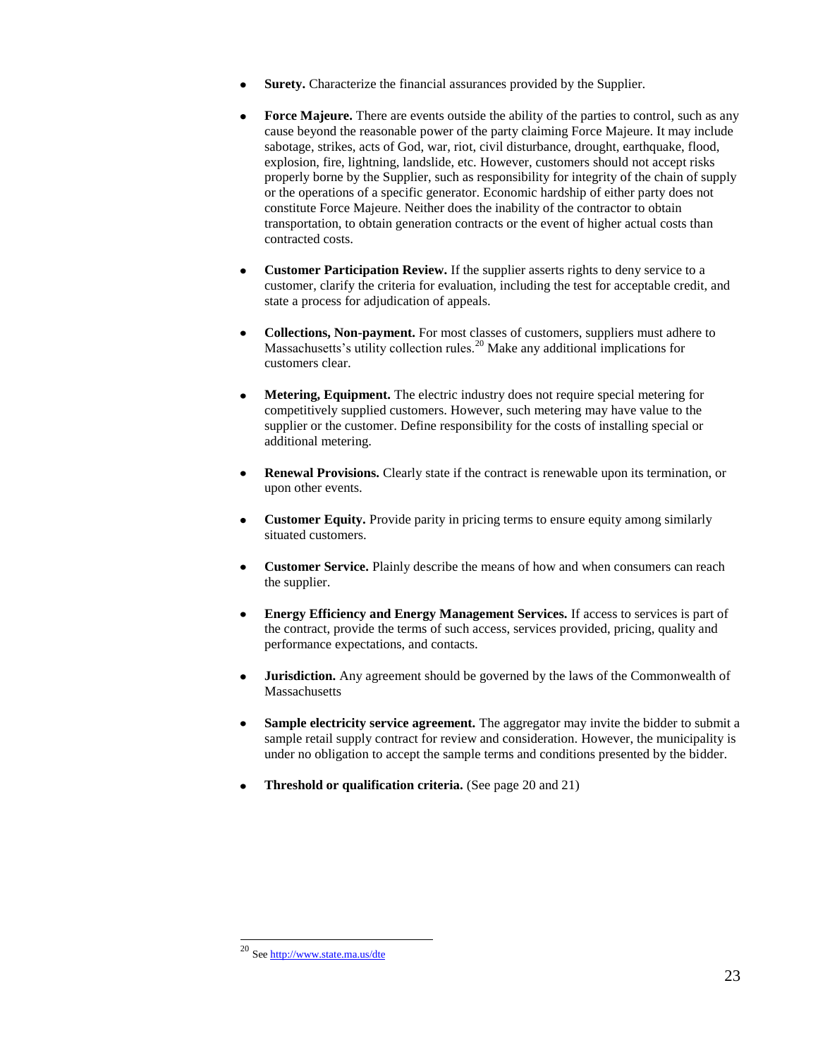- **Surety.** Characterize the financial assurances provided by the Supplier.

- **Force Majeure.** There are events outside the ability of the parties to control, such as any cause beyond the reasonable power of the party claiming Force Majeure. It may include sabotage, strikes, acts of God, war, riot, civil disturbance, drought, earthquake, flood, explosion, fire, lightning, landslide, etc. However, customers should not accept risks properly borne by the Supplier, such as responsibility for integrity of the chain of supply or the operations of a specific generator. Economic hardship of either party does not constitute Force Majeure. Neither does the inability of the contractor to obtain transportation, to obtain generation contracts or the event of higher actual costs than contracted costs.

- **Customer Participation Review.** If the supplier asserts rights to deny service to a customer, clarify the criteria for evaluation, including the test for acceptable credit, and state a process for adjudication of appeals.

- **Collections, Non-payment.** For most classes of customers, suppliers must adhere to Massachusetts's utility collection rules.[20] Make any additional implications for customers clear.

- **Metering, Equipment.** The electric industry does not require special metering for competitively supplied customers. However, such metering may have value to the supplier or the customer. Define responsibility for the costs of installing special or additional metering.

- **Renewal Provisions.** Clearly state if the contract is renewable upon its termination, or upon other events.

- **Customer Equity.** Provide parity in pricing terms to ensure equity among similarly situated customers.

- **Customer Service.** Plainly describe the means of how and when consumers can reach the supplier.

- **Energy Efficiency and Energy Management Services.** If access to services is part of the contract, provide the terms of such access, services provided, pricing, quality and performance expectations, and contacts.

- **Jurisdiction.** Any agreement should be governed by the laws of the Commonwealth of Massachusetts

- **Sample electricity service agreement.** The aggregator may invite the bidder to submit a sample retail supply contract for review and consideration. However, the municipality is under no obligation to accept the sample terms and conditions presented by the bidder.

- **Threshold or qualification criteria.** (See page 20 and 21)

---

[20] See http://www.state.ma.us/dte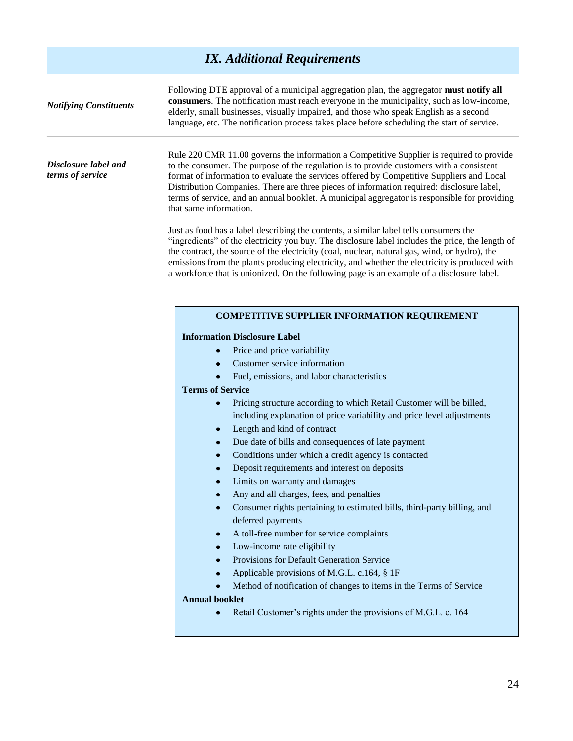## *IX. Additional Requirements*

***Notifying Constituents***

Following DTE approval of a municipal aggregation plan, the aggregator **must notify all consumers**. The notification must reach everyone in the municipality, such as low-income, elderly, small businesses, visually impaired, and those who speak English as a second language, etc. The notification process takes place before scheduling the start of service.

***Disclosure label and terms of service***

Rule 220 CMR 11.00 governs the information a Competitive Supplier is required to provide to the consumer. The purpose of the regulation is to provide customers with a consistent format of information to evaluate the services offered by Competitive Suppliers and Local Distribution Companies. There are three pieces of information required: disclosure label, terms of service, and an annual booklet. A municipal aggregator is responsible for providing that same information.

Just as food has a label describing the contents, a similar label tells consumers the "ingredients" of the electricity you buy. The disclosure label includes the price, the length of the contract, the source of the electricity (coal, nuclear, natural gas, wind, or hydro), the emissions from the plants producing electricity, and whether the electricity is produced with a workforce that is unionized. On the following page is an example of a disclosure label.

**COMPETITIVE SUPPLIER INFORMATION REQUIREMENT**

**Information Disclosure Label**

- Price and price variability
- Customer service information
- Fuel, emissions, and labor characteristics

**Terms of Service**

- Pricing structure according to which Retail Customer will be billed, including explanation of price variability and price level adjustments
- Length and kind of contract
- Due date of bills and consequences of late payment
- Conditions under which a credit agency is contacted
- Deposit requirements and interest on deposits
- Limits on warranty and damages
- Any and all charges, fees, and penalties
- Consumer rights pertaining to estimated bills, third-party billing, and deferred payments
- A toll-free number for service complaints
- Low-income rate eligibility
- Provisions for Default Generation Service
- Applicable provisions of M.G.L. c.164, § 1F
- Method of notification of changes to items in the Terms of Service

**Annual booklet**

- Retail Customer's rights under the provisions of M.G.L. c. 164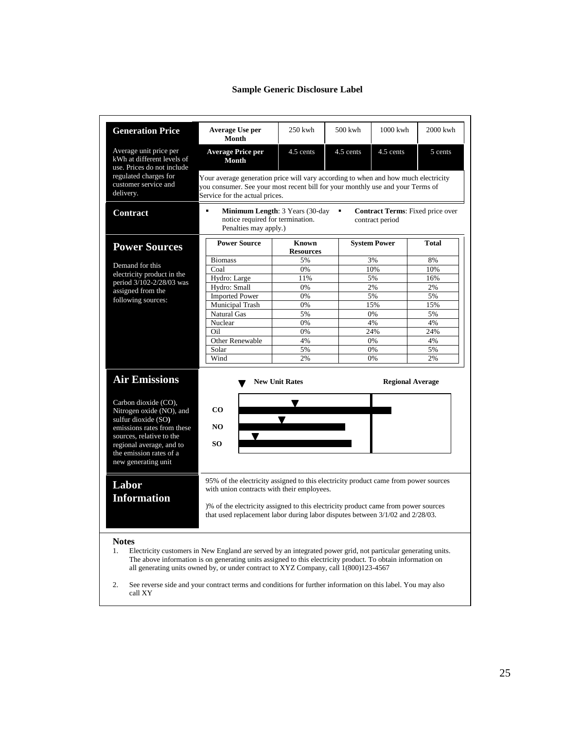**Sample Generic Disclosure Label**

## Generation Price

Average unit price per kWh at different levels of use. Prices do not include regulated charges for customer service and delivery.

| Average Use per Month | 250 kwh | 500 kwh | 1000 kwh | 2000 kwh |
|---|---|---|---|---|
| Average Price per Month | 4.5 cents | 4.5 cents | 4.5 cents | 5 cents |

Your average generation price will vary according to when and how much electricity you consumer. See your most recent bill for your monthly use and your Terms of Service for the actual prices.

## Contract

- **Minimum Length**: 3 Years (30-day notice required for termination. Penalties may apply.)
- **Contract Terms**: Fixed price over contract period

## Power Sources

Demand for this electricity product in the period 3/102-2/28/03 was assigned from the following sources:

| Power Source | Known Resources | System Power | Total |
|---|---|---|---|
| Biomass | 5% | 3% | 8% |
| Coal | 0% | 10% | 10% |
| Hydro: Large | 11% | 5% | 16% |
| Hydro: Small | 0% | 2% | 2% |
| Imported Power | 0% | 5% | 5% |
| Municipal Trash | 0% | 15% | 15% |
| Natural Gas | 5% | 0% | 5% |
| Nuclear | 0% | 4% | 4% |
| Oil | 0% | 24% | 24% |
| Other Renewable | 4% | 0% | 4% |
| Solar | 5% | 0% | 5% |
| Wind | 2% | 0% | 2% |

## Air Emissions

Carbon dioxide (CO), Nitrogen oxide (NO), and sulfur dioxide (SO) emissions rates from these sources, relative to the regional average, and to the emission rates of a new generating unit

▼ New Unit Rates — Regional Average

CO

NO

SO

## Labor Information

95% of the electricity assigned to this electricity product came from power sources with union contracts with their employees.

)% of the electricity assigned to this electricity product came from power sources that used replacement labor during labor disputes between 3/1/02 and 2/28/03.

**Notes**

1. Electricity customers in New England are served by an integrated power grid, not particular generating units. The above information is on generating units assigned to this electricity product. To obtain information on all generating units owned by, or under contract to XYZ Company, call 1(800)123-4567
2. See reverse side and your contract terms and conditions for further information on this label. You may also call XY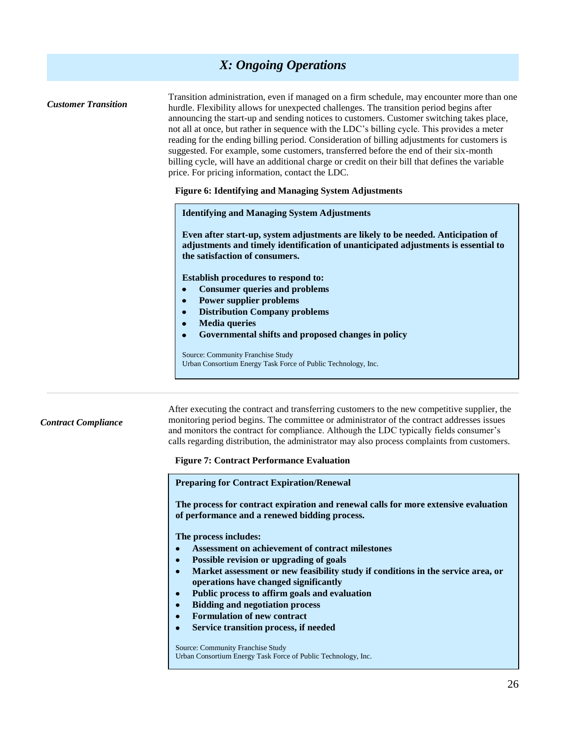# *X: Ongoing Operations*

***Customer Transition***

Transition administration, even if managed on a firm schedule, may encounter more than one hurdle. Flexibility allows for unexpected challenges. The transition period begins after announcing the start-up and sending notices to customers. Customer switching takes place, not all at once, but rather in sequence with the LDC's billing cycle. This provides a meter reading for the ending billing period. Consideration of billing adjustments for customers is suggested. For example, some customers, transferred before the end of their six-month billing cycle, will have an additional charge or credit on their bill that defines the variable price. For pricing information, contact the LDC.

**Figure 6: Identifying and Managing System Adjustments**

> **Identifying and Managing System Adjustments**
>
> **Even after start-up, system adjustments are likely to be needed. Anticipation of adjustments and timely identification of unanticipated adjustments is essential to the satisfaction of consumers.**
>
> **Establish procedures to respond to:**
>
> - **Consumer queries and problems**
> - **Power supplier problems**
> - **Distribution Company problems**
> - **Media queries**
> - **Governmental shifts and proposed changes in policy**
>
> Source: Community Franchise Study
> Urban Consortium Energy Task Force of Public Technology, Inc.

---

***Contract Compliance***

After executing the contract and transferring customers to the new competitive supplier, the monitoring period begins. The committee or administrator of the contract addresses issues and monitors the contract for compliance. Although the LDC typically fields consumer's calls regarding distribution, the administrator may also process complaints from customers.

**Figure 7: Contract Performance Evaluation**

> **Preparing for Contract Expiration/Renewal**
>
> **The process for contract expiration and renewal calls for more extensive evaluation of performance and a renewed bidding process.**
>
> **The process includes:**
>
> - **Assessment on achievement of contract milestones**
> - **Possible revision or upgrading of goals**
> - **Market assessment or new feasibility study if conditions in the service area, or operations have changed significantly**
> - **Public process to affirm goals and evaluation**
> - **Bidding and negotiation process**
> - **Formulation of new contract**
> - **Service transition process, if needed**
>
> Source: Community Franchise Study
> Urban Consortium Energy Task Force of Public Technology, Inc.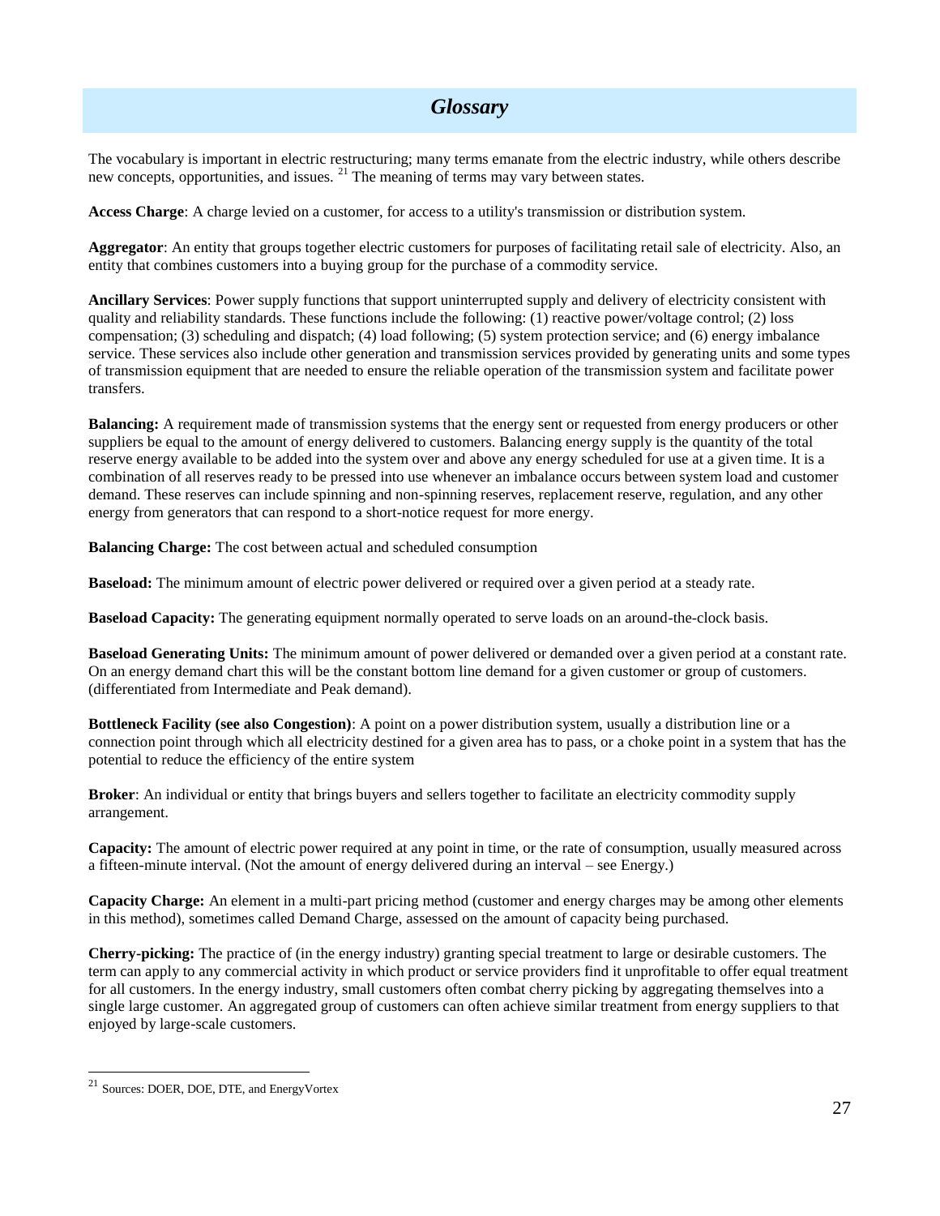## *Glossary*

The vocabulary is important in electric restructuring; many terms emanate from the electric industry, while others describe new concepts, opportunities, and issues. [21] The meaning of terms may vary between states.

**Access Charge**: A charge levied on a customer, for access to a utility's transmission or distribution system.

**Aggregator**: An entity that groups together electric customers for purposes of facilitating retail sale of electricity. Also, an entity that combines customers into a buying group for the purchase of a commodity service.

**Ancillary Services**: Power supply functions that support uninterrupted supply and delivery of electricity consistent with quality and reliability standards. These functions include the following: (1) reactive power/voltage control; (2) loss compensation; (3) scheduling and dispatch; (4) load following; (5) system protection service; and (6) energy imbalance service. These services also include other generation and transmission services provided by generating units and some types of transmission equipment that are needed to ensure the reliable operation of the transmission system and facilitate power transfers.

**Balancing:** A requirement made of transmission systems that the energy sent or requested from energy producers or other suppliers be equal to the amount of energy delivered to customers. Balancing energy supply is the quantity of the total reserve energy available to be added into the system over and above any energy scheduled for use at a given time. It is a combination of all reserves ready to be pressed into use whenever an imbalance occurs between system load and customer demand. These reserves can include spinning and non-spinning reserves, replacement reserve, regulation, and any other energy from generators that can respond to a short-notice request for more energy.

**Balancing Charge:** The cost between actual and scheduled consumption

**Baseload:** The minimum amount of electric power delivered or required over a given period at a steady rate.

**Baseload Capacity:** The generating equipment normally operated to serve loads on an around-the-clock basis.

**Baseload Generating Units:** The minimum amount of power delivered or demanded over a given period at a constant rate. On an energy demand chart this will be the constant bottom line demand for a given customer or group of customers. (differentiated from Intermediate and Peak demand).

**Bottleneck Facility (see also Congestion)**: A point on a power distribution system, usually a distribution line or a connection point through which all electricity destined for a given area has to pass, or a choke point in a system that has the potential to reduce the efficiency of the entire system

**Broker**: An individual or entity that brings buyers and sellers together to facilitate an electricity commodity supply arrangement.

**Capacity:** The amount of electric power required at any point in time, or the rate of consumption, usually measured across a fifteen-minute interval. (Not the amount of energy delivered during an interval – see Energy.)

**Capacity Charge:** An element in a multi-part pricing method (customer and energy charges may be among other elements in this method), sometimes called Demand Charge, assessed on the amount of capacity being purchased.

**Cherry-picking:** The practice of (in the energy industry) granting special treatment to large or desirable customers. The term can apply to any commercial activity in which product or service providers find it unprofitable to offer equal treatment for all customers. In the energy industry, small customers often combat cherry picking by aggregating themselves into a single large customer. An aggregated group of customers can often achieve similar treatment from energy suppliers to that enjoyed by large-scale customers.

---

[21] Sources: DOER, DOE, DTE, and EnergyVortex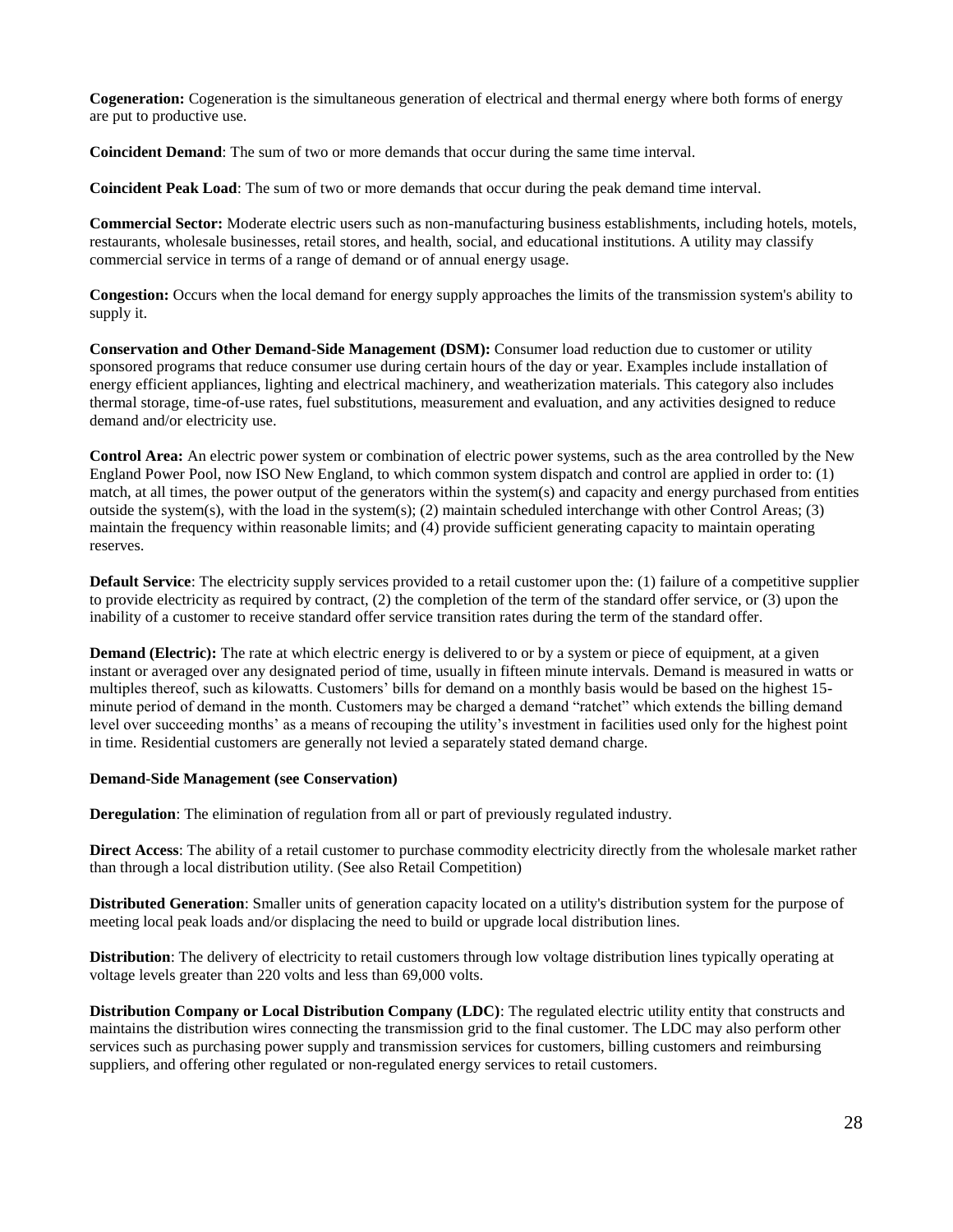**Cogeneration:** Cogeneration is the simultaneous generation of electrical and thermal energy where both forms of energy are put to productive use.

**Coincident Demand**: The sum of two or more demands that occur during the same time interval.

**Coincident Peak Load**: The sum of two or more demands that occur during the peak demand time interval.

**Commercial Sector:** Moderate electric users such as non-manufacturing business establishments, including hotels, motels, restaurants, wholesale businesses, retail stores, and health, social, and educational institutions. A utility may classify commercial service in terms of a range of demand or of annual energy usage.

**Congestion:** Occurs when the local demand for energy supply approaches the limits of the transmission system's ability to supply it.

**Conservation and Other Demand-Side Management (DSM):** Consumer load reduction due to customer or utility sponsored programs that reduce consumer use during certain hours of the day or year. Examples include installation of energy efficient appliances, lighting and electrical machinery, and weatherization materials. This category also includes thermal storage, time-of-use rates, fuel substitutions, measurement and evaluation, and any activities designed to reduce demand and/or electricity use.

**Control Area:** An electric power system or combination of electric power systems, such as the area controlled by the New England Power Pool, now ISO New England, to which common system dispatch and control are applied in order to: (1) match, at all times, the power output of the generators within the system(s) and capacity and energy purchased from entities outside the system(s), with the load in the system(s); (2) maintain scheduled interchange with other Control Areas; (3) maintain the frequency within reasonable limits; and (4) provide sufficient generating capacity to maintain operating reserves.

**Default Service**: The electricity supply services provided to a retail customer upon the: (1) failure of a competitive supplier to provide electricity as required by contract, (2) the completion of the term of the standard offer service, or (3) upon the inability of a customer to receive standard offer service transition rates during the term of the standard offer.

**Demand (Electric):** The rate at which electric energy is delivered to or by a system or piece of equipment, at a given instant or averaged over any designated period of time, usually in fifteen minute intervals. Demand is measured in watts or multiples thereof, such as kilowatts. Customers' bills for demand on a monthly basis would be based on the highest 15-minute period of demand in the month. Customers may be charged a demand "ratchet" which extends the billing demand level over succeeding months' as a means of recouping the utility's investment in facilities used only for the highest point in time. Residential customers are generally not levied a separately stated demand charge.

**Demand-Side Management (see Conservation)**

**Deregulation**: The elimination of regulation from all or part of previously regulated industry.

**Direct Access**: The ability of a retail customer to purchase commodity electricity directly from the wholesale market rather than through a local distribution utility. (See also Retail Competition)

**Distributed Generation**: Smaller units of generation capacity located on a utility's distribution system for the purpose of meeting local peak loads and/or displacing the need to build or upgrade local distribution lines.

**Distribution**: The delivery of electricity to retail customers through low voltage distribution lines typically operating at voltage levels greater than 220 volts and less than 69,000 volts.

**Distribution Company or Local Distribution Company (LDC)**: The regulated electric utility entity that constructs and maintains the distribution wires connecting the transmission grid to the final customer. The LDC may also perform other services such as purchasing power supply and transmission services for customers, billing customers and reimbursing suppliers, and offering other regulated or non-regulated energy services to retail customers.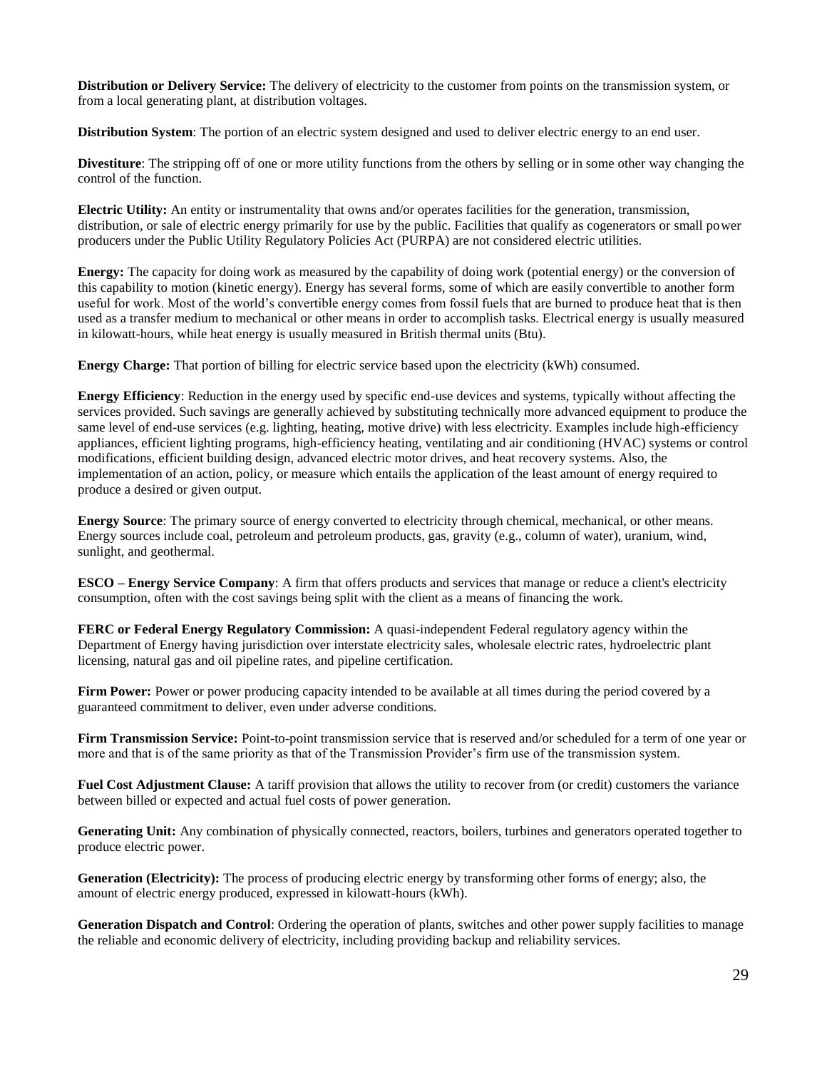**Distribution or Delivery Service:** The delivery of electricity to the customer from points on the transmission system, or from a local generating plant, at distribution voltages.

**Distribution System**: The portion of an electric system designed and used to deliver electric energy to an end user.

**Divestiture**: The stripping off of one or more utility functions from the others by selling or in some other way changing the control of the function.

**Electric Utility:** An entity or instrumentality that owns and/or operates facilities for the generation, transmission, distribution, or sale of electric energy primarily for use by the public. Facilities that qualify as cogenerators or small power producers under the Public Utility Regulatory Policies Act (PURPA) are not considered electric utilities.

**Energy:** The capacity for doing work as measured by the capability of doing work (potential energy) or the conversion of this capability to motion (kinetic energy). Energy has several forms, some of which are easily convertible to another form useful for work. Most of the world's convertible energy comes from fossil fuels that are burned to produce heat that is then used as a transfer medium to mechanical or other means in order to accomplish tasks. Electrical energy is usually measured in kilowatt-hours, while heat energy is usually measured in British thermal units (Btu).

**Energy Charge:** That portion of billing for electric service based upon the electricity (kWh) consumed.

**Energy Efficiency**: Reduction in the energy used by specific end-use devices and systems, typically without affecting the services provided. Such savings are generally achieved by substituting technically more advanced equipment to produce the same level of end-use services (e.g. lighting, heating, motive drive) with less electricity. Examples include high-efficiency appliances, efficient lighting programs, high-efficiency heating, ventilating and air conditioning (HVAC) systems or control modifications, efficient building design, advanced electric motor drives, and heat recovery systems. Also, the implementation of an action, policy, or measure which entails the application of the least amount of energy required to produce a desired or given output.

**Energy Source**: The primary source of energy converted to electricity through chemical, mechanical, or other means. Energy sources include coal, petroleum and petroleum products, gas, gravity (e.g., column of water), uranium, wind, sunlight, and geothermal.

**ESCO – Energy Service Company**: A firm that offers products and services that manage or reduce a client's electricity consumption, often with the cost savings being split with the client as a means of financing the work.

**FERC or Federal Energy Regulatory Commission:** A quasi-independent Federal regulatory agency within the Department of Energy having jurisdiction over interstate electricity sales, wholesale electric rates, hydroelectric plant licensing, natural gas and oil pipeline rates, and pipeline certification.

**Firm Power:** Power or power producing capacity intended to be available at all times during the period covered by a guaranteed commitment to deliver, even under adverse conditions.

**Firm Transmission Service:** Point-to-point transmission service that is reserved and/or scheduled for a term of one year or more and that is of the same priority as that of the Transmission Provider's firm use of the transmission system.

**Fuel Cost Adjustment Clause:** A tariff provision that allows the utility to recover from (or credit) customers the variance between billed or expected and actual fuel costs of power generation.

**Generating Unit:** Any combination of physically connected, reactors, boilers, turbines and generators operated together to produce electric power.

**Generation (Electricity):** The process of producing electric energy by transforming other forms of energy; also, the amount of electric energy produced, expressed in kilowatt-hours (kWh).

**Generation Dispatch and Control**: Ordering the operation of plants, switches and other power supply facilities to manage the reliable and economic delivery of electricity, including providing backup and reliability services.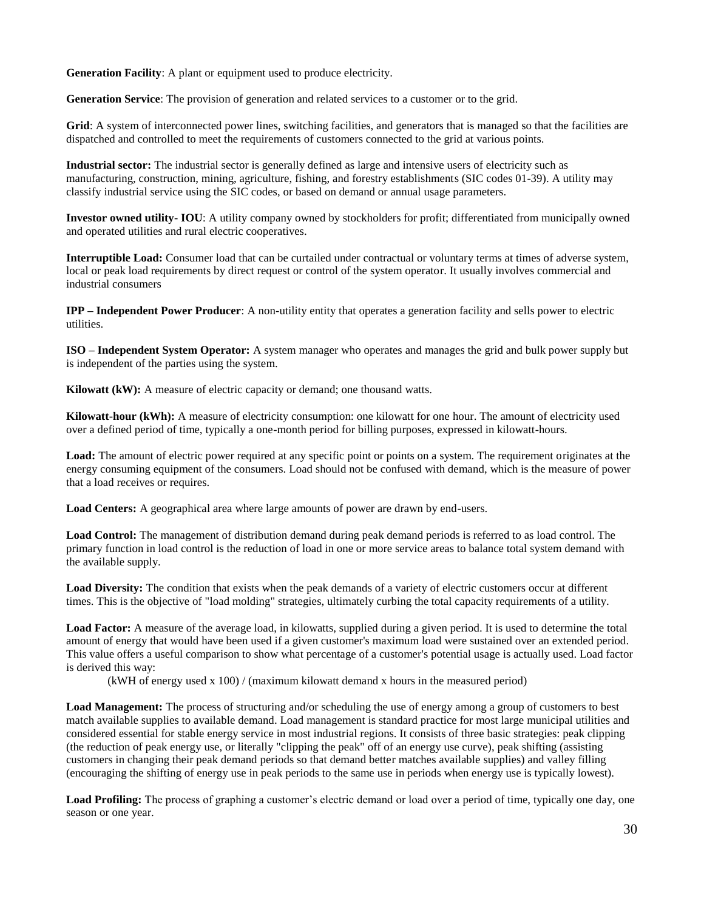**Generation Facility**: A plant or equipment used to produce electricity.

**Generation Service**: The provision of generation and related services to a customer or to the grid.

**Grid**: A system of interconnected power lines, switching facilities, and generators that is managed so that the facilities are dispatched and controlled to meet the requirements of customers connected to the grid at various points.

**Industrial sector:** The industrial sector is generally defined as large and intensive users of electricity such as manufacturing, construction, mining, agriculture, fishing, and forestry establishments (SIC codes 01-39). A utility may classify industrial service using the SIC codes, or based on demand or annual usage parameters.

**Investor owned utility- IOU**: A utility company owned by stockholders for profit; differentiated from municipally owned and operated utilities and rural electric cooperatives.

**Interruptible Load:** Consumer load that can be curtailed under contractual or voluntary terms at times of adverse system, local or peak load requirements by direct request or control of the system operator. It usually involves commercial and industrial consumers

**IPP – Independent Power Producer**: A non-utility entity that operates a generation facility and sells power to electric utilities.

**ISO – Independent System Operator:** A system manager who operates and manages the grid and bulk power supply but is independent of the parties using the system.

**Kilowatt (kW):** A measure of electric capacity or demand; one thousand watts.

**Kilowatt-hour (kWh):** A measure of electricity consumption: one kilowatt for one hour. The amount of electricity used over a defined period of time, typically a one-month period for billing purposes, expressed in kilowatt-hours.

**Load:** The amount of electric power required at any specific point or points on a system. The requirement originates at the energy consuming equipment of the consumers. Load should not be confused with demand, which is the measure of power that a load receives or requires.

**Load Centers:** A geographical area where large amounts of power are drawn by end-users.

**Load Control:** The management of distribution demand during peak demand periods is referred to as load control. The primary function in load control is the reduction of load in one or more service areas to balance total system demand with the available supply.

**Load Diversity:** The condition that exists when the peak demands of a variety of electric customers occur at different times. This is the objective of "load molding" strategies, ultimately curbing the total capacity requirements of a utility.

**Load Factor:** A measure of the average load, in kilowatts, supplied during a given period. It is used to determine the total amount of energy that would have been used if a given customer's maximum load were sustained over an extended period. This value offers a useful comparison to show what percentage of a customer's potential usage is actually used. Load factor is derived this way:

(kWH of energy used x 100) / (maximum kilowatt demand x hours in the measured period)

**Load Management:** The process of structuring and/or scheduling the use of energy among a group of customers to best match available supplies to available demand. Load management is standard practice for most large municipal utilities and considered essential for stable energy service in most industrial regions. It consists of three basic strategies: peak clipping (the reduction of peak energy use, or literally "clipping the peak" off of an energy use curve), peak shifting (assisting customers in changing their peak demand periods so that demand better matches available supplies) and valley filling (encouraging the shifting of energy use in peak periods to the same use in periods when energy use is typically lowest).

**Load Profiling:** The process of graphing a customer's electric demand or load over a period of time, typically one day, one season or one year.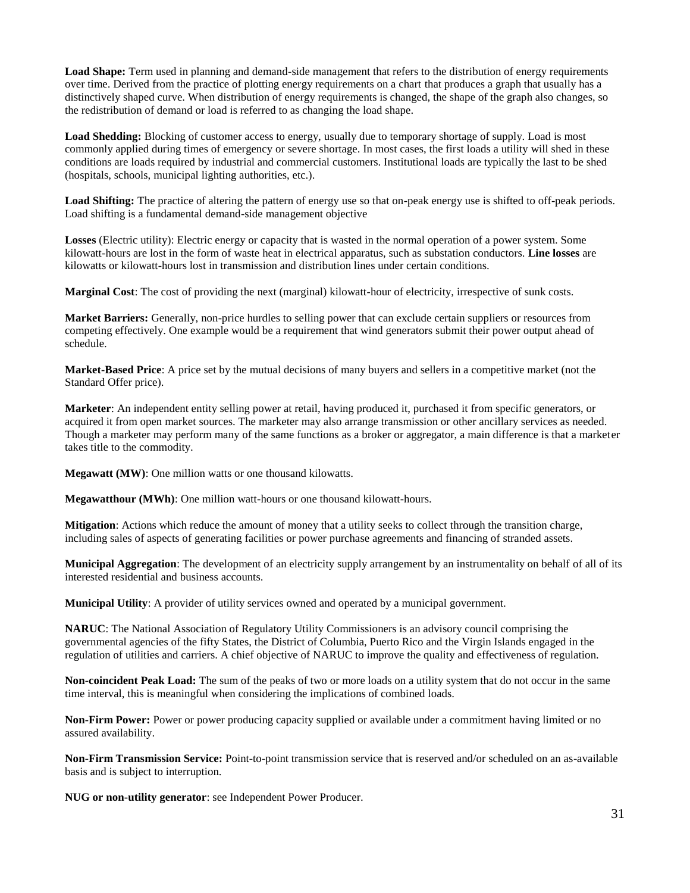**Load Shape:** Term used in planning and demand-side management that refers to the distribution of energy requirements over time. Derived from the practice of plotting energy requirements on a chart that produces a graph that usually has a distinctively shaped curve. When distribution of energy requirements is changed, the shape of the graph also changes, so the redistribution of demand or load is referred to as changing the load shape.

**Load Shedding:** Blocking of customer access to energy, usually due to temporary shortage of supply. Load is most commonly applied during times of emergency or severe shortage. In most cases, the first loads a utility will shed in these conditions are loads required by industrial and commercial customers. Institutional loads are typically the last to be shed (hospitals, schools, municipal lighting authorities, etc.).

**Load Shifting:** The practice of altering the pattern of energy use so that on-peak energy use is shifted to off-peak periods. Load shifting is a fundamental demand-side management objective

**Losses** (Electric utility): Electric energy or capacity that is wasted in the normal operation of a power system. Some kilowatt-hours are lost in the form of waste heat in electrical apparatus, such as substation conductors. **Line losses** are kilowatts or kilowatt-hours lost in transmission and distribution lines under certain conditions.

**Marginal Cost**: The cost of providing the next (marginal) kilowatt-hour of electricity, irrespective of sunk costs.

**Market Barriers:** Generally, non-price hurdles to selling power that can exclude certain suppliers or resources from competing effectively. One example would be a requirement that wind generators submit their power output ahead of schedule.

**Market-Based Price**: A price set by the mutual decisions of many buyers and sellers in a competitive market (not the Standard Offer price).

**Marketer**: An independent entity selling power at retail, having produced it, purchased it from specific generators, or acquired it from open market sources. The marketer may also arrange transmission or other ancillary services as needed. Though a marketer may perform many of the same functions as a broker or aggregator, a main difference is that a marketer takes title to the commodity.

**Megawatt (MW)**: One million watts or one thousand kilowatts.

**Megawatthour (MWh)**: One million watt-hours or one thousand kilowatt-hours.

**Mitigation**: Actions which reduce the amount of money that a utility seeks to collect through the transition charge, including sales of aspects of generating facilities or power purchase agreements and financing of stranded assets.

**Municipal Aggregation**: The development of an electricity supply arrangement by an instrumentality on behalf of all of its interested residential and business accounts.

**Municipal Utility**: A provider of utility services owned and operated by a municipal government.

**NARUC**: The National Association of Regulatory Utility Commissioners is an advisory council comprising the governmental agencies of the fifty States, the District of Columbia, Puerto Rico and the Virgin Islands engaged in the regulation of utilities and carriers. A chief objective of NARUC to improve the quality and effectiveness of regulation.

**Non-coincident Peak Load:** The sum of the peaks of two or more loads on a utility system that do not occur in the same time interval, this is meaningful when considering the implications of combined loads.

**Non-Firm Power:** Power or power producing capacity supplied or available under a commitment having limited or no assured availability.

**Non-Firm Transmission Service:** Point-to-point transmission service that is reserved and/or scheduled on an as-available basis and is subject to interruption.

**NUG or non-utility generator**: see Independent Power Producer.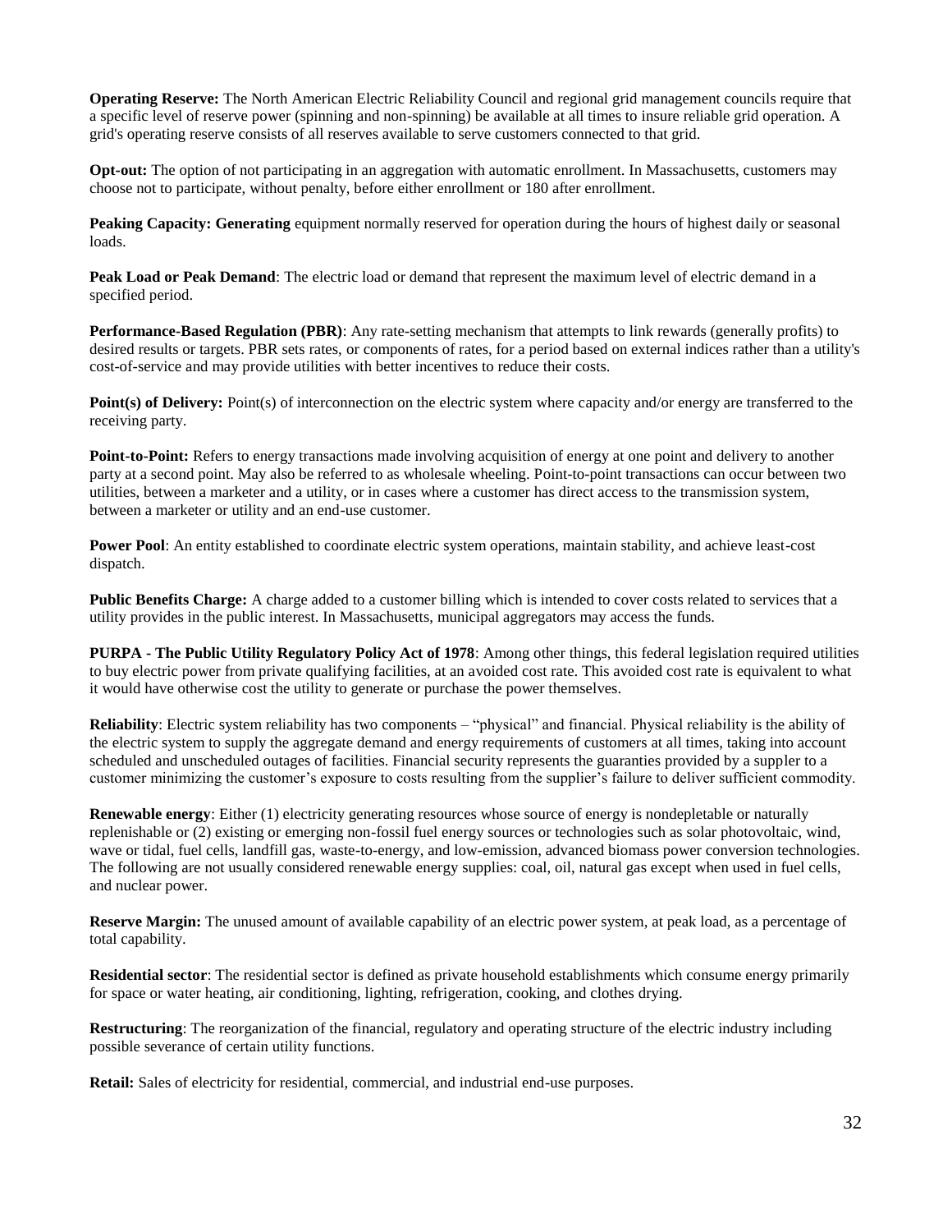**Operating Reserve:** The North American Electric Reliability Council and regional grid management councils require that a specific level of reserve power (spinning and non-spinning) be available at all times to insure reliable grid operation. A grid's operating reserve consists of all reserves available to serve customers connected to that grid.

**Opt-out:** The option of not participating in an aggregation with automatic enrollment. In Massachusetts, customers may choose not to participate, without penalty, before either enrollment or 180 after enrollment.

**Peaking Capacity: Generating** equipment normally reserved for operation during the hours of highest daily or seasonal loads.

**Peak Load or Peak Demand**: The electric load or demand that represent the maximum level of electric demand in a specified period.

**Performance-Based Regulation (PBR)**: Any rate-setting mechanism that attempts to link rewards (generally profits) to desired results or targets. PBR sets rates, or components of rates, for a period based on external indices rather than a utility's cost-of-service and may provide utilities with better incentives to reduce their costs.

**Point(s) of Delivery:** Point(s) of interconnection on the electric system where capacity and/or energy are transferred to the receiving party.

**Point-to-Point:** Refers to energy transactions made involving acquisition of energy at one point and delivery to another party at a second point. May also be referred to as wholesale wheeling. Point-to-point transactions can occur between two utilities, between a marketer and a utility, or in cases where a customer has direct access to the transmission system, between a marketer or utility and an end-use customer.

**Power Pool**: An entity established to coordinate electric system operations, maintain stability, and achieve least-cost dispatch.

**Public Benefits Charge:** A charge added to a customer billing which is intended to cover costs related to services that a utility provides in the public interest. In Massachusetts, municipal aggregators may access the funds.

**PURPA - The Public Utility Regulatory Policy Act of 1978**: Among other things, this federal legislation required utilities to buy electric power from private qualifying facilities, at an avoided cost rate. This avoided cost rate is equivalent to what it would have otherwise cost the utility to generate or purchase the power themselves.

**Reliability**: Electric system reliability has two components – "physical" and financial. Physical reliability is the ability of the electric system to supply the aggregate demand and energy requirements of customers at all times, taking into account scheduled and unscheduled outages of facilities. Financial security represents the guaranties provided by a suppler to a customer minimizing the customer's exposure to costs resulting from the supplier's failure to deliver sufficient commodity.

**Renewable energy**: Either (1) electricity generating resources whose source of energy is nondepletable or naturally replenishable or (2) existing or emerging non-fossil fuel energy sources or technologies such as solar photovoltaic, wind, wave or tidal, fuel cells, landfill gas, waste-to-energy, and low-emission, advanced biomass power conversion technologies. The following are not usually considered renewable energy supplies: coal, oil, natural gas except when used in fuel cells, and nuclear power.

**Reserve Margin:** The unused amount of available capability of an electric power system, at peak load, as a percentage of total capability.

**Residential sector**: The residential sector is defined as private household establishments which consume energy primarily for space or water heating, air conditioning, lighting, refrigeration, cooking, and clothes drying.

**Restructuring**: The reorganization of the financial, regulatory and operating structure of the electric industry including possible severance of certain utility functions.

**Retail:** Sales of electricity for residential, commercial, and industrial end-use purposes.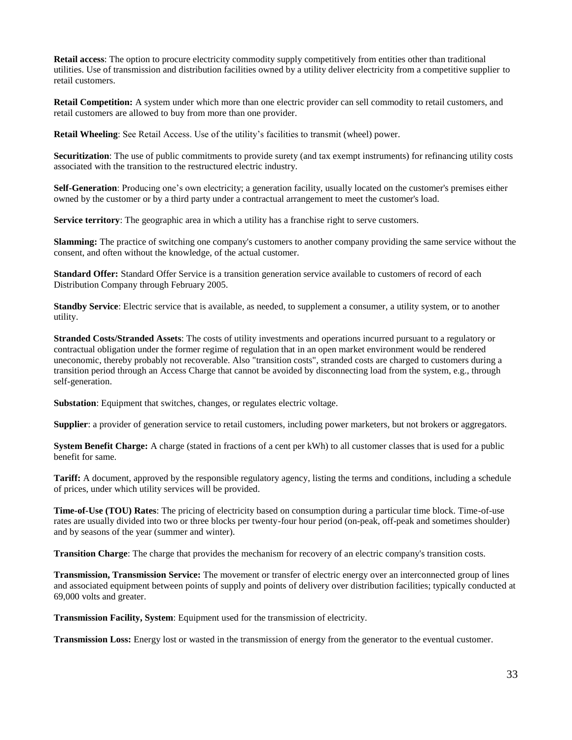**Retail access**: The option to procure electricity commodity supply competitively from entities other than traditional utilities. Use of transmission and distribution facilities owned by a utility deliver electricity from a competitive supplier to retail customers.

**Retail Competition:** A system under which more than one electric provider can sell commodity to retail customers, and retail customers are allowed to buy from more than one provider.

**Retail Wheeling**: See Retail Access. Use of the utility's facilities to transmit (wheel) power.

**Securitization**: The use of public commitments to provide surety (and tax exempt instruments) for refinancing utility costs associated with the transition to the restructured electric industry.

**Self-Generation**: Producing one's own electricity; a generation facility, usually located on the customer's premises either owned by the customer or by a third party under a contractual arrangement to meet the customer's load.

**Service territory**: The geographic area in which a utility has a franchise right to serve customers.

**Slamming:** The practice of switching one company's customers to another company providing the same service without the consent, and often without the knowledge, of the actual customer.

**Standard Offer:** Standard Offer Service is a transition generation service available to customers of record of each Distribution Company through February 2005.

**Standby Service**: Electric service that is available, as needed, to supplement a consumer, a utility system, or to another utility.

**Stranded Costs/Stranded Assets**: The costs of utility investments and operations incurred pursuant to a regulatory or contractual obligation under the former regime of regulation that in an open market environment would be rendered uneconomic, thereby probably not recoverable. Also "transition costs", stranded costs are charged to customers during a transition period through an Access Charge that cannot be avoided by disconnecting load from the system, e.g., through self-generation.

**Substation**: Equipment that switches, changes, or regulates electric voltage.

**Supplier**: a provider of generation service to retail customers, including power marketers, but not brokers or aggregators.

**System Benefit Charge:** A charge (stated in fractions of a cent per kWh) to all customer classes that is used for a public benefit for same.

**Tariff:** A document, approved by the responsible regulatory agency, listing the terms and conditions, including a schedule of prices, under which utility services will be provided.

**Time-of-Use (TOU) Rates**: The pricing of electricity based on consumption during a particular time block. Time-of-use rates are usually divided into two or three blocks per twenty-four hour period (on-peak, off-peak and sometimes shoulder) and by seasons of the year (summer and winter).

**Transition Charge**: The charge that provides the mechanism for recovery of an electric company's transition costs.

**Transmission, Transmission Service:** The movement or transfer of electric energy over an interconnected group of lines and associated equipment between points of supply and points of delivery over distribution facilities; typically conducted at 69,000 volts and greater.

**Transmission Facility, System**: Equipment used for the transmission of electricity.

**Transmission Loss:** Energy lost or wasted in the transmission of energy from the generator to the eventual customer.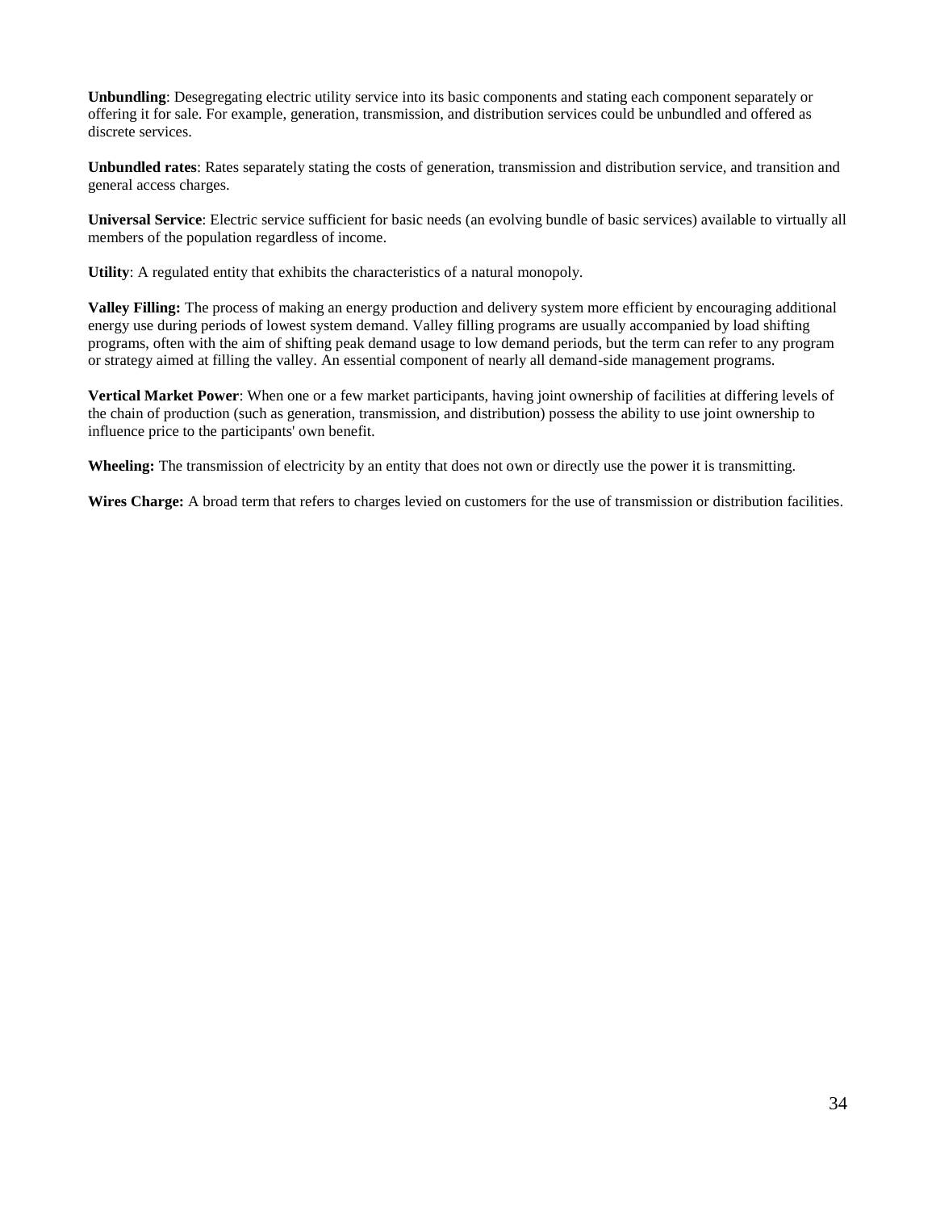**Unbundling**: Desegregating electric utility service into its basic components and stating each component separately or offering it for sale. For example, generation, transmission, and distribution services could be unbundled and offered as discrete services.

**Unbundled rates**: Rates separately stating the costs of generation, transmission and distribution service, and transition and general access charges.

**Universal Service**: Electric service sufficient for basic needs (an evolving bundle of basic services) available to virtually all members of the population regardless of income.

**Utility**: A regulated entity that exhibits the characteristics of a natural monopoly.

**Valley Filling:** The process of making an energy production and delivery system more efficient by encouraging additional energy use during periods of lowest system demand. Valley filling programs are usually accompanied by load shifting programs, often with the aim of shifting peak demand usage to low demand periods, but the term can refer to any program or strategy aimed at filling the valley. An essential component of nearly all demand-side management programs.

**Vertical Market Power**: When one or a few market participants, having joint ownership of facilities at differing levels of the chain of production (such as generation, transmission, and distribution) possess the ability to use joint ownership to influence price to the participants' own benefit.

**Wheeling:** The transmission of electricity by an entity that does not own or directly use the power it is transmitting.

**Wires Charge:** A broad term that refers to charges levied on customers for the use of transmission or distribution facilities.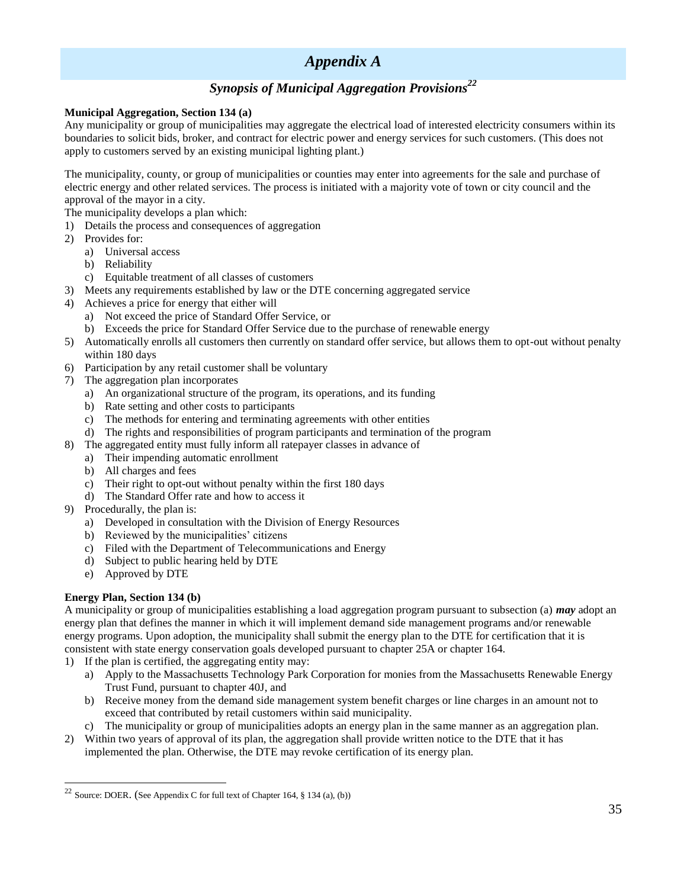# Appendix A

## Synopsis of Municipal Aggregation Provisions[22]

**Municipal Aggregation, Section 134 (a)**

Any municipality or group of municipalities may aggregate the electrical load of interested electricity consumers within its boundaries to solicit bids, broker, and contract for electric power and energy services for such customers. (This does not apply to customers served by an existing municipal lighting plant.)

The municipality, county, or group of municipalities or counties may enter into agreements for the sale and purchase of electric energy and other related services. The process is initiated with a majority vote of town or city council and the approval of the mayor in a city.

The municipality develops a plan which:

1) Details the process and consequences of aggregation
2) Provides for:
   a) Universal access
   b) Reliability
   c) Equitable treatment of all classes of customers
3) Meets any requirements established by law or the DTE concerning aggregated service
4) Achieves a price for energy that either will
   a) Not exceed the price of Standard Offer Service, or
   b) Exceeds the price for Standard Offer Service due to the purchase of renewable energy
5) Automatically enrolls all customers then currently on standard offer service, but allows them to opt-out without penalty within 180 days
6) Participation by any retail customer shall be voluntary
7) The aggregation plan incorporates
   a) An organizational structure of the program, its operations, and its funding
   b) Rate setting and other costs to participants
   c) The methods for entering and terminating agreements with other entities
   d) The rights and responsibilities of program participants and termination of the program
8) The aggregated entity must fully inform all ratepayer classes in advance of
   a) Their impending automatic enrollment
   b) All charges and fees
   c) Their right to opt-out without penalty within the first 180 days
   d) The Standard Offer rate and how to access it
9) Procedurally, the plan is:
   a) Developed in consultation with the Division of Energy Resources
   b) Reviewed by the municipalities' citizens
   c) Filed with the Department of Telecommunications and Energy
   d) Subject to public hearing held by DTE
   e) Approved by DTE

**Energy Plan, Section 134 (b)**

A municipality or group of municipalities establishing a load aggregation program pursuant to subsection (a) ***may*** adopt an energy plan that defines the manner in which it will implement demand side management programs and/or renewable energy programs. Upon adoption, the municipality shall submit the energy plan to the DTE for certification that it is consistent with state energy conservation goals developed pursuant to chapter 25A or chapter 164.

1) If the plan is certified, the aggregating entity may:
   a) Apply to the Massachusetts Technology Park Corporation for monies from the Massachusetts Renewable Energy Trust Fund, pursuant to chapter 40J, and
   b) Receive money from the demand side management system benefit charges or line charges in an amount not to exceed that contributed by retail customers within said municipality.
   c) The municipality or group of municipalities adopts an energy plan in the same manner as an aggregation plan.
2) Within two years of approval of its plan, the aggregation shall provide written notice to the DTE that it has implemented the plan. Otherwise, the DTE may revoke certification of its energy plan.

---

[22] Source: DOER. (See Appendix C for full text of Chapter 164, § 134 (a), (b))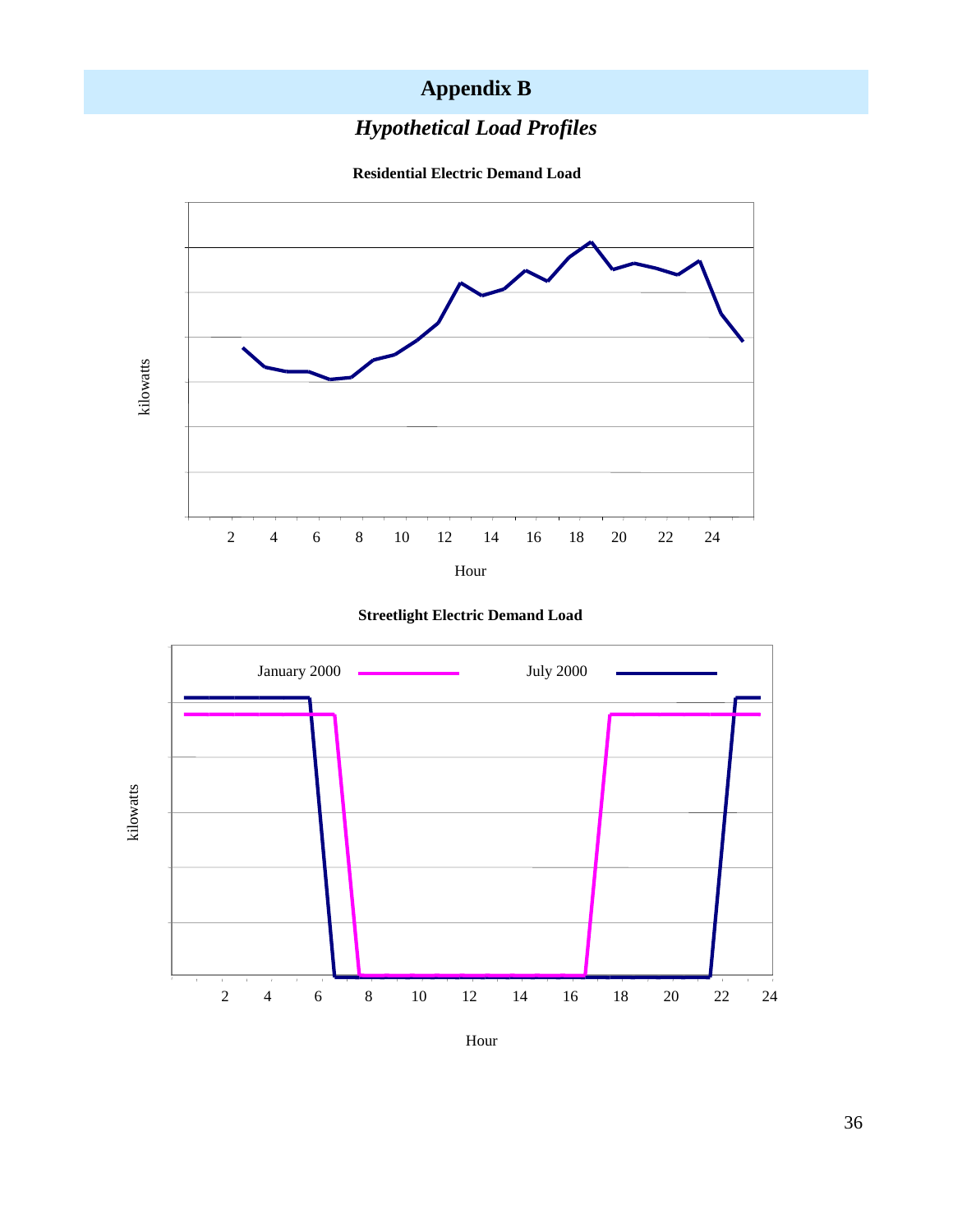# Appendix B

## *Hypothetical Load Profiles*

**Residential Electric Demand Load**

kilowatts

2 4 6 8 10 12 14 16 18 20 22 24

Hour

**Streetlight Electric Demand Load**

January 2000 July 2000

kilowatts

2 4 6 8 10 12 14 16 18 20 22 24

Hour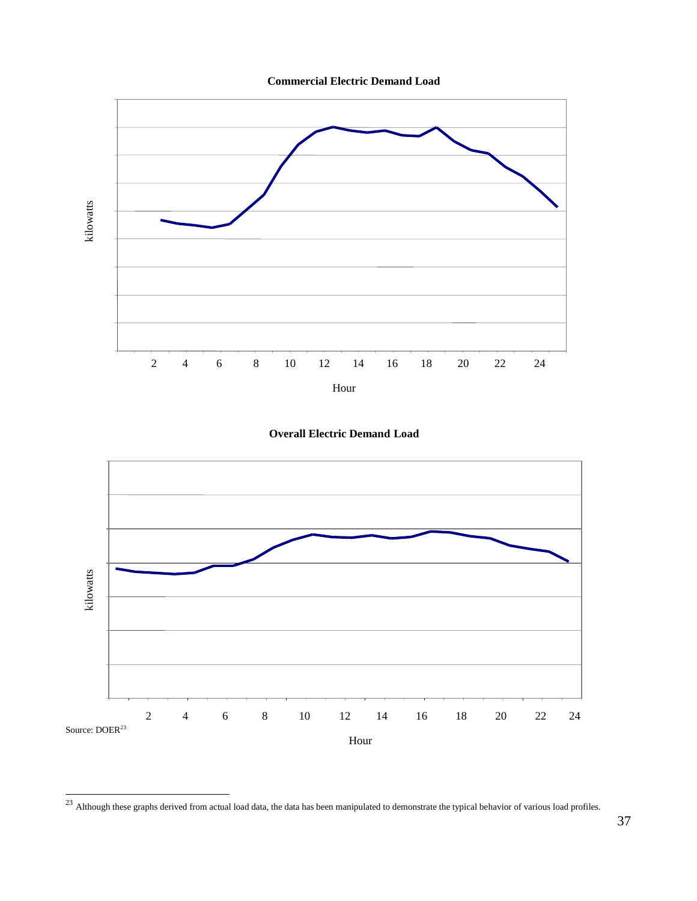**Commercial Electric Demand Load**

kilowatts

2 4 6 8 10 12 14 16 18 20 22 24

Hour

**Overall Electric Demand Load**

kilowatts

2 4 6 8 10 12 14 16 18 20 22 24

Source: DOER[23]

Hour

---

[23] Although these graphs derived from actual load data, the data has been manipulated to demonstrate the typical behavior of various load profiles.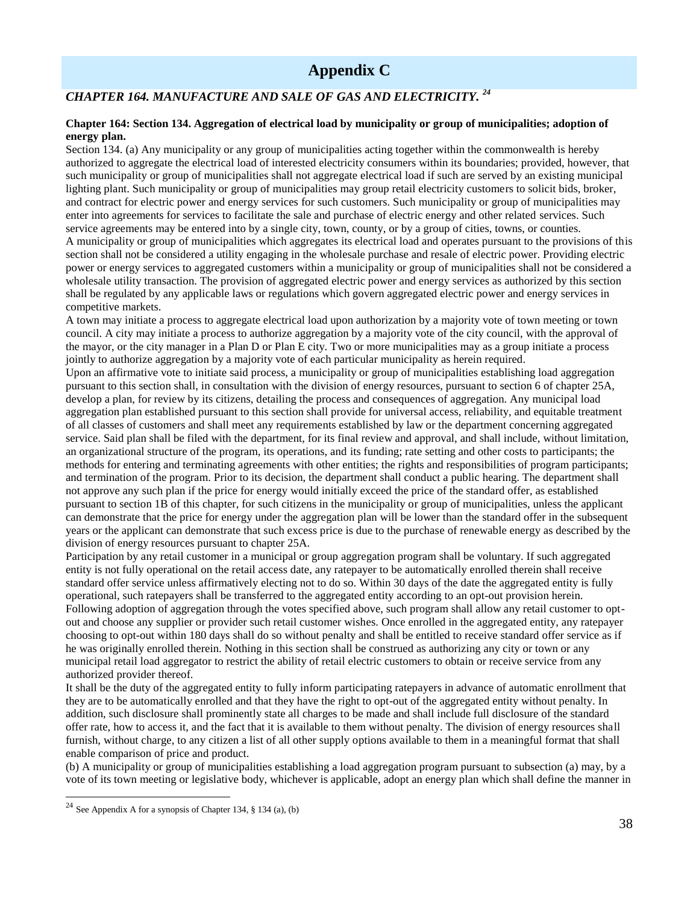# Appendix C

## *CHAPTER 164. MANUFACTURE AND SALE OF GAS AND ELECTRICITY.* [24]

**Chapter 164: Section 134. Aggregation of electrical load by municipality or group of municipalities; adoption of energy plan.**

Section 134. (a) Any municipality or any group of municipalities acting together within the commonwealth is hereby authorized to aggregate the electrical load of interested electricity consumers within its boundaries; provided, however, that such municipality or group of municipalities shall not aggregate electrical load if such are served by an existing municipal lighting plant. Such municipality or group of municipalities may group retail electricity customers to solicit bids, broker, and contract for electric power and energy services for such customers. Such municipality or group of municipalities may enter into agreements for services to facilitate the sale and purchase of electric energy and other related services. Such service agreements may be entered into by a single city, town, county, or by a group of cities, towns, or counties.

A municipality or group of municipalities which aggregates its electrical load and operates pursuant to the provisions of this section shall not be considered a utility engaging in the wholesale purchase and resale of electric power. Providing electric power or energy services to aggregated customers within a municipality or group of municipalities shall not be considered a wholesale utility transaction. The provision of aggregated electric power and energy services as authorized by this section shall be regulated by any applicable laws or regulations which govern aggregated electric power and energy services in competitive markets.

A town may initiate a process to aggregate electrical load upon authorization by a majority vote of town meeting or town council. A city may initiate a process to authorize aggregation by a majority vote of the city council, with the approval of the mayor, or the city manager in a Plan D or Plan E city. Two or more municipalities may as a group initiate a process jointly to authorize aggregation by a majority vote of each particular municipality as herein required.

Upon an affirmative vote to initiate said process, a municipality or group of municipalities establishing load aggregation pursuant to this section shall, in consultation with the division of energy resources, pursuant to section 6 of chapter 25A, develop a plan, for review by its citizens, detailing the process and consequences of aggregation. Any municipal load aggregation plan established pursuant to this section shall provide for universal access, reliability, and equitable treatment of all classes of customers and shall meet any requirements established by law or the department concerning aggregated service. Said plan shall be filed with the department, for its final review and approval, and shall include, without limitation, an organizational structure of the program, its operations, and its funding; rate setting and other costs to participants; the methods for entering and terminating agreements with other entities; the rights and responsibilities of program participants; and termination of the program. Prior to its decision, the department shall conduct a public hearing. The department shall not approve any such plan if the price for energy would initially exceed the price of the standard offer, as established pursuant to section 1B of this chapter, for such citizens in the municipality or group of municipalities, unless the applicant can demonstrate that the price for energy under the aggregation plan will be lower than the standard offer in the subsequent years or the applicant can demonstrate that such excess price is due to the purchase of renewable energy as described by the division of energy resources pursuant to chapter 25A.

Participation by any retail customer in a municipal or group aggregation program shall be voluntary. If such aggregated entity is not fully operational on the retail access date, any ratepayer to be automatically enrolled therein shall receive standard offer service unless affirmatively electing not to do so. Within 30 days of the date the aggregated entity is fully operational, such ratepayers shall be transferred to the aggregated entity according to an opt-out provision herein. Following adoption of aggregation through the votes specified above, such program shall allow any retail customer to opt-out and choose any supplier or provider such retail customer wishes. Once enrolled in the aggregated entity, any ratepayer choosing to opt-out within 180 days shall do so without penalty and shall be entitled to receive standard offer service as if he was originally enrolled therein. Nothing in this section shall be construed as authorizing any city or town or any municipal retail load aggregator to restrict the ability of retail electric customers to obtain or receive service from any authorized provider thereof.

It shall be the duty of the aggregated entity to fully inform participating ratepayers in advance of automatic enrollment that they are to be automatically enrolled and that they have the right to opt-out of the aggregated entity without penalty. In addition, such disclosure shall prominently state all charges to be made and shall include full disclosure of the standard offer rate, how to access it, and the fact that it is available to them without penalty. The division of energy resources shall furnish, without charge, to any citizen a list of all other supply options available to them in a meaningful format that shall enable comparison of price and product.

(b) A municipality or group of municipalities establishing a load aggregation program pursuant to subsection (a) may, by a vote of its town meeting or legislative body, whichever is applicable, adopt an energy plan which shall define the manner in

[24] See Appendix A for a synopsis of Chapter 134, § 134 (a), (b)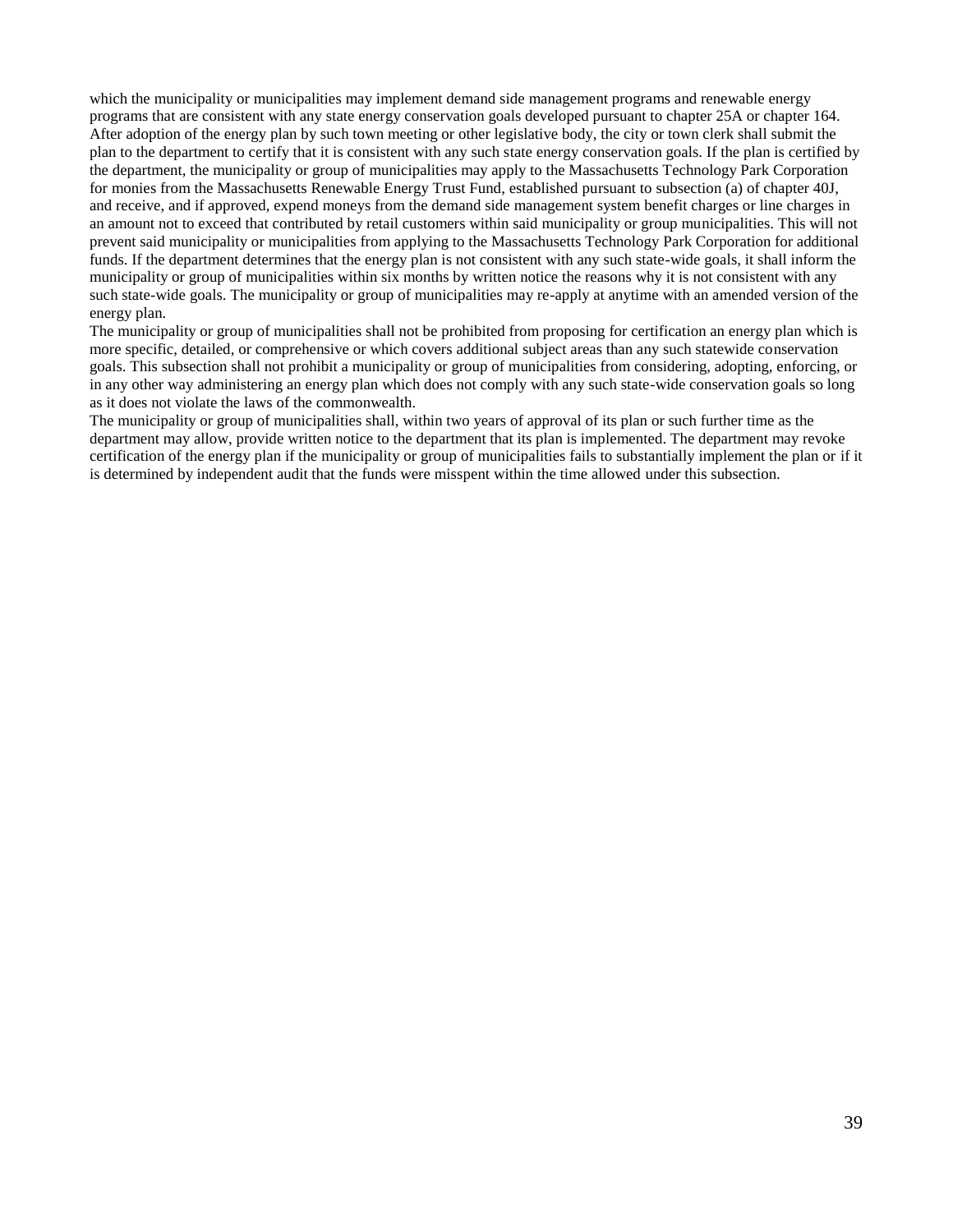which the municipality or municipalities may implement demand side management programs and renewable energy programs that are consistent with any state energy conservation goals developed pursuant to chapter 25A or chapter 164. After adoption of the energy plan by such town meeting or other legislative body, the city or town clerk shall submit the plan to the department to certify that it is consistent with any such state energy conservation goals. If the plan is certified by the department, the municipality or group of municipalities may apply to the Massachusetts Technology Park Corporation for monies from the Massachusetts Renewable Energy Trust Fund, established pursuant to subsection (a) of chapter 40J, and receive, and if approved, expend moneys from the demand side management system benefit charges or line charges in an amount not to exceed that contributed by retail customers within said municipality or group municipalities. This will not prevent said municipality or municipalities from applying to the Massachusetts Technology Park Corporation for additional funds. If the department determines that the energy plan is not consistent with any such state-wide goals, it shall inform the municipality or group of municipalities within six months by written notice the reasons why it is not consistent with any such state-wide goals. The municipality or group of municipalities may re-apply at anytime with an amended version of the energy plan.

The municipality or group of municipalities shall not be prohibited from proposing for certification an energy plan which is more specific, detailed, or comprehensive or which covers additional subject areas than any such statewide conservation goals. This subsection shall not prohibit a municipality or group of municipalities from considering, adopting, enforcing, or in any other way administering an energy plan which does not comply with any such state-wide conservation goals so long as it does not violate the laws of the commonwealth.

The municipality or group of municipalities shall, within two years of approval of its plan or such further time as the department may allow, provide written notice to the department that its plan is implemented. The department may revoke certification of the energy plan if the municipality or group of municipalities fails to substantially implement the plan or if it is determined by independent audit that the funds were misspent within the time allowed under this subsection.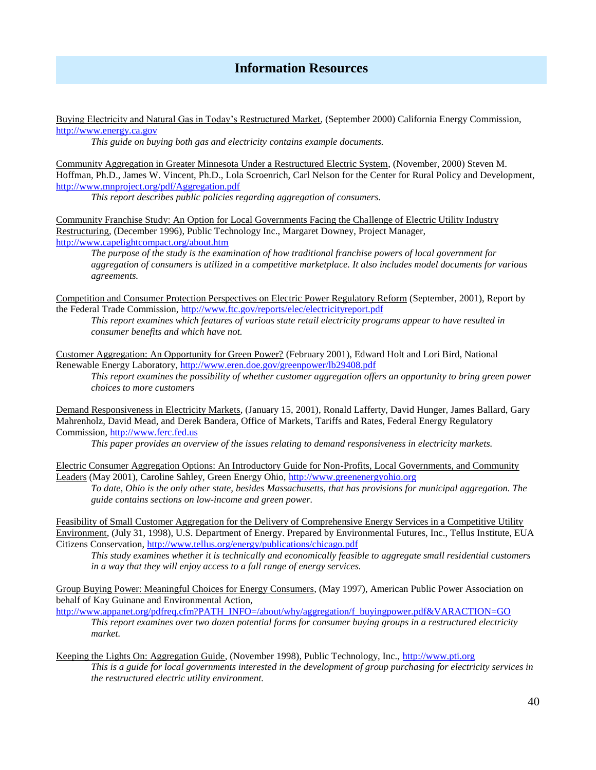## Information Resources

Buying Electricity and Natural Gas in Today's Restructured Market, (September 2000) California Energy Commission, http://www.energy.ca.gov

> *This guide on buying both gas and electricity contains example documents.*

Community Aggregation in Greater Minnesota Under a Restructured Electric System, (November, 2000) Steven M. Hoffman, Ph.D., James W. Vincent, Ph.D., Lola Scroenrich, Carl Nelson for the Center for Rural Policy and Development, http://www.mnproject.org/pdf/Aggregation.pdf

> *This report describes public policies regarding aggregation of consumers.*

Community Franchise Study: An Option for Local Governments Facing the Challenge of Electric Utility Industry Restructuring, (December 1996), Public Technology Inc., Margaret Downey, Project Manager, http://www.capelightcompact.org/about.htm

> *The purpose of the study is the examination of how traditional franchise powers of local government for aggregation of consumers is utilized in a competitive marketplace. It also includes model documents for various agreements.*

Competition and Consumer Protection Perspectives on Electric Power Regulatory Reform (September, 2001), Report by the Federal Trade Commission, http://www.ftc.gov/reports/elec/electricityreport.pdf

> *This report examines which features of various state retail electricity programs appear to have resulted in consumer benefits and which have not.*

Customer Aggregation: An Opportunity for Green Power? (February 2001), Edward Holt and Lori Bird, National Renewable Energy Laboratory, http://www.eren.doe.gov/greenpower/lb29408.pdf

> *This report examines the possibility of whether customer aggregation offers an opportunity to bring green power choices to more customers*

Demand Responsiveness in Electricity Markets, (January 15, 2001), Ronald Lafferty, David Hunger, James Ballard, Gary Mahrenholz, David Mead, and Derek Bandera, Office of Markets, Tariffs and Rates, Federal Energy Regulatory Commission, http://www.ferc.fed.us

> *This paper provides an overview of the issues relating to demand responsiveness in electricity markets.*

Electric Consumer Aggregation Options: An Introductory Guide for Non-Profits, Local Governments, and Community Leaders (May 2001), Caroline Sahley, Green Energy Ohio, http://www.greenenergyohio.org

> *To date, Ohio is the only other state, besides Massachusetts, that has provisions for municipal aggregation. The guide contains sections on low-income and green power.*

Feasibility of Small Customer Aggregation for the Delivery of Comprehensive Energy Services in a Competitive Utility Environment, (July 31, 1998), U.S. Department of Energy. Prepared by Environmental Futures, Inc., Tellus Institute, EUA Citizens Conservation, http://www.tellus.org/energy/publications/chicago.pdf

> *This study examines whether it is technically and economically feasible to aggregate small residential customers in a way that they will enjoy access to a full range of energy services.*

Group Buying Power: Meaningful Choices for Energy Consumers, (May 1997), American Public Power Association on behalf of Kay Guinane and Environmental Action, http://www.appanet.org/pdfreq.cfm?PATH_INFO=/about/why/aggregation/f_buyingpower.pdf&VARACTION=GO

> *This report examines over two dozen potential forms for consumer buying groups in a restructured electricity market.*

Keeping the Lights On: Aggregation Guide, (November 1998), Public Technology, Inc., http://www.pti.org

> *This is a guide for local governments interested in the development of group purchasing for electricity services in the restructured electric utility environment.*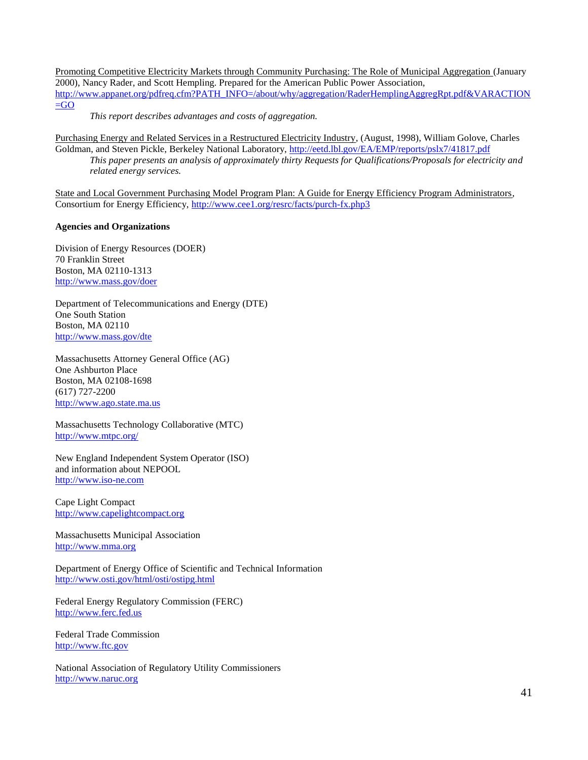Promoting Competitive Electricity Markets through Community Purchasing: The Role of Municipal Aggregation (January 2000), Nancy Rader, and Scott Hempling. Prepared for the American Public Power Association, http://www.appanet.org/pdfreq.cfm?PATH_INFO=/about/why/aggregation/RaderHemplingAggregRpt.pdf&VARACTION=GO

*This report describes advantages and costs of aggregation.*

Purchasing Energy and Related Services in a Restructured Electricity Industry, (August, 1998), William Golove, Charles Goldman, and Steven Pickle, Berkeley National Laboratory, http://eetd.lbl.gov/EA/EMP/reports/pslx7/41817.pdf

*This paper presents an analysis of approximately thirty Requests for Qualifications/Proposals for electricity and related energy services.*

State and Local Government Purchasing Model Program Plan: A Guide for Energy Efficiency Program Administrators, Consortium for Energy Efficiency, http://www.cee1.org/resrc/facts/purch-fx.php3

**Agencies and Organizations**

Division of Energy Resources (DOER)
70 Franklin Street
Boston, MA 02110-1313
http://www.mass.gov/doer

Department of Telecommunications and Energy (DTE)
One South Station
Boston, MA 02110
http://www.mass.gov/dte

Massachusetts Attorney General Office (AG)
One Ashburton Place
Boston, MA 02108-1698
(617) 727-2200
http://www.ago.state.ma.us

Massachusetts Technology Collaborative (MTC)
http://www.mtpc.org/

New England Independent System Operator (ISO)
and information about NEPOOL
http://www.iso-ne.com

Cape Light Compact
http://www.capelightcompact.org

Massachusetts Municipal Association
http://www.mma.org

Department of Energy Office of Scientific and Technical Information
http://www.osti.gov/html/osti/ostipg.html

Federal Energy Regulatory Commission (FERC)
http://www.ferc.fed.us

Federal Trade Commission
http://www.ftc.gov

National Association of Regulatory Utility Commissioners
http://www.naruc.org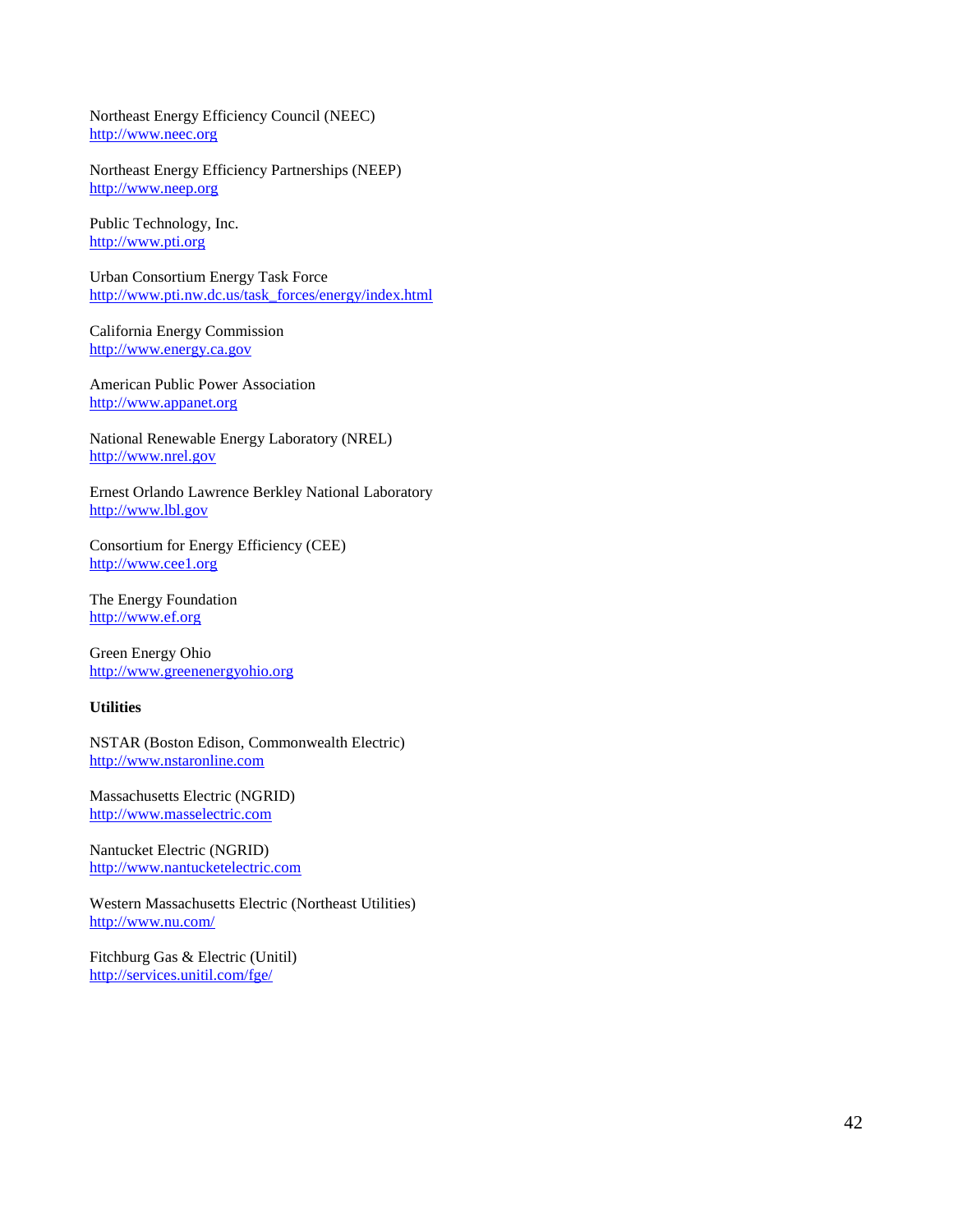Northeast Energy Efficiency Council (NEEC)
http://www.neec.org

Northeast Energy Efficiency Partnerships (NEEP)
http://www.neep.org

Public Technology, Inc.
http://www.pti.org

Urban Consortium Energy Task Force
http://www.pti.nw.dc.us/task_forces/energy/index.html

California Energy Commission
http://www.energy.ca.gov

American Public Power Association
http://www.appanet.org

National Renewable Energy Laboratory (NREL)
http://www.nrel.gov

Ernest Orlando Lawrence Berkley National Laboratory
http://www.lbl.gov

Consortium for Energy Efficiency (CEE)
http://www.cee1.org

The Energy Foundation
http://www.ef.org

Green Energy Ohio
http://www.greenenergyohio.org

**Utilities**

NSTAR (Boston Edison, Commonwealth Electric)
http://www.nstaronline.com

Massachusetts Electric (NGRID)
http://www.masselectric.com

Nantucket Electric (NGRID)
http://www.nantucketelectric.com

Western Massachusetts Electric (Northeast Utilities)
http://www.nu.com/

Fitchburg Gas & Electric (Unitil)
http://services.unitil.com/fge/